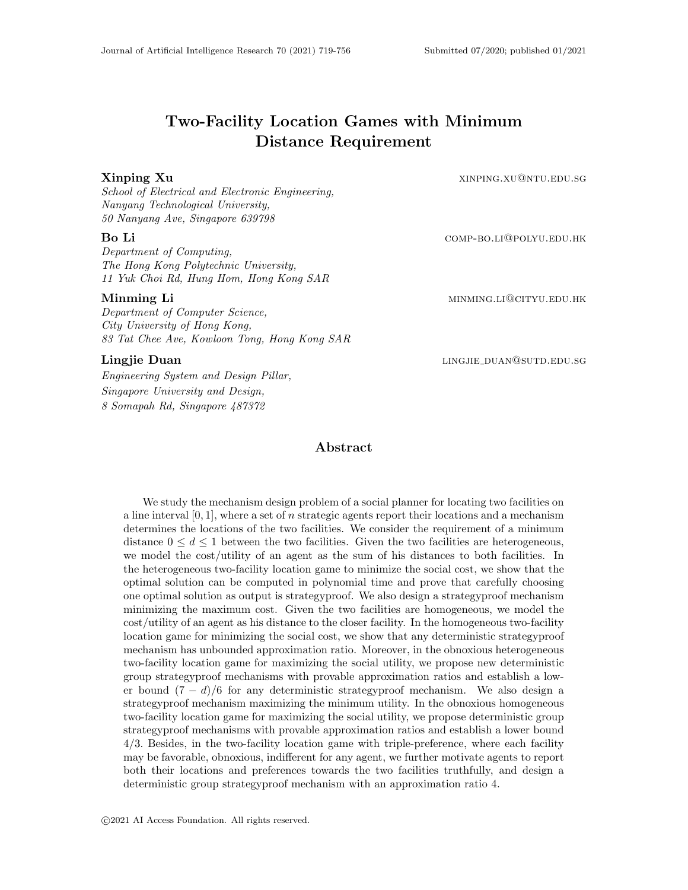# Two-Facility Location Games with Minimum Distance Requirement

**Xinping Xu** XINPING.XU@NTU.EDU.SG  
*School of Electrical and Electronic Engineering,*  
*Nanyang Technological University,*  
*50 Nanyang Ave, Singapore 639798*

**Bo Li** COMP-BO.LI@POLYU.EDU.HK  
*Department of Computing,*  
*The Hong Kong Polytechnic University,*  
*11 Yuk Choi Rd, Hung Hom, Hong Kong SAR*

**Minming Li** MINMING.LI@CITYU.EDU.HK  
*Department of Computer Science,*  
*City University of Hong Kong,*  
*83 Tat Chee Ave, Kowloon Tong, Hong Kong SAR*

**Lingjie Duan** LINGJIE_DUAN@SUTD.EDU.SG  
*Engineering System and Design Pillar,*  
*Singapore University and Design,*  
*8 Somapah Rd, Singapore 487372*

## Abstract

We study the mechanism design problem of a social planner for locating two facilities on a line interval $[0, 1]$, where a set of $n$ strategic agents report their locations and a mechanism determines the locations of the two facilities. We consider the requirement of a minimum distance $0 \leq d \leq 1$ between the two facilities. Given the two facilities are heterogeneous, we model the cost/utility of an agent as the sum of his distances to both facilities. In the heterogeneous two-facility location game to minimize the social cost, we show that the optimal solution can be computed in polynomial time and prove that carefully choosing one optimal solution as output is strategyproof. We also design a strategyproof mechanism minimizing the maximum cost. Given the two facilities are homogeneous, we model the cost/utility of an agent as his distance to the closer facility. In the homogeneous two-facility location game for minimizing the social cost, we show that any deterministic strategyproof mechanism has unbounded approximation ratio. Moreover, in the obnoxious heterogeneous two-facility location game for maximizing the social utility, we propose new deterministic group strategyproof mechanisms with provable approximation ratios and establish a lower bound $(7 - d)/6$ for any deterministic strategyproof mechanism. We also design a strategyproof mechanism maximizing the minimum utility. In the obnoxious homogeneous two-facility location game for maximizing the social utility, we propose deterministic group strategyproof mechanisms with provable approximation ratios and establish a lower bound $4/3$. Besides, in the two-facility location game with triple-preference, where each facility may be favorable, obnoxious, indifferent for any agent, we further motivate agents to report both their locations and preferences towards the two facilities truthfully, and design a deterministic group strategyproof mechanism with an approximation ratio 4.

©2021 AI Access Foundation. All rights reserved.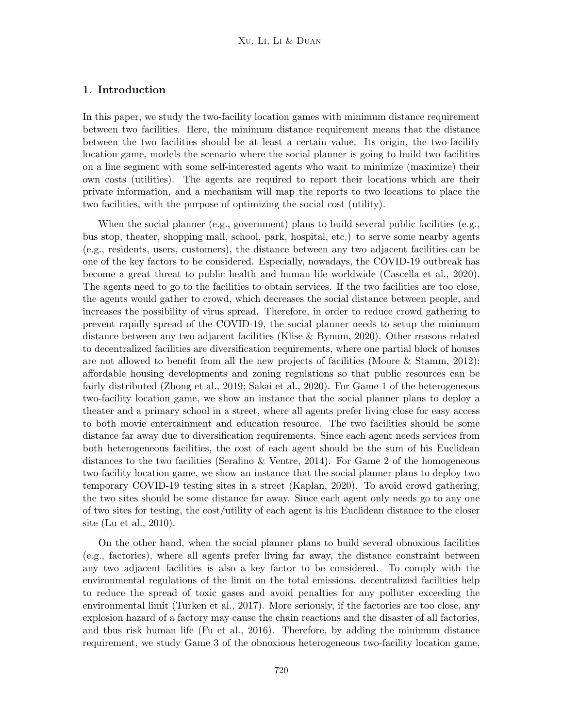## 1. Introduction

In this paper, we study the two-facility location games with minimum distance requirement between two facilities. Here, the minimum distance requirement means that the distance between the two facilities should be at least a certain value. Its origin, the two-facility location game, models the scenario where the social planner is going to build two facilities on a line segment with some self-interested agents who want to minimize (maximize) their own costs (utilities). The agents are required to report their locations which are their private information, and a mechanism will map the reports to two locations to place the two facilities, with the purpose of optimizing the social cost (utility).

When the social planner (e.g., government) plans to build several public facilities (e.g., bus stop, theater, shopping mall, school, park, hospital, etc.) to serve some nearby agents (e.g., residents, users, customers), the distance between any two adjacent facilities can be one of the key factors to be considered. Especially, nowadays, the COVID-19 outbreak has become a great threat to public health and human life worldwide (Cascella et al., 2020). The agents need to go to the facilities to obtain services. If the two facilities are too close, the agents would gather to crowd, which decreases the social distance between people, and increases the possibility of virus spread. Therefore, in order to reduce crowd gathering to prevent rapidly spread of the COVID-19, the social planner needs to setup the minimum distance between any two adjacent facilities (Klise & Bynum, 2020). Other reasons related to decentralized facilities are diversification requirements, where one partial block of houses are not allowed to benefit from all the new projects of facilities (Moore & Stamm, 2012); affordable housing developments and zoning regulations so that public resources can be fairly distributed (Zhong et al., 2019; Sakai et al., 2020). For Game 1 of the heterogeneous two-facility location game, we show an instance that the social planner plans to deploy a theater and a primary school in a street, where all agents prefer living close for easy access to both movie entertainment and education resource. The two facilities should be some distance far away due to diversification requirements. Since each agent needs services from both heterogeneous facilities, the cost of each agent should be the sum of his Euclidean distances to the two facilities (Serafino & Ventre, 2014). For Game 2 of the homogeneous two-facility location game, we show an instance that the social planner plans to deploy two temporary COVID-19 testing sites in a street (Kaplan, 2020). To avoid crowd gathering, the two sites should be some distance far away. Since each agent only needs go to any one of two sites for testing, the cost/utility of each agent is his Euclidean distance to the closer site (Lu et al., 2010).

On the other hand, when the social planner plans to build several obnoxious facilities (e.g., factories), where all agents prefer living far away, the distance constraint between any two adjacent facilities is also a key factor to be considered. To comply with the environmental regulations of the limit on the total emissions, decentralized facilities help to reduce the spread of toxic gases and avoid penalties for any polluter exceeding the environmental limit (Turken et al., 2017). More seriously, if the factories are too close, any explosion hazard of a factory may cause the chain reactions and the disaster of all factories, and thus risk human life (Fu et al., 2016). Therefore, by adding the minimum distance requirement, we study Game 3 of the obnoxious heterogeneous two-facility location game,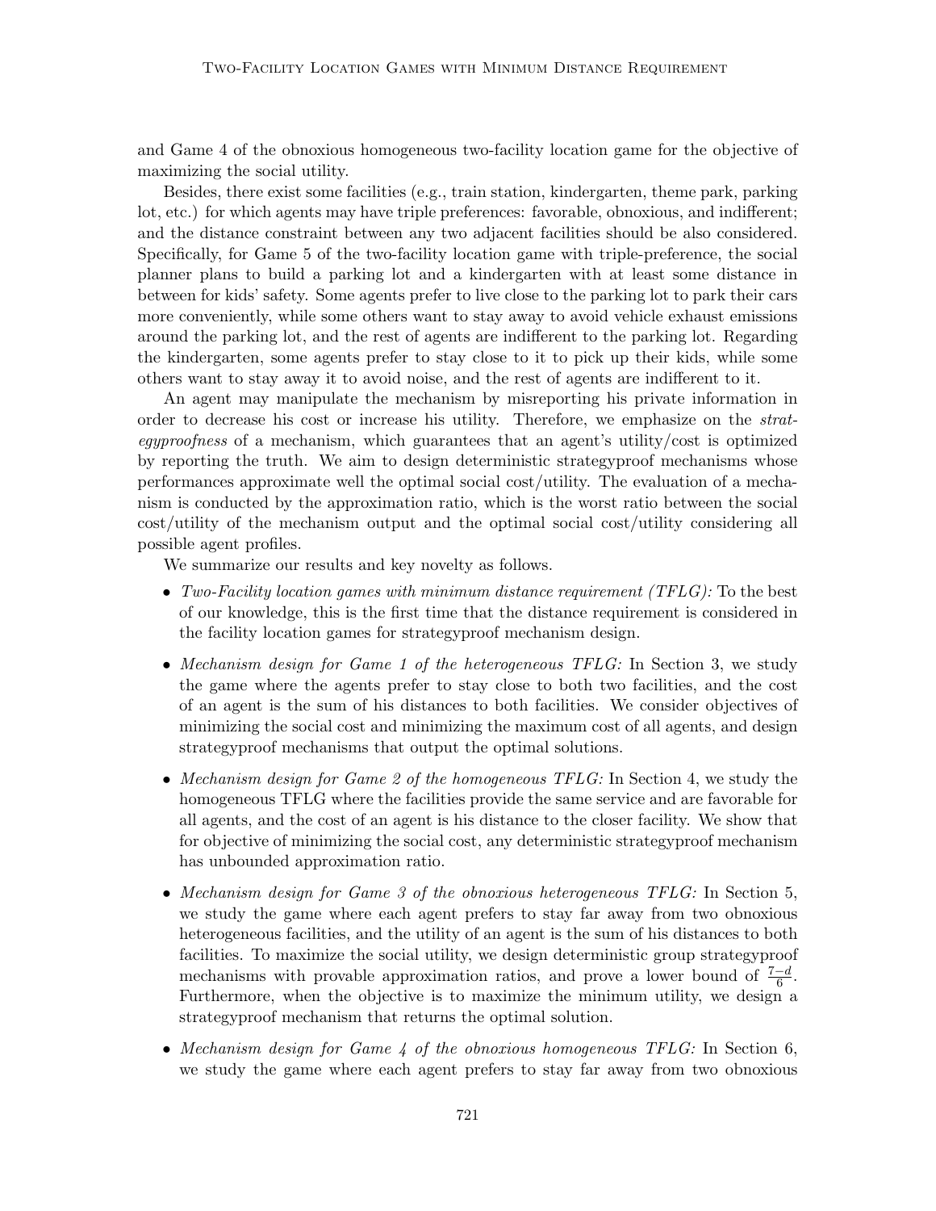and Game 4 of the obnoxious homogeneous two-facility location game for the objective of maximizing the social utility.

Besides, there exist some facilities (e.g., train station, kindergarten, theme park, parking lot, etc.) for which agents may have triple preferences: favorable, obnoxious, and indifferent; and the distance constraint between any two adjacent facilities should be also considered. Specifically, for Game 5 of the two-facility location game with triple-preference, the social planner plans to build a parking lot and a kindergarten with at least some distance in between for kids' safety. Some agents prefer to live close to the parking lot to park their cars more conveniently, while some others want to stay away to avoid vehicle exhaust emissions around the parking lot, and the rest of agents are indifferent to the parking lot. Regarding the kindergarten, some agents prefer to stay close to it to pick up their kids, while some others want to stay away it to avoid noise, and the rest of agents are indifferent to it.

An agent may manipulate the mechanism by misreporting his private information in order to decrease his cost or increase his utility. Therefore, we emphasize on the *strategyproofness* of a mechanism, which guarantees that an agent's utility/cost is optimized by reporting the truth. We aim to design deterministic strategyproof mechanisms whose performances approximate well the optimal social cost/utility. The evaluation of a mechanism is conducted by the approximation ratio, which is the worst ratio between the social cost/utility of the mechanism output and the optimal social cost/utility considering all possible agent profiles.

We summarize our results and key novelty as follows.

- *Two-Facility location games with minimum distance requirement (TFLG):* To the best of our knowledge, this is the first time that the distance requirement is considered in the facility location games for strategyproof mechanism design.
- *Mechanism design for Game 1 of the heterogeneous TFLG:* In Section 3, we study the game where the agents prefer to stay close to both two facilities, and the cost of an agent is the sum of his distances to both facilities. We consider objectives of minimizing the social cost and minimizing the maximum cost of all agents, and design strategyproof mechanisms that output the optimal solutions.
- *Mechanism design for Game 2 of the homogeneous TFLG:* In Section 4, we study the homogeneous TFLG where the facilities provide the same service and are favorable for all agents, and the cost of an agent is his distance to the closer facility. We show that for objective of minimizing the social cost, any deterministic strategyproof mechanism has unbounded approximation ratio.
- *Mechanism design for Game 3 of the obnoxious heterogeneous TFLG:* In Section 5, we study the game where each agent prefers to stay far away from two obnoxious heterogeneous facilities, and the utility of an agent is the sum of his distances to both facilities. To maximize the social utility, we design deterministic group strategyproof mechanisms with provable approximation ratios, and prove a lower bound of $\frac{7-d}{6}$. Furthermore, when the objective is to maximize the minimum utility, we design a strategyproof mechanism that returns the optimal solution.
- *Mechanism design for Game 4 of the obnoxious homogeneous TFLG:* In Section 6, we study the game where each agent prefers to stay far away from two obnoxious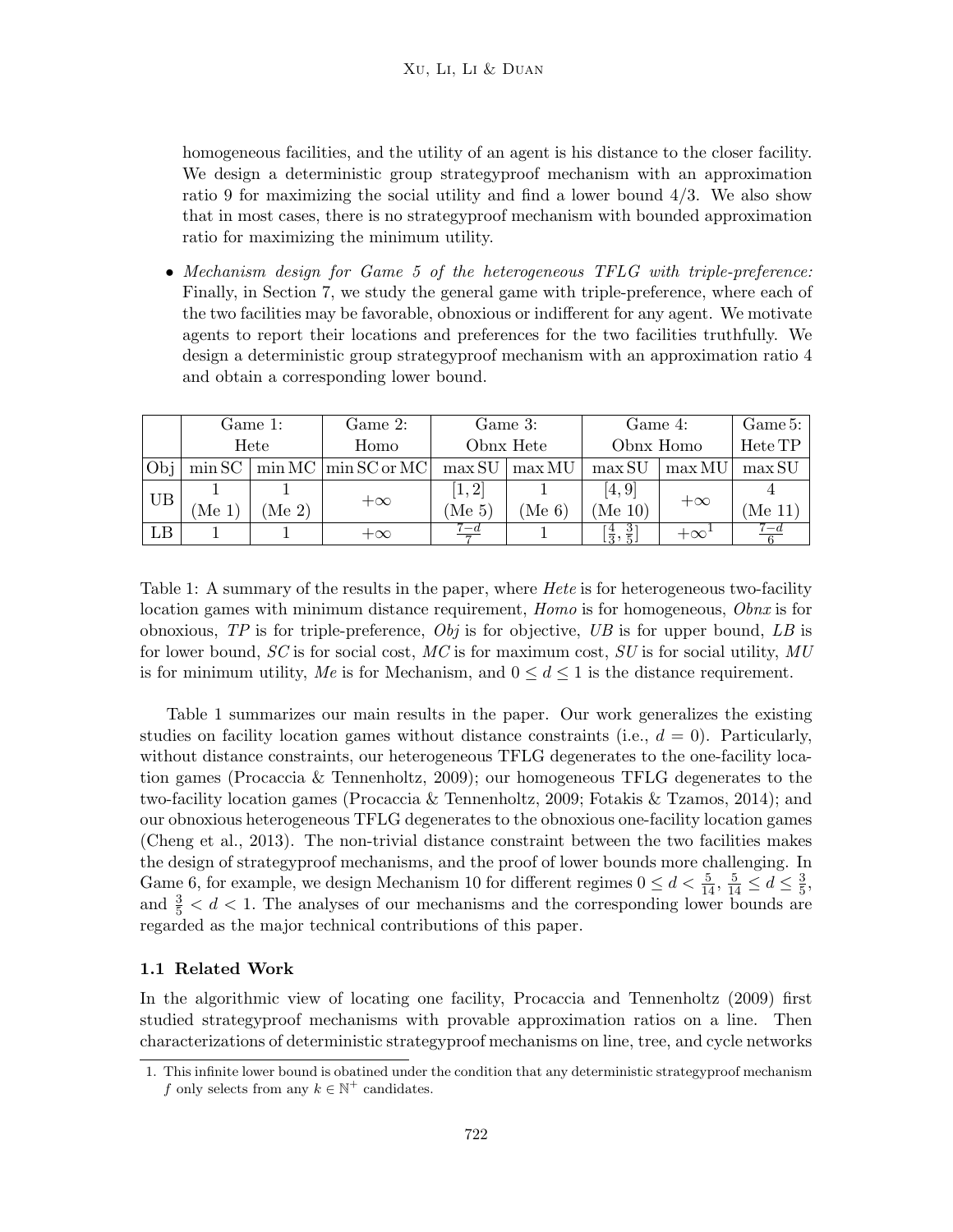homogeneous facilities, and the utility of an agent is his distance to the closer facility. We design a deterministic group strategyproof mechanism with an approximation ratio 9 for maximizing the social utility and find a lower bound 4/3. We also show that in most cases, there is no strategyproof mechanism with bounded approximation ratio for maximizing the minimum utility.

- *Mechanism design for Game 5 of the heterogeneous TFLG with triple-preference:* Finally, in Section 7, we study the general game with triple-preference, where each of the two facilities may be favorable, obnoxious or indifferent for any agent. We motivate agents to report their locations and preferences for the two facilities truthfully. We design a deterministic group strategyproof mechanism with an approximation ratio 4 and obtain a corresponding lower bound.

| | Game 1: Hete | | Game 2: Homo | Game 3: Obnx Hete | | Game 4: Obnx Homo | | Game 5: Hete TP |
|---|---|---|---|---|---|---|---|---|
| Obj | min SC | min MC | min SC or MC | max SU | max MU | max SU | max MU | max SU |
| UB | 1 (Me 1) | 1 (Me 2) | $+\infty$ | $[1,2]$ (Me 5) | 1 (Me 6) | $[4,9]$ (Me 10) | $+\infty$ | 4 (Me 11) |
| LB | 1 | 1 | $+\infty$ | $\frac{7-d}{7}$ | 1 | $[\frac{4}{3}, \frac{3}{5}]$ | $+\infty$[1] | $\frac{7-d}{6}$ |

Table 1: A summary of the results in the paper, where *Hete* is for heterogeneous two-facility location games with minimum distance requirement, *Homo* is for homogeneous, *Obnx* is for obnoxious, *TP* is for triple-preference, *Obj* is for objective, *UB* is for upper bound, *LB* is for lower bound, *SC* is for social cost, *MC* is for maximum cost, *SU* is for social utility, *MU* is for minimum utility, *Me* is for Mechanism, and $0 \leq d \leq 1$ is the distance requirement.

Table 1 summarizes our main results in the paper. Our work generalizes the existing studies on facility location games without distance constraints (i.e., $d = 0$). Particularly, without distance constraints, our heterogeneous TFLG degenerates to the one-facility location games (Procaccia & Tennenholtz, 2009); our homogeneous TFLG degenerates to the two-facility location games (Procaccia & Tennenholtz, 2009; Fotakis & Tzamos, 2014); and our obnoxious heterogeneous TFLG degenerates to the obnoxious one-facility location games (Cheng et al., 2013). The non-trivial distance constraint between the two facilities makes the design of strategyproof mechanisms, and the proof of lower bounds more challenging. In Game 6, for example, we design Mechanism 10 for different regimes $0 \leq d < \frac{5}{14}$, $\frac{5}{14} \leq d \leq \frac{3}{5}$, and $\frac{3}{5} < d < 1$. The analyses of our mechanisms and the corresponding lower bounds are regarded as the major technical contributions of this paper.

### 1.1 Related Work

In the algorithmic view of locating one facility, Procaccia and Tennenholtz (2009) first studied strategyproof mechanisms with provable approximation ratios on a line. Then characterizations of deterministic strategyproof mechanisms on line, tree, and cycle networks

1. This infinite lower bound is obatined under the condition that any deterministic strategyproof mechanism $f$ only selects from any $k \in \mathbb{N}^+$ candidates.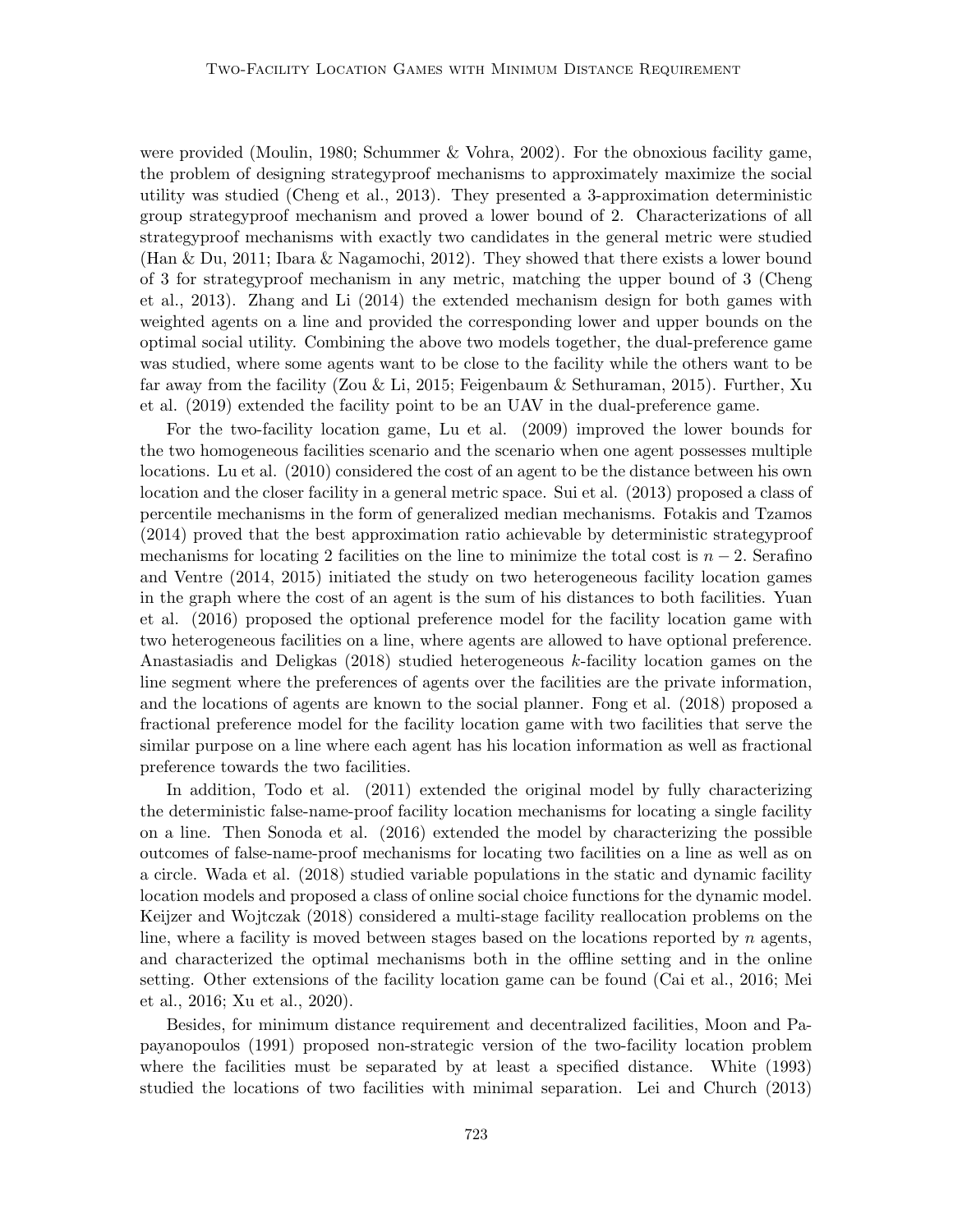were provided (Moulin, 1980; Schummer & Vohra, 2002). For the obnoxious facility game, the problem of designing strategyproof mechanisms to approximately maximize the social utility was studied (Cheng et al., 2013). They presented a 3-approximation deterministic group strategyproof mechanism and proved a lower bound of 2. Characterizations of all strategyproof mechanisms with exactly two candidates in the general metric were studied (Han & Du, 2011; Ibara & Nagamochi, 2012). They showed that there exists a lower bound of 3 for strategyproof mechanism in any metric, matching the upper bound of 3 (Cheng et al., 2013). Zhang and Li (2014) the extended mechanism design for both games with weighted agents on a line and provided the corresponding lower and upper bounds on the optimal social utility. Combining the above two models together, the dual-preference game was studied, where some agents want to be close to the facility while the others want to be far away from the facility (Zou & Li, 2015; Feigenbaum & Sethuraman, 2015). Further, Xu et al. (2019) extended the facility point to be an UAV in the dual-preference game.

For the two-facility location game, Lu et al. (2009) improved the lower bounds for the two homogeneous facilities scenario and the scenario when one agent possesses multiple locations. Lu et al. (2010) considered the cost of an agent to be the distance between his own location and the closer facility in a general metric space. Sui et al. (2013) proposed a class of percentile mechanisms in the form of generalized median mechanisms. Fotakis and Tzamos (2014) proved that the best approximation ratio achievable by deterministic strategyproof mechanisms for locating 2 facilities on the line to minimize the total cost is $n - 2$. Serafino and Ventre (2014, 2015) initiated the study on two heterogeneous facility location games in the graph where the cost of an agent is the sum of his distances to both facilities. Yuan et al. (2016) proposed the optional preference model for the facility location game with two heterogeneous facilities on a line, where agents are allowed to have optional preference. Anastasiadis and Deligkas (2018) studied heterogeneous $k$-facility location games on the line segment where the preferences of agents over the facilities are the private information, and the locations of agents are known to the social planner. Fong et al. (2018) proposed a fractional preference model for the facility location game with two facilities that serve the similar purpose on a line where each agent has his location information as well as fractional preference towards the two facilities.

In addition, Todo et al. (2011) extended the original model by fully characterizing the deterministic false-name-proof facility location mechanisms for locating a single facility on a line. Then Sonoda et al. (2016) extended the model by characterizing the possible outcomes of false-name-proof mechanisms for locating two facilities on a line as well as on a circle. Wada et al. (2018) studied variable populations in the static and dynamic facility location models and proposed a class of online social choice functions for the dynamic model. Keijzer and Wojtczak (2018) considered a multi-stage facility reallocation problems on the line, where a facility is moved between stages based on the locations reported by $n$ agents, and characterized the optimal mechanisms both in the offline setting and in the online setting. Other extensions of the facility location game can be found (Cai et al., 2016; Mei et al., 2016; Xu et al., 2020).

Besides, for minimum distance requirement and decentralized facilities, Moon and Papayanopoulos (1991) proposed non-strategic version of the two-facility location problem where the facilities must be separated by at least a specified distance. White (1993) studied the locations of two facilities with minimal separation. Lei and Church (2013)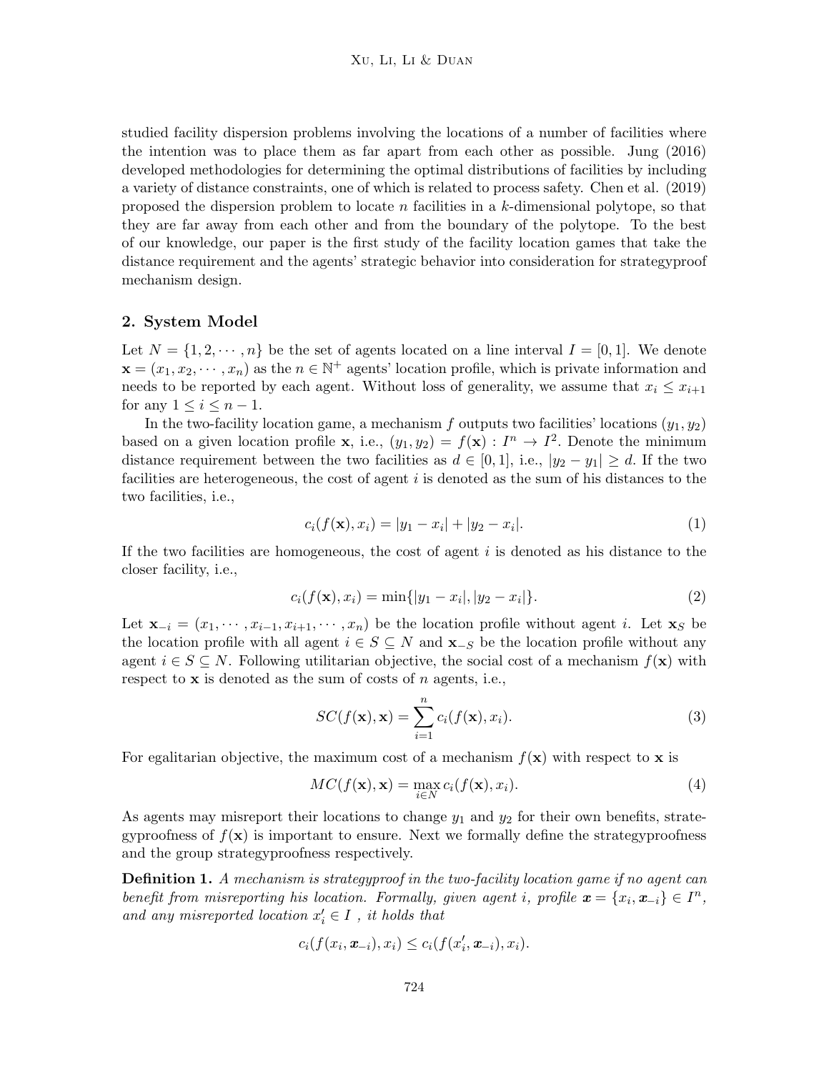studied facility dispersion problems involving the locations of a number of facilities where the intention was to place them as far apart from each other as possible. Jung (2016) developed methodologies for determining the optimal distributions of facilities by including a variety of distance constraints, one of which is related to process safety. Chen et al. (2019) proposed the dispersion problem to locate $n$ facilities in a $k$-dimensional polytope, so that they are far away from each other and from the boundary of the polytope. To the best of our knowledge, our paper is the first study of the facility location games that take the distance requirement and the agents' strategic behavior into consideration for strategyproof mechanism design.

## 2. System Model

Let $N = \{1, 2, \cdots, n\}$ be the set of agents located on a line interval $I = [0, 1]$. We denote $\mathbf{x} = (x_1, x_2, \cdots, x_n)$ as the $n \in \mathbb{N}^+$ agents' location profile, which is private information and needs to be reported by each agent. Without loss of generality, we assume that $x_i \leq x_{i+1}$ for any $1 \leq i \leq n - 1$.

In the two-facility location game, a mechanism $f$ outputs two facilities' locations $(y_1, y_2)$ based on a given location profile $\mathbf{x}$, i.e., $(y_1, y_2) = f(\mathbf{x}) : I^n \to I^2$. Denote the minimum distance requirement between the two facilities as $d \in [0, 1]$, i.e., $|y_2 - y_1| \geq d$. If the two facilities are heterogeneous, the cost of agent $i$ is denoted as the sum of his distances to the two facilities, i.e.,

$$c_i(f(\mathbf{x}), x_i) = |y_1 - x_i| + |y_2 - x_i|. \tag{1}$$

If the two facilities are homogeneous, the cost of agent $i$ is denoted as his distance to the closer facility, i.e.,

$$c_i(f(\mathbf{x}), x_i) = \min\{|y_1 - x_i|, |y_2 - x_i|\}. \tag{2}$$

Let $\mathbf{x}_{-i} = (x_1, \cdots, x_{i-1}, x_{i+1}, \cdots, x_n)$ be the location profile without agent $i$. Let $\mathbf{x}_S$ be the location profile with all agent $i \in S \subseteq N$ and $\mathbf{x}_{-S}$ be the location profile without any agent $i \in S \subseteq N$. Following utilitarian objective, the social cost of a mechanism $f(\mathbf{x})$ with respect to $\mathbf{x}$ is denoted as the sum of costs of $n$ agents, i.e.,

$$SC(f(\mathbf{x}), \mathbf{x}) = \sum_{i=1}^{n} c_i(f(\mathbf{x}), x_i). \tag{3}$$

For egalitarian objective, the maximum cost of a mechanism $f(\mathbf{x})$ with respect to $\mathbf{x}$ is

$$MC(f(\mathbf{x}), \mathbf{x}) = \max_{i \in N} c_i(f(\mathbf{x}), x_i). \tag{4}$$

As agents may misreport their locations to change $y_1$ and $y_2$ for their own benefits, strategyproofness of $f(\mathbf{x})$ is important to ensure. Next we formally define the strategyproofness and the group strategyproofness respectively.

**Definition 1.** *A mechanism is strategyproof in the two-facility location game if no agent can benefit from misreporting his location. Formally, given agent $i$, profile $\boldsymbol{x} = \{x_i, \boldsymbol{x}_{-i}\} \in I^n$, and any misreported location $x_i' \in I$ , it holds that*

$$c_i(f(x_i, \boldsymbol{x}_{-i}), x_i) \leq c_i(f(x_i', \boldsymbol{x}_{-i}), x_i).$$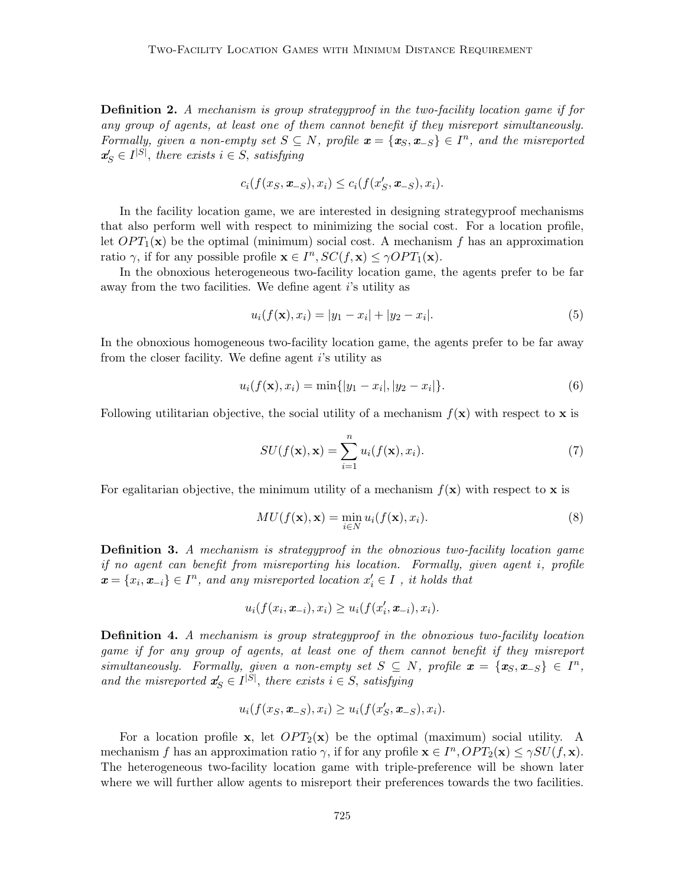**Definition 2.** *A mechanism is group strategyproof in the two-facility location game if for any group of agents, at least one of them cannot benefit if they misreport simultaneously. Formally, given a non-empty set $S \subseteq N$, profile $\boldsymbol{x} = \{\boldsymbol{x}_S, \boldsymbol{x}_{-S}\} \in I^n$, and the misreported $\boldsymbol{x}'_S \in I^{|S|}$, there exists $i \in S$, satisfying*

$$c_i(f(x_S, \boldsymbol{x}_{-S}), x_i) \leq c_i(f(x'_S, \boldsymbol{x}_{-S}), x_i).$$

In the facility location game, we are interested in designing strategyproof mechanisms that also perform well with respect to minimizing the social cost. For a location profile, let $OPT_1(\mathbf{x})$ be the optimal (minimum) social cost. A mechanism $f$ has an approximation ratio $\gamma$, if for any possible profile $\mathbf{x} \in I^n, SC(f, \mathbf{x}) \leq \gamma OPT_1(\mathbf{x})$.

In the obnoxious heterogeneous two-facility location game, the agents prefer to be far away from the two facilities. We define agent $i$'s utility as

$$u_i(f(\mathbf{x}), x_i) = |y_1 - x_i| + |y_2 - x_i|. \tag{5}$$

In the obnoxious homogeneous two-facility location game, the agents prefer to be far away from the closer facility. We define agent $i$'s utility as

$$u_i(f(\mathbf{x}), x_i) = \min\{|y_1 - x_i|, |y_2 - x_i|\}. \tag{6}$$

Following utilitarian objective, the social utility of a mechanism $f(\mathbf{x})$ with respect to $\mathbf{x}$ is

$$SU(f(\mathbf{x}), \mathbf{x}) = \sum_{i=1}^{n} u_i(f(\mathbf{x}), x_i). \tag{7}$$

For egalitarian objective, the minimum utility of a mechanism $f(\mathbf{x})$ with respect to $\mathbf{x}$ is

$$MU(f(\mathbf{x}), \mathbf{x}) = \min_{i \in N} u_i(f(\mathbf{x}), x_i). \tag{8}$$

**Definition 3.** *A mechanism is strategyproof in the obnoxious two-facility location game if no agent can benefit from misreporting his location. Formally, given agent $i$, profile $\boldsymbol{x} = \{x_i, \boldsymbol{x}_{-i}\} \in I^n$, and any misreported location $x'_i \in I$ , it holds that*

$$u_i(f(x_i, \boldsymbol{x}_{-i}), x_i) \geq u_i(f(x'_i, \boldsymbol{x}_{-i}), x_i).$$

**Definition 4.** *A mechanism is group strategyproof in the obnoxious two-facility location game if for any group of agents, at least one of them cannot benefit if they misreport simultaneously. Formally, given a non-empty set $S \subseteq N$, profile $\boldsymbol{x} = \{\boldsymbol{x}_S, \boldsymbol{x}_{-S}\} \in I^n$, and the misreported $\boldsymbol{x}'_S \in I^{|S|}$, there exists $i \in S$, satisfying*

$$u_i(f(x_S, \boldsymbol{x}_{-S}), x_i) \geq u_i(f(x'_S, \boldsymbol{x}_{-S}), x_i).$$

For a location profile $\mathbf{x}$, let $OPT_2(\mathbf{x})$ be the optimal (maximum) social utility. A mechanism $f$ has an approximation ratio $\gamma$, if for any profile $\mathbf{x} \in I^n, OPT_2(\mathbf{x}) \leq \gamma SU(f, \mathbf{x})$. The heterogeneous two-facility location game with triple-preference will be shown later where we will further allow agents to misreport their preferences towards the two facilities.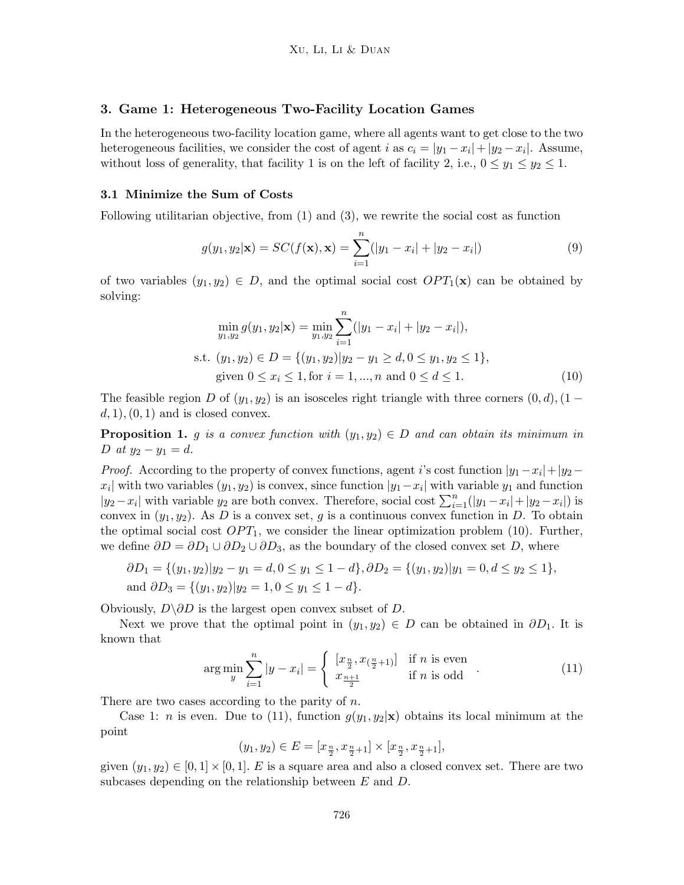## 3. Game 1: Heterogeneous Two-Facility Location Games

In the heterogeneous two-facility location game, where all agents want to get close to the two heterogeneous facilities, we consider the cost of agent $i$ as $c_i = |y_1 - x_i| + |y_2 - x_i|$. Assume, without loss of generality, that facility 1 is on the left of facility 2, i.e., $0 \leq y_1 \leq y_2 \leq 1$.

### 3.1 Minimize the Sum of Costs

Following utilitarian objective, from (1) and (3), we rewrite the social cost as function

$$g(y_1, y_2|\mathbf{x}) = SC(f(\mathbf{x}), \mathbf{x}) = \sum_{i=1}^{n}(|y_1 - x_i| + |y_2 - x_i|) \tag{9}$$

of two variables $(y_1, y_2) \in D$, and the optimal social cost $OPT_1(\mathbf{x})$ can be obtained by solving:

$$\begin{aligned}
&\min_{y_1,y_2} g(y_1, y_2|\mathbf{x}) = \min_{y_1,y_2} \sum_{i=1}^{n}(|y_1 - x_i| + |y_2 - x_i|),\\
&\text{s.t. } (y_1, y_2) \in D = \{(y_1, y_2)|y_2 - y_1 \geq d, 0 \leq y_1, y_2 \leq 1\},\\
&\quad\;\; \text{given } 0 \leq x_i \leq 1, \text{for } i = 1, ..., n \text{ and } 0 \leq d \leq 1.
\end{aligned} \tag{10}$$

The feasible region $D$ of $(y_1, y_2)$ is an isosceles right triangle with three corners $(0, d), (1 - d, 1), (0, 1)$ and is closed convex.

**Proposition 1.** *$g$ is a convex function with $(y_1, y_2) \in D$ and can obtain its minimum in $D$ at $y_2 - y_1 = d$.*

*Proof.* According to the property of convex functions, agent $i$'s cost function $|y_1 - x_i| + |y_2 - x_i|$ with two variables $(y_1, y_2)$ is convex, since function $|y_1 - x_i|$ with variable $y_1$ and function $|y_2 - x_i|$ with variable $y_2$ are both convex. Therefore, social cost $\sum_{i=1}^{n}(|y_1 - x_i| + |y_2 - x_i|)$ is convex in $(y_1, y_2)$. As $D$ is a convex set, $g$ is a continuous convex function in $D$. To obtain the optimal social cost $OPT_1$, we consider the linear optimization problem (10). Further, we define $\partial D = \partial D_1 \cup \partial D_2 \cup \partial D_3$, as the boundary of the closed convex set $D$, where

$$\begin{aligned}
&\partial D_1 = \{(y_1, y_2)|y_2 - y_1 = d, 0 \leq y_1 \leq 1 - d\}, \partial D_2 = \{(y_1, y_2)|y_1 = 0, d \leq y_2 \leq 1\},\\
&\text{and } \partial D_3 = \{(y_1, y_2)|y_2 = 1, 0 \leq y_1 \leq 1 - d\}.
\end{aligned}$$

Obviously, $D \backslash \partial D$ is the largest open convex subset of $D$.

Next we prove that the optimal point in $(y_1, y_2) \in D$ can be obtained in $\partial D_1$. It is known that

$$\arg\min_{y} \sum_{i=1}^{n} |y - x_i| = \begin{cases} [x_{\frac{n}{2}}, x_{(\frac{n}{2}+1)}] & \text{if } n \text{ is even} \\ x_{\frac{n+1}{2}} & \text{if } n \text{ is odd} \end{cases}. \tag{11}$$

There are two cases according to the parity of $n$.

Case 1: $n$ is even. Due to (11), function $g(y_1, y_2|\mathbf{x})$ obtains its local minimum at the point

$$(y_1, y_2) \in E = [x_{\frac{n}{2}}, x_{\frac{n}{2}+1}] \times [x_{\frac{n}{2}}, x_{\frac{n}{2}+1}],$$

given $(y_1, y_2) \in [0, 1] \times [0, 1]$. $E$ is a square area and also a closed convex set. There are two subcases depending on the relationship between $E$ and $D$.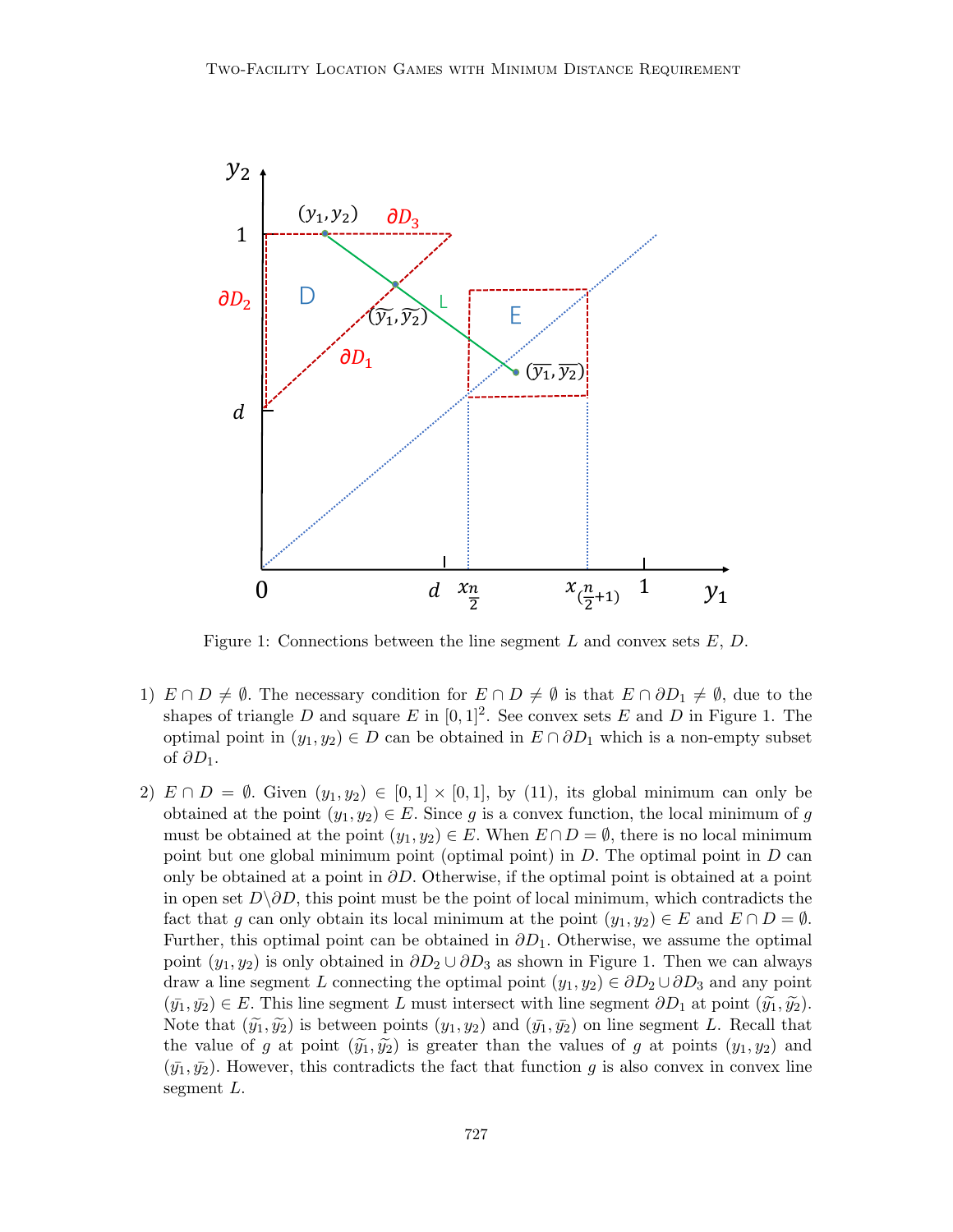Figure 1: Connections between the line segment $L$ and convex sets $E$, $D$.

1) $E \cap D \neq \emptyset$. The necessary condition for $E \cap D \neq \emptyset$ is that $E \cap \partial D_1 \neq \emptyset$, due to the shapes of triangle $D$ and square $E$ in $[0, 1]^2$. See convex sets $E$ and $D$ in Figure 1. The optimal point in $(y_1, y_2) \in D$ can be obtained in $E \cap \partial D_1$ which is a non-empty subset of $\partial D_1$.

2) $E \cap D = \emptyset$. Given $(y_1, y_2) \in [0, 1] \times [0, 1]$, by (11), its global minimum can only be obtained at the point $(y_1, y_2) \in E$. Since $g$ is a convex function, the local minimum of $g$ must be obtained at the point $(y_1, y_2) \in E$. When $E \cap D = \emptyset$, there is no local minimum point but one global minimum point (optimal point) in $D$. The optimal point in $D$ can only be obtained at a point in $\partial D$. Otherwise, if the optimal point is obtained at a point in open set $D \backslash \partial D$, this point must be the point of local minimum, which contradicts the fact that $g$ can only obtain its local minimum at the point $(y_1, y_2) \in E$ and $E \cap D = \emptyset$. Further, this optimal point can be obtained in $\partial D_1$. Otherwise, we assume the optimal point $(y_1, y_2)$ is only obtained in $\partial D_2 \cup \partial D_3$ as shown in Figure 1. Then we can always draw a line segment $L$ connecting the optimal point $(y_1, y_2) \in \partial D_2 \cup \partial D_3$ and any point $(\bar{y_1}, \bar{y_2}) \in E$. This line segment $L$ must intersect with line segment $\partial D_1$ at point $(\tilde{y_1}, \tilde{y_2})$. Note that $(\tilde{y_1}, \tilde{y_2})$ is between points $(y_1, y_2)$ and $(\bar{y_1}, \bar{y_2})$ on line segment $L$. Recall that the value of $g$ at point $(\tilde{y_1}, \tilde{y_2})$ is greater than the values of $g$ at points $(y_1, y_2)$ and $(\bar{y_1}, \bar{y_2})$. However, this contradicts the fact that function $g$ is also convex in convex line segment $L$.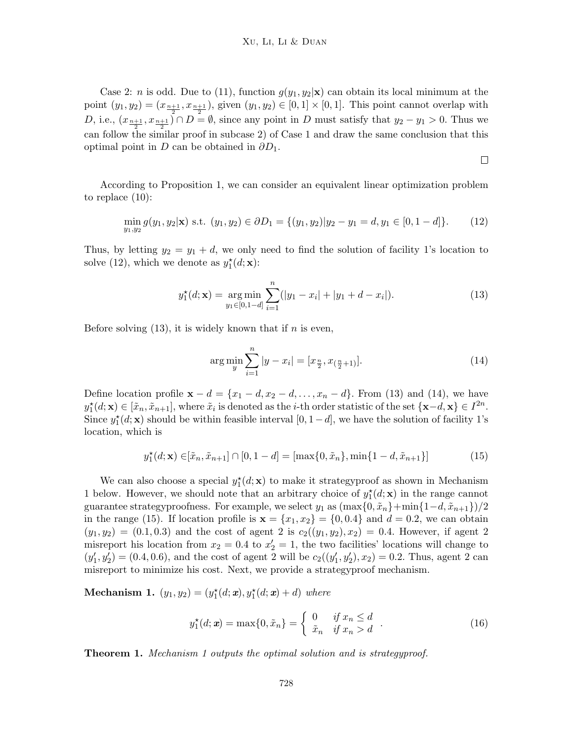Case 2: $n$ is odd. Due to (11), function $g(y_1, y_2|\mathbf{x})$ can obtain its local minimum at the point $(y_1, y_2) = (x_{\frac{n+1}{2}}, x_{\frac{n+1}{2}})$, given $(y_1, y_2) \in [0,1] \times [0,1]$. This point cannot overlap with $D$, i.e., $(x_{\frac{n+1}{2}}, x_{\frac{n+1}{2}}) \cap D = \emptyset$, since any point in $D$ must satisfy that $y_2 - y_1 > 0$. Thus we can follow the similar proof in subcase 2) of Case 1 and draw the same conclusion that this optimal point in $D$ can be obtained in $\partial D_1$.

□

According to Proposition 1, we can consider an equivalent linear optimization problem to replace (10):

$$\min_{y_1, y_2} g(y_1, y_2|\mathbf{x}) \text{ s.t. } (y_1, y_2) \in \partial D_1 = \{(y_1, y_2)|y_2 - y_1 = d, y_1 \in [0, 1-d]\}. \tag{12}$$

Thus, by letting $y_2 = y_1 + d$, we only need to find the solution of facility 1's location to solve (12), which we denote as $y_1^\star(d; \mathbf{x})$:

$$y_1^\star(d; \mathbf{x}) = \operatorname*{arg\,min}_{y_1 \in [0, 1-d]} \sum_{i=1}^{n} (|y_1 - x_i| + |y_1 + d - x_i|). \tag{13}$$

Before solving (13), it is widely known that if $n$ is even,

$$\operatorname*{arg\,min}_{y} \sum_{i=1}^{n} |y - x_i| = [x_{\frac{n}{2}}, x_{(\frac{n}{2}+1)}]. \tag{14}$$

Define location profile $\mathbf{x} - d = \{x_1 - d, x_2 - d, \ldots, x_n - d\}$. From (13) and (14), we have $y_1^\star(d; \mathbf{x}) \in [\tilde{x}_n, \tilde{x}_{n+1}]$, where $\tilde{x}_i$ is denoted as the $i$-th order statistic of the set $\{\mathbf{x} - d, \mathbf{x}\} \in I^{2n}$. Since $y_1^\star(d; \mathbf{x})$ should be within feasible interval $[0, 1-d]$, we have the solution of facility 1's location, which is

$$y_1^\star(d; \mathbf{x}) \in [\tilde{x}_n, \tilde{x}_{n+1}] \cap [0, 1-d] = [\max\{0, \tilde{x}_n\}, \min\{1-d, \tilde{x}_{n+1}\}] \tag{15}$$

We can also choose a special $y_1^\star(d; \mathbf{x})$ to make it strategyproof as shown in Mechanism 1 below. However, we should note that an arbitrary choice of $y_1^\star(d; \mathbf{x})$ in the range cannot guarantee strategyproofness. For example, we select $y_1$ as $(\max\{0, \tilde{x}_n\} + \min\{1-d, \tilde{x}_{n+1}\})/2$ in the range (15). If location profile is $\mathbf{x} = \{x_1, x_2\} = \{0, 0.4\}$ and $d = 0.2$, we can obtain $(y_1, y_2) = (0.1, 0.3)$ and the cost of agent 2 is $c_2((y_1, y_2), x_2) = 0.4$. However, if agent 2 misreport his location from $x_2 = 0.4$ to $x_2' = 1$, the two facilities' locations will change to $(y_1', y_2') = (0.4, 0.6)$, and the cost of agent 2 will be $c_2((y_1', y_2'), x_2) = 0.2$. Thus, agent 2 can misreport to minimize his cost. Next, we provide a strategyproof mechanism.

**Mechanism 1.** $(y_1, y_2) = (y_1^\star(d; \boldsymbol{x}), y_1^\star(d; \boldsymbol{x}) + d)$ *where*

$$y_1^\star(d; \boldsymbol{x}) = \max\{0, \tilde{x}_n\} = \begin{cases} 0 & \text{if } x_n \leq d \\ \tilde{x}_n & \text{if } x_n > d \end{cases}. \tag{16}$$

**Theorem 1.** *Mechanism 1 outputs the optimal solution and is strategyproof.*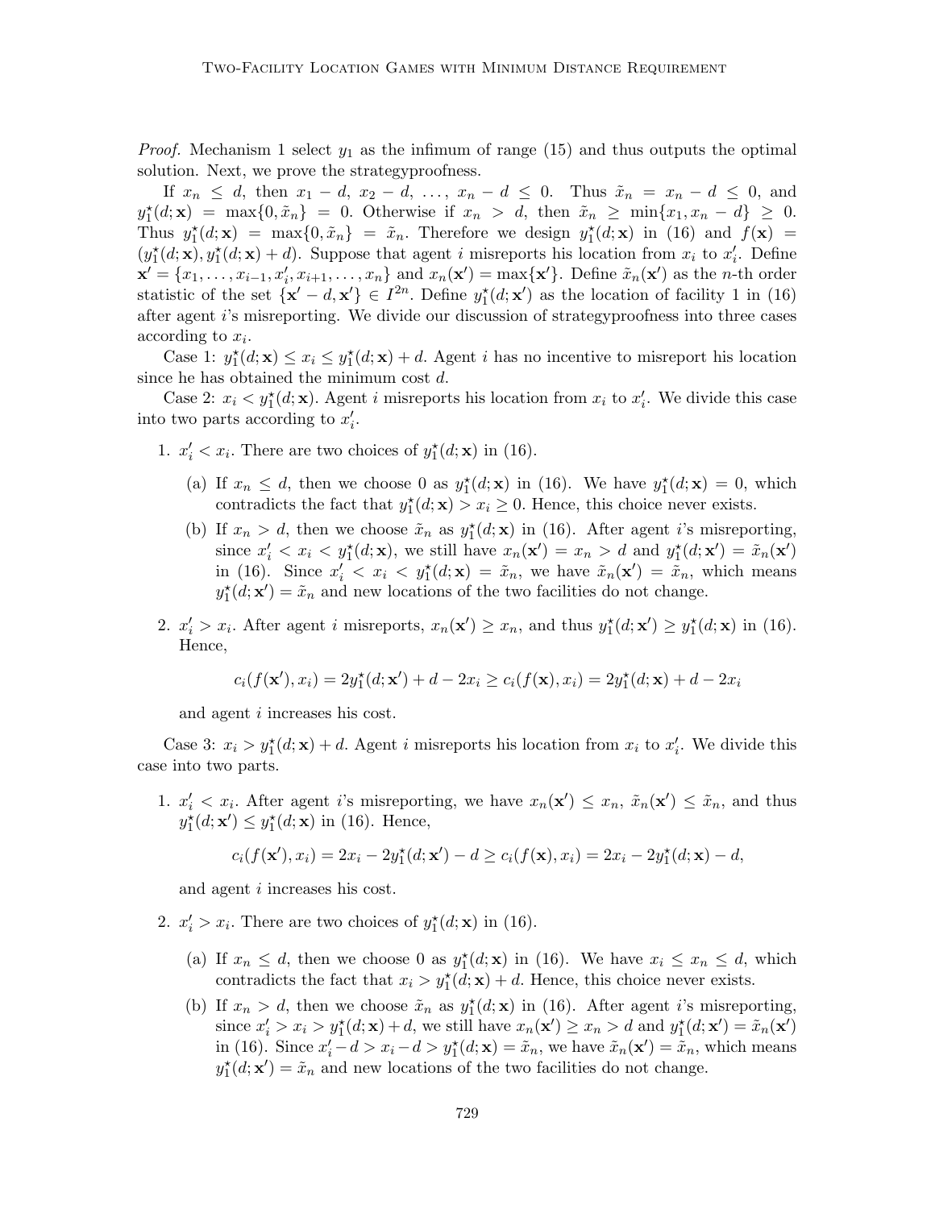*Proof.* Mechanism 1 select $y_1$ as the infimum of range (15) and thus outputs the optimal solution. Next, we prove the strategyproofness.

If $x_n \leq d$, then $x_1 - d$, $x_2 - d$, $\ldots$, $x_n - d \leq 0$. Thus $\tilde{x}_n = x_n - d \leq 0$, and $y_1^\star(d; \mathbf{x}) = \max\{0, \tilde{x}_n\} = 0$. Otherwise if $x_n > d$, then $\tilde{x}_n \geq \min\{x_1, x_n - d\} \geq 0$. Thus $y_1^\star(d; \mathbf{x}) = \max\{0, \tilde{x}_n\} = \tilde{x}_n$. Therefore we design $y_1^\star(d; \mathbf{x})$ in (16) and $f(\mathbf{x}) = (y_1^\star(d; \mathbf{x}), y_1^\star(d; \mathbf{x}) + d)$. Suppose that agent $i$ misreports his location from $x_i$ to $x_i'$. Define $\mathbf{x}' = \{x_1, \ldots, x_{i-1}, x_i', x_{i+1}, \ldots, x_n\}$ and $x_n(\mathbf{x}') = \max\{\mathbf{x}'\}$. Define $\tilde{x}_n(\mathbf{x}')$ as the $n$-th order statistic of the set $\{\mathbf{x}' - d, \mathbf{x}'\} \in I^{2n}$. Define $y_1^\star(d; \mathbf{x}')$ as the location of facility 1 in (16) after agent $i$'s misreporting. We divide our discussion of strategyproofness into three cases according to $x_i$.

Case 1: $y_1^\star(d; \mathbf{x}) \leq x_i \leq y_1^\star(d; \mathbf{x}) + d$. Agent $i$ has no incentive to misreport his location since he has obtained the minimum cost $d$.

Case 2: $x_i < y_1^\star(d; \mathbf{x})$. Agent $i$ misreports his location from $x_i$ to $x_i'$. We divide this case into two parts according to $x_i'$.

1. $x_i' < x_i$. There are two choices of $y_1^\star(d; \mathbf{x})$ in (16).
   (a) If $x_n \leq d$, then we choose 0 as $y_1^\star(d; \mathbf{x})$ in (16). We have $y_1^\star(d; \mathbf{x}) = 0$, which contradicts the fact that $y_1^\star(d; \mathbf{x}) > x_i \geq 0$. Hence, this choice never exists.
   (b) If $x_n > d$, then we choose $\tilde{x}_n$ as $y_1^\star(d; \mathbf{x})$ in (16). After agent $i$'s misreporting, since $x_i' < x_i < y_1^\star(d; \mathbf{x})$, we still have $x_n(\mathbf{x}') = x_n > d$ and $y_1^\star(d; \mathbf{x}') = \tilde{x}_n(\mathbf{x}')$ in (16). Since $x_i' < x_i < y_1^\star(d; \mathbf{x}) = \tilde{x}_n$, we have $\tilde{x}_n(\mathbf{x}') = \tilde{x}_n$, which means $y_1^\star(d; \mathbf{x}') = \tilde{x}_n$ and new locations of the two facilities do not change.
2. $x_i' > x_i$. After agent $i$ misreports, $x_n(\mathbf{x}') \geq x_n$, and thus $y_1^\star(d; \mathbf{x}') \geq y_1^\star(d; \mathbf{x})$ in (16). Hence,

$$c_i(f(\mathbf{x}'), x_i) = 2y_1^\star(d; \mathbf{x}') + d - 2x_i \geq c_i(f(\mathbf{x}), x_i) = 2y_1^\star(d; \mathbf{x}) + d - 2x_i$$

   and agent $i$ increases his cost.

Case 3: $x_i > y_1^\star(d; \mathbf{x}) + d$. Agent $i$ misreports his location from $x_i$ to $x_i'$. We divide this case into two parts.

1. $x_i' < x_i$. After agent $i$'s misreporting, we have $x_n(\mathbf{x}') \leq x_n$, $\tilde{x}_n(\mathbf{x}') \leq \tilde{x}_n$, and thus $y_1^\star(d; \mathbf{x}') \leq y_1^\star(d; \mathbf{x})$ in (16). Hence,

$$c_i(f(\mathbf{x}'), x_i) = 2x_i - 2y_1^\star(d; \mathbf{x}') - d \geq c_i(f(\mathbf{x}), x_i) = 2x_i - 2y_1^\star(d; \mathbf{x}) - d,$$

   and agent $i$ increases his cost.
2. $x_i' > x_i$. There are two choices of $y_1^\star(d; \mathbf{x})$ in (16).
   (a) If $x_n \leq d$, then we choose 0 as $y_1^\star(d; \mathbf{x})$ in (16). We have $x_i \leq x_n \leq d$, which contradicts the fact that $x_i > y_1^\star(d; \mathbf{x}) + d$. Hence, this choice never exists.
   (b) If $x_n > d$, then we choose $\tilde{x}_n$ as $y_1^\star(d; \mathbf{x})$ in (16). After agent $i$'s misreporting, since $x_i' > x_i > y_1^\star(d; \mathbf{x}) + d$, we still have $x_n(\mathbf{x}') \geq x_n > d$ and $y_1^\star(d; \mathbf{x}') = \tilde{x}_n(\mathbf{x}')$ in (16). Since $x_i' - d > x_i - d > y_1^\star(d; \mathbf{x}) = \tilde{x}_n$, we have $\tilde{x}_n(\mathbf{x}') = \tilde{x}_n$, which means $y_1^\star(d; \mathbf{x}') = \tilde{x}_n$ and new locations of the two facilities do not change.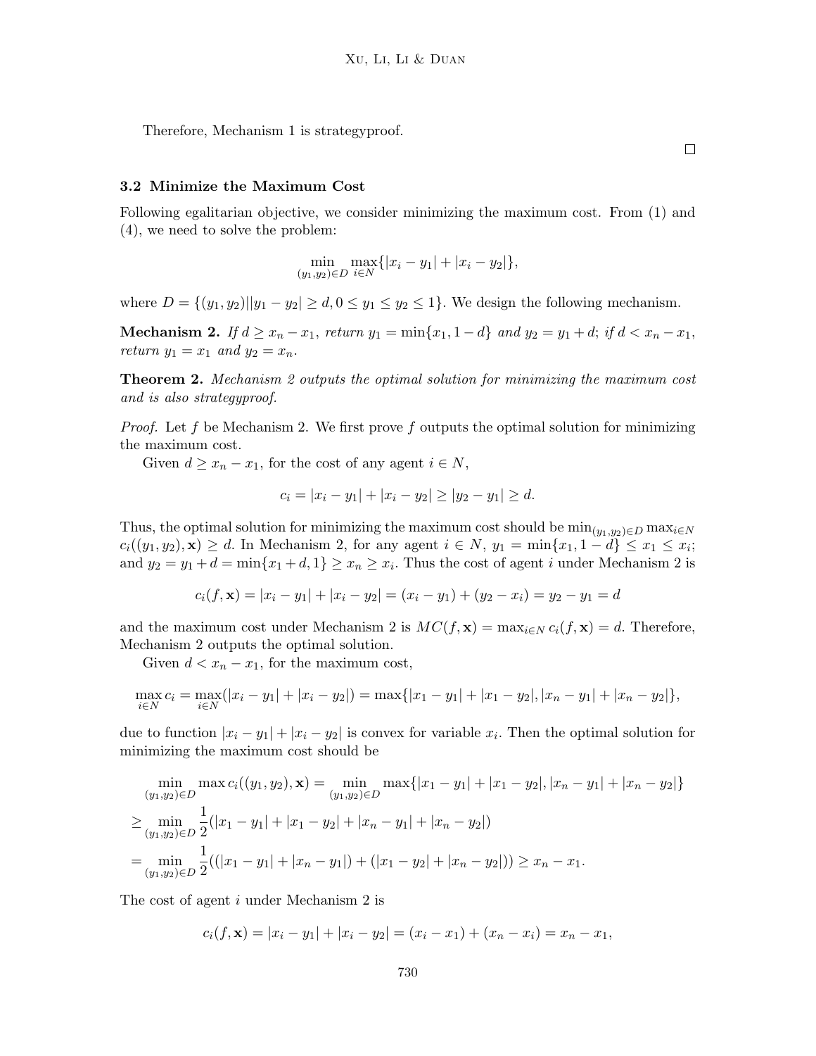Therefore, Mechanism 1 is strategyproof.

□

### 3.2 Minimize the Maximum Cost

Following egalitarian objective, we consider minimizing the maximum cost. From (1) and (4), we need to solve the problem:

$$\min_{(y_1,y_2)\in D} \max_{i\in N}\{|x_i - y_1| + |x_i - y_2|\},$$

where $D = \{(y_1, y_2)||y_1 - y_2| \geq d, 0 \leq y_1 \leq y_2 \leq 1\}$. We design the following mechanism.

**Mechanism 2.** *If $d \geq x_n - x_1$, return $y_1 = \min\{x_1, 1-d\}$ and $y_2 = y_1 + d$; if $d < x_n - x_1$, return $y_1 = x_1$ and $y_2 = x_n$.*

**Theorem 2.** *Mechanism 2 outputs the optimal solution for minimizing the maximum cost and is also strategyproof.*

*Proof.* Let $f$ be Mechanism 2. We first prove $f$ outputs the optimal solution for minimizing the maximum cost.

Given $d \geq x_n - x_1$, for the cost of any agent $i \in N$,

$$c_i = |x_i - y_1| + |x_i - y_2| \geq |y_2 - y_1| \geq d.$$

Thus, the optimal solution for minimizing the maximum cost should be $\min_{(y_1,y_2)\in D} \max_{i\in N} c_i((y_1, y_2), \mathbf{x}) \geq d$. In Mechanism 2, for any agent $i \in N$, $y_1 = \min\{x_1, 1 - d\} \leq x_1 \leq x_i$; and $y_2 = y_1 + d = \min\{x_1 + d, 1\} \geq x_n \geq x_i$. Thus the cost of agent $i$ under Mechanism 2 is

$$c_i(f, \mathbf{x}) = |x_i - y_1| + |x_i - y_2| = (x_i - y_1) + (y_2 - x_i) = y_2 - y_1 = d$$

and the maximum cost under Mechanism 2 is $MC(f, \mathbf{x}) = \max_{i\in N} c_i(f, \mathbf{x}) = d$. Therefore, Mechanism 2 outputs the optimal solution.

Given $d < x_n - x_1$, for the maximum cost,

$$\max_{i\in N} c_i = \max_{i\in N}(|x_i - y_1| + |x_i - y_2|) = \max\{|x_1 - y_1| + |x_1 - y_2|, |x_n - y_1| + |x_n - y_2|\},$$

due to function $|x_i - y_1| + |x_i - y_2|$ is convex for variable $x_i$. Then the optimal solution for minimizing the maximum cost should be

$$\begin{aligned}
&\min_{(y_1,y_2)\in D} \max c_i((y_1, y_2), \mathbf{x}) = \min_{(y_1,y_2)\in D} \max\{|x_1 - y_1| + |x_1 - y_2|, |x_n - y_1| + |x_n - y_2|\} \\
&\geq \min_{(y_1,y_2)\in D} \frac{1}{2}(|x_1 - y_1| + |x_1 - y_2| + |x_n - y_1| + |x_n - y_2|) \\
&= \min_{(y_1,y_2)\in D} \frac{1}{2}((|x_1 - y_1| + |x_n - y_1|) + (|x_1 - y_2| + |x_n - y_2|)) \geq x_n - x_1.
\end{aligned}$$

The cost of agent $i$ under Mechanism 2 is

$$c_i(f, \mathbf{x}) = |x_i - y_1| + |x_i - y_2| = (x_i - x_1) + (x_n - x_i) = x_n - x_1,$$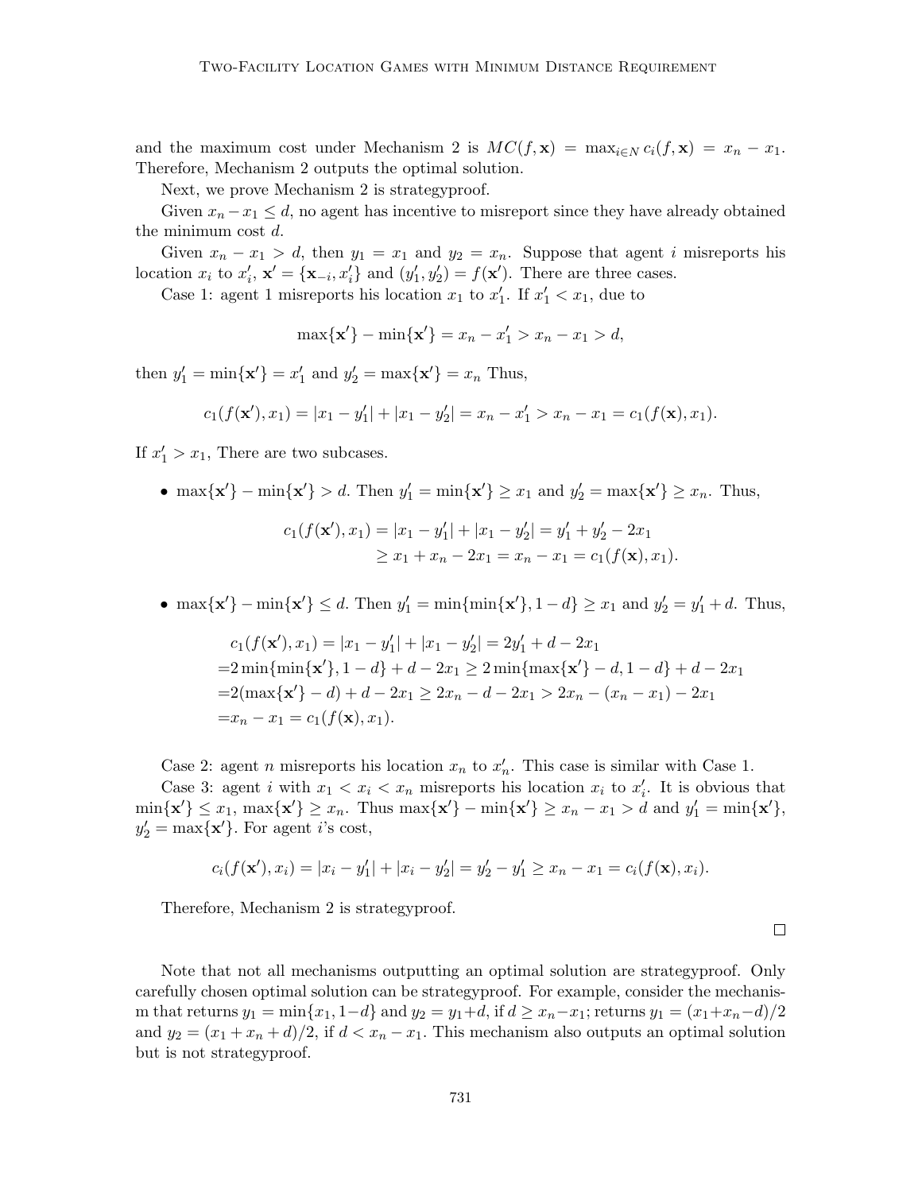and the maximum cost under Mechanism 2 is $MC(f, \mathbf{x}) = \max_{i \in N} c_i(f, \mathbf{x}) = x_n - x_1$. Therefore, Mechanism 2 outputs the optimal solution.

Next, we prove Mechanism 2 is strategyproof.

Given $x_n - x_1 \leq d$, no agent has incentive to misreport since they have already obtained the minimum cost $d$.

Given $x_n - x_1 > d$, then $y_1 = x_1$ and $y_2 = x_n$. Suppose that agent $i$ misreports his location $x_i$ to $x_i'$, $\mathbf{x}' = \{\mathbf{x}_{-i}, x_i'\}$ and $(y_1', y_2') = f(\mathbf{x}')$. There are three cases.

Case 1: agent 1 misreports his location $x_1$ to $x_1'$. If $x_1' < x_1$, due to

$$\max\{\mathbf{x}'\} - \min\{\mathbf{x}'\} = x_n - x_1' > x_n - x_1 > d,$$

then $y_1' = \min\{\mathbf{x}'\} = x_1'$ and $y_2' = \max\{\mathbf{x}'\} = x_n$ Thus,

$$c_1(f(\mathbf{x}'), x_1) = |x_1 - y_1'| + |x_1 - y_2'| = x_n - x_1' > x_n - x_1 = c_1(f(\mathbf{x}), x_1).$$

If $x_1' > x_1$, There are two subcases.

- $\max\{\mathbf{x}'\} - \min\{\mathbf{x}'\} > d$. Then $y_1' = \min\{\mathbf{x}'\} \geq x_1$ and $y_2' = \max\{\mathbf{x}'\} \geq x_n$. Thus,

$$\begin{aligned} c_1(f(\mathbf{x}'), x_1) &= |x_1 - y_1'| + |x_1 - y_2'| = y_1' + y_2' - 2x_1 \\ &\geq x_1 + x_n - 2x_1 = x_n - x_1 = c_1(f(\mathbf{x}), x_1). \end{aligned}$$

- $\max\{\mathbf{x}'\} - \min\{\mathbf{x}'\} \leq d$. Then $y_1' = \min\{\min\{\mathbf{x}'\}, 1 - d\} \geq x_1$ and $y_2' = y_1' + d$. Thus,

$$\begin{aligned} &c_1(f(\mathbf{x}'), x_1) = |x_1 - y_1'| + |x_1 - y_2'| = 2y_1' + d - 2x_1 \\ =&2\min\{\min\{\mathbf{x}'\}, 1 - d\} + d - 2x_1 \geq 2\min\{\max\{\mathbf{x}'\} - d, 1 - d\} + d - 2x_1 \\ =&2(\max\{\mathbf{x}'\} - d) + d - 2x_1 \geq 2x_n - d - 2x_1 > 2x_n - (x_n - x_1) - 2x_1 \\ =&x_n - x_1 = c_1(f(\mathbf{x}), x_1). \end{aligned}$$

Case 2: agent $n$ misreports his location $x_n$ to $x_n'$. This case is similar with Case 1.

Case 3: agent $i$ with $x_1 < x_i < x_n$ misreports his location $x_i$ to $x_i'$. It is obvious that $\min\{\mathbf{x}'\} \leq x_1$, $\max\{\mathbf{x}'\} \geq x_n$. Thus $\max\{\mathbf{x}'\} - \min\{\mathbf{x}'\} \geq x_n - x_1 > d$ and $y_1' = \min\{\mathbf{x}'\}$, $y_2' = \max\{\mathbf{x}'\}$. For agent $i$'s cost,

$$c_i(f(\mathbf{x}'), x_i) = |x_i - y_1'| + |x_i - y_2'| = y_2' - y_1' \geq x_n - x_1 = c_i(f(\mathbf{x}), x_i).$$

Therefore, Mechanism 2 is strategyproof.

□

Note that not all mechanisms outputting an optimal solution are strategyproof. Only carefully chosen optimal solution can be strategyproof. For example, consider the mechanism that returns $y_1 = \min\{x_1, 1-d\}$ and $y_2 = y_1+d$, if $d \geq x_n-x_1$; returns $y_1 = (x_1+x_n-d)/2$ and $y_2 = (x_1 + x_n + d)/2$, if $d < x_n - x_1$. This mechanism also outputs an optimal solution but is not strategyproof.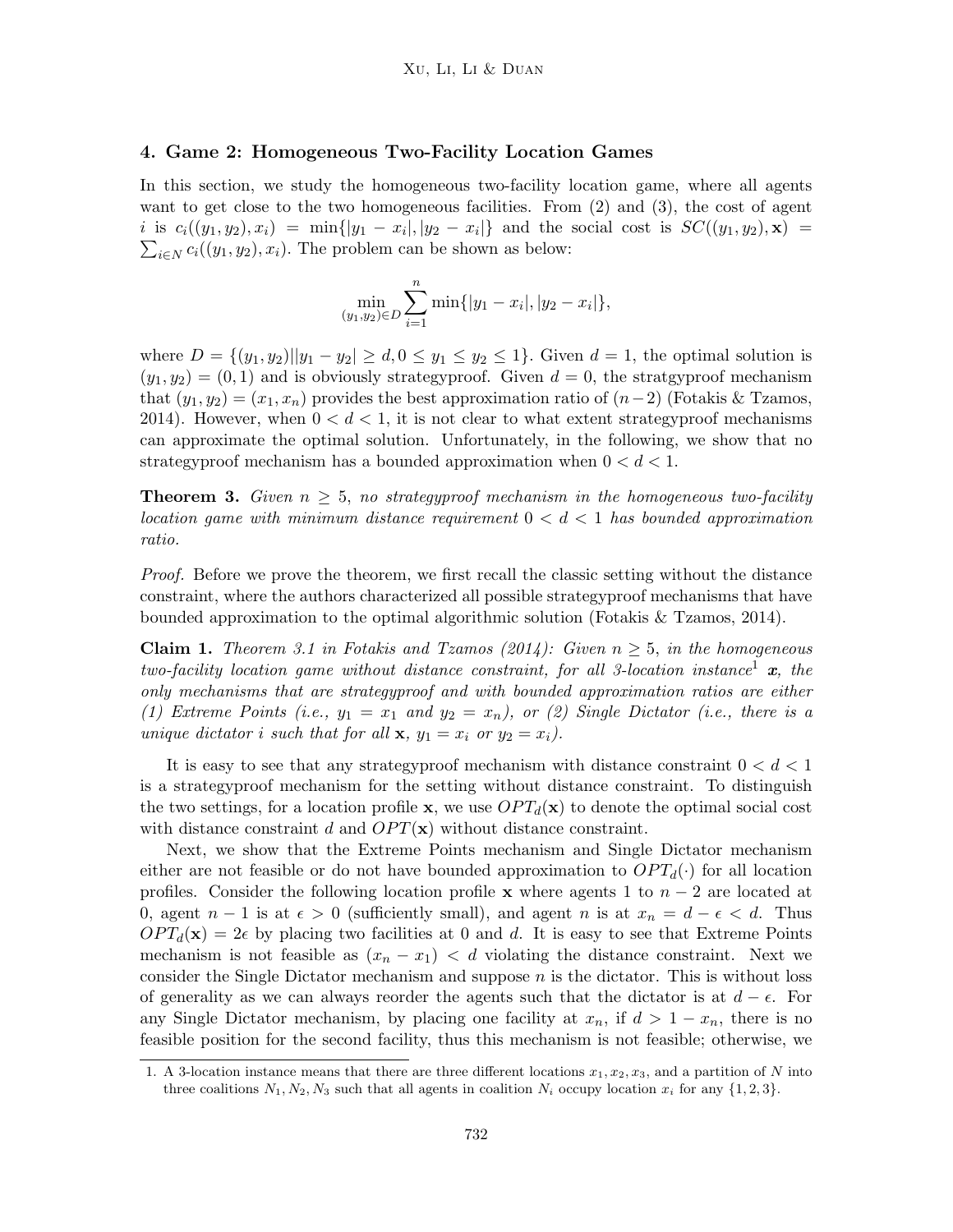## 4. Game 2: Homogeneous Two-Facility Location Games

In this section, we study the homogeneous two-facility location game, where all agents want to get close to the two homogeneous facilities. From (2) and (3), the cost of agent $i$ is $c_i((y_1, y_2), x_i) = \min\{|y_1 - x_i|, |y_2 - x_i|\}$ and the social cost is $SC((y_1, y_2), \mathbf{x}) = \sum_{i \in N} c_i((y_1, y_2), x_i)$. The problem can be shown as below:

$$\min_{(y_1, y_2) \in D} \sum_{i=1}^{n} \min\{|y_1 - x_i|, |y_2 - x_i|\},$$

where $D = \{(y_1, y_2) | |y_1 - y_2| \geq d, 0 \leq y_1 \leq y_2 \leq 1\}$. Given $d = 1$, the optimal solution is $(y_1, y_2) = (0, 1)$ and is obviously strategyproof. Given $d = 0$, the stratgyproof mechanism that $(y_1, y_2) = (x_1, x_n)$ provides the best approximation ratio of $(n-2)$ (Fotakis & Tzamos, 2014). However, when $0 < d < 1$, it is not clear to what extent strategyproof mechanisms can approximate the optimal solution. Unfortunately, in the following, we show that no strategyproof mechanism has a bounded approximation when $0 < d < 1$.

**Theorem 3.** *Given $n \geq 5$, no strategyproof mechanism in the homogeneous two-facility location game with minimum distance requirement $0 < d < 1$ has bounded approximation ratio.*

*Proof.* Before we prove the theorem, we first recall the classic setting without the distance constraint, where the authors characterized all possible strategyproof mechanisms that have bounded approximation to the optimal algorithmic solution (Fotakis & Tzamos, 2014).

**Claim 1.** *Theorem 3.1 in Fotakis and Tzamos (2014): Given $n \geq 5$, in the homogeneous two-facility location game without distance constraint, for all 3-location instance[1] $\boldsymbol{x}$, the only mechanisms that are strategyproof and with bounded approximation ratios are either (1) Extreme Points (i.e., $y_1 = x_1$ and $y_2 = x_n$), or (2) Single Dictator (i.e., there is a unique dictator $i$ such that for all $\mathbf{x}$, $y_1 = x_i$ or $y_2 = x_i$).*

It is easy to see that any strategyproof mechanism with distance constraint $0 < d < 1$ is a strategyproof mechanism for the setting without distance constraint. To distinguish the two settings, for a location profile $\mathbf{x}$, we use $OPT_d(\mathbf{x})$ to denote the optimal social cost with distance constraint $d$ and $OPT(\mathbf{x})$ without distance constraint.

Next, we show that the Extreme Points mechanism and Single Dictator mechanism either are not feasible or do not have bounded approximation to $OPT_d(\cdot)$ for all location profiles. Consider the following location profile $\mathbf{x}$ where agents 1 to $n-2$ are located at 0, agent $n-1$ is at $\epsilon > 0$ (sufficiently small), and agent $n$ is at $x_n = d - \epsilon < d$. Thus $OPT_d(\mathbf{x}) = 2\epsilon$ by placing two facilities at 0 and $d$. It is easy to see that Extreme Points mechanism is not feasible as $(x_n - x_1) < d$ violating the distance constraint. Next we consider the Single Dictator mechanism and suppose $n$ is the dictator. This is without loss of generality as we can always reorder the agents such that the dictator is at $d - \epsilon$. For any Single Dictator mechanism, by placing one facility at $x_n$, if $d > 1 - x_n$, there is no feasible position for the second facility, thus this mechanism is not feasible; otherwise, we

1. A 3-location instance means that there are three different locations $x_1, x_2, x_3$, and a partition of $N$ into three coalitions $N_1, N_2, N_3$ such that all agents in coalition $N_i$ occupy location $x_i$ for any $\{1, 2, 3\}$.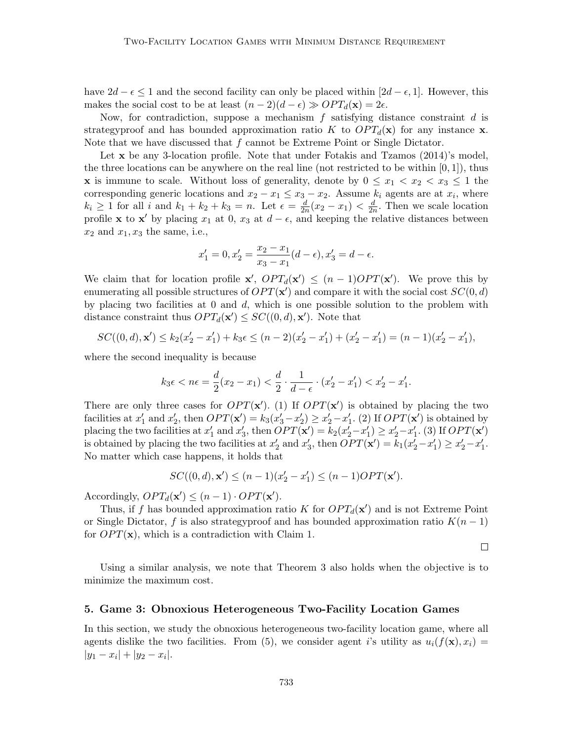have $2d - \epsilon \leq 1$ and the second facility can only be placed within $[2d - \epsilon, 1]$. However, this makes the social cost to be at least $(n-2)(d-\epsilon) \gg OPT_d(\mathbf{x}) = 2\epsilon$.

Now, for contradiction, suppose a mechanism $f$ satisfying distance constraint $d$ is strategyproof and has bounded approximation ratio $K$ to $OPT_d(\mathbf{x})$ for any instance $\mathbf{x}$. Note that we have discussed that $f$ cannot be Extreme Point or Single Dictator.

Let $\mathbf{x}$ be any 3-location profile. Note that under Fotakis and Tzamos (2014)'s model, the three locations can be anywhere on the real line (not restricted to be within $[0,1]$), thus $\mathbf{x}$ is immune to scale. Without loss of generality, denote by $0 \leq x_1 < x_2 < x_3 \leq 1$ the corresponding generic locations and $x_2 - x_1 \leq x_3 - x_2$. Assume $k_i$ agents are at $x_i$, where $k_i \geq 1$ for all $i$ and $k_1 + k_2 + k_3 = n$. Let $\epsilon = \frac{d}{2n}(x_2 - x_1) < \frac{d}{2n}$. Then we scale location profile $\mathbf{x}$ to $\mathbf{x}'$ by placing $x_1$ at 0, $x_3$ at $d - \epsilon$, and keeping the relative distances between $x_2$ and $x_1, x_3$ the same, i.e.,

$$x_1' = 0, x_2' = \frac{x_2 - x_1}{x_3 - x_1}(d - \epsilon), x_3' = d - \epsilon.$$

We claim that for location profile $\mathbf{x}'$, $OPT_d(\mathbf{x}') \leq (n-1)OPT(\mathbf{x}')$. We prove this by enumerating all possible structures of $OPT(\mathbf{x}')$ and compare it with the social cost $SC(0,d)$ by placing two facilities at 0 and $d$, which is one possible solution to the problem with distance constraint thus $OPT_d(\mathbf{x}') \leq SC((0,d), \mathbf{x}')$. Note that

$$SC((0,d), \mathbf{x}') \leq k_2(x_2' - x_1') + k_3\epsilon \leq (n-2)(x_2' - x_1') + (x_2' - x_1') = (n-1)(x_2' - x_1'),$$

where the second inequality is because

$$k_3\epsilon < n\epsilon = \frac{d}{2}(x_2 - x_1) < \frac{d}{2} \cdot \frac{1}{d - \epsilon} \cdot (x_2' - x_1') < x_2' - x_1'.$$

There are only three cases for $OPT(\mathbf{x}')$. (1) If $OPT(\mathbf{x}')$ is obtained by placing the two facilities at $x_1'$ and $x_2'$, then $OPT(\mathbf{x}') = k_3(x_3' - x_2') \geq x_2' - x_1'$. (2) If $OPT(\mathbf{x}')$ is obtained by placing the two facilities at $x_1'$ and $x_3'$, then $OPT(\mathbf{x}') = k_2(x_2' - x_1') \geq x_2' - x_1'$. (3) If $OPT(\mathbf{x}')$ is obtained by placing the two facilities at $x_2'$ and $x_3'$, then $OPT(\mathbf{x}') = k_1(x_2' - x_1') \geq x_2' - x_1'$. No matter which case happens, it holds that

$$SC((0,d), \mathbf{x}') \leq (n-1)(x_2' - x_1') \leq (n-1)OPT(\mathbf{x}').$$

Accordingly, $OPT_d(\mathbf{x}') \leq (n-1) \cdot OPT(\mathbf{x}')$.

Thus, if $f$ has bounded approximation ratio $K$ for $OPT_d(\mathbf{x}')$ and is not Extreme Point or Single Dictator, $f$ is also strategyproof and has bounded approximation ratio $K(n-1)$ for $OPT(\mathbf{x})$, which is a contradiction with Claim 1.

□

Using a similar analysis, we note that Theorem 3 also holds when the objective is to minimize the maximum cost.

## 5. Game 3: Obnoxious Heterogeneous Two-Facility Location Games

In this section, we study the obnoxious heterogeneous two-facility location game, where all agents dislike the two facilities. From (5), we consider agent $i$'s utility as $u_i(f(\mathbf{x}), x_i) = |y_1 - x_i| + |y_2 - x_i|$.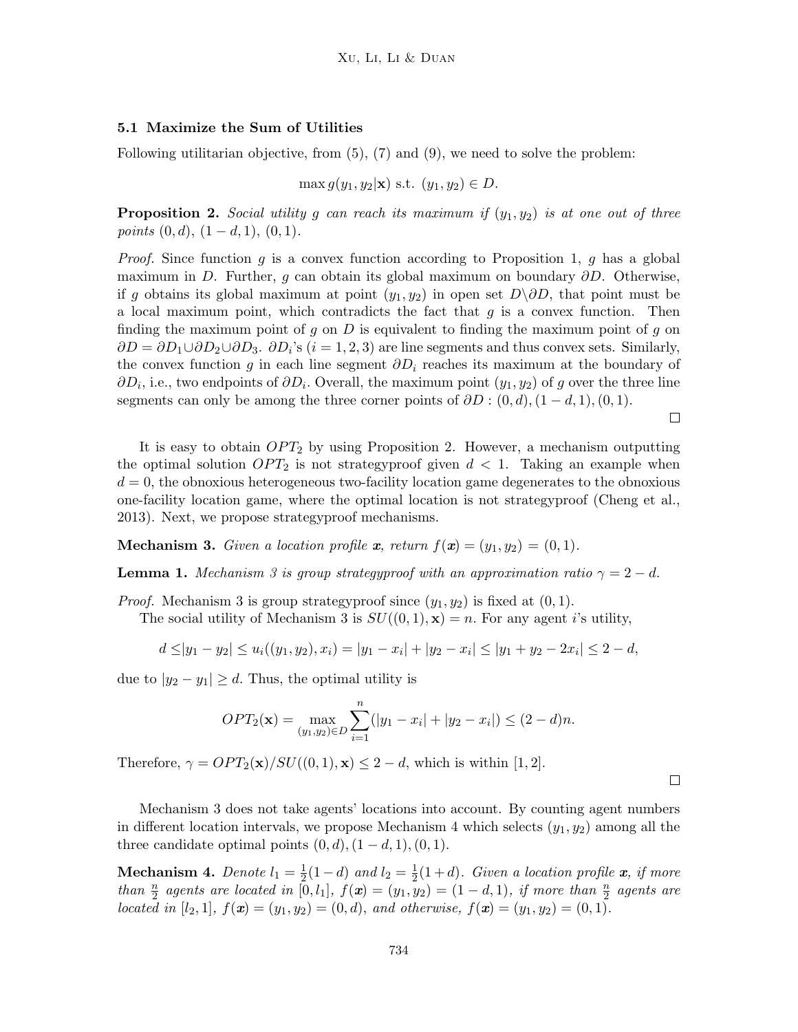### 5.1 Maximize the Sum of Utilities

Following utilitarian objective, from (5), (7) and (9), we need to solve the problem:

$$\max g(y_1, y_2|\mathbf{x}) \text{ s.t. } (y_1, y_2) \in D.$$

**Proposition 2.** *Social utility $g$ can reach its maximum if $(y_1, y_2)$ is at one out of three points $(0, d)$, $(1-d, 1)$, $(0, 1)$.*

*Proof.* Since function $g$ is a convex function according to Proposition 1, $g$ has a global maximum in $D$. Further, $g$ can obtain its global maximum on boundary $\partial D$. Otherwise, if $g$ obtains its global maximum at point $(y_1, y_2)$ in open set $D \backslash \partial D$, that point must be a local maximum point, which contradicts the fact that $g$ is a convex function. Then finding the maximum point of $g$ on $D$ is equivalent to finding the maximum point of $g$ on $\partial D = \partial D_1 \cup \partial D_2 \cup \partial D_3$. $\partial D_i$'s $(i = 1, 2, 3)$ are line segments and thus convex sets. Similarly, the convex function $g$ in each line segment $\partial D_i$ reaches its maximum at the boundary of $\partial D_i$, i.e., two endpoints of $\partial D_i$. Overall, the maximum point $(y_1, y_2)$ of $g$ over the three line segments can only be among the three corner points of $\partial D : (0, d), (1-d, 1), (0, 1)$. □

It is easy to obtain $OPT_2$ by using Proposition 2. However, a mechanism outputting the optimal solution $OPT_2$ is not strategyproof given $d < 1$. Taking an example when $d = 0$, the obnoxious heterogeneous two-facility location game degenerates to the obnoxious one-facility location game, where the optimal location is not strategyproof (Cheng et al., 2013). Next, we propose strategyproof mechanisms.

**Mechanism 3.** *Given a location profile $\boldsymbol{x}$, return $f(\boldsymbol{x}) = (y_1, y_2) = (0, 1)$.*

**Lemma 1.** *Mechanism 3 is group strategyproof with an approximation ratio $\gamma = 2 - d$.*

*Proof.* Mechanism 3 is group strategyproof since $(y_1, y_2)$ is fixed at $(0, 1)$.

The social utility of Mechanism 3 is $SU((0, 1), \mathbf{x}) = n$. For any agent $i$'s utility,

$$d \leq |y_1 - y_2| \leq u_i((y_1, y_2), x_i) = |y_1 - x_i| + |y_2 - x_i| \leq |y_1 + y_2 - 2x_i| \leq 2 - d,$$

due to $|y_2 - y_1| \geq d$. Thus, the optimal utility is

$$OPT_2(\mathbf{x}) = \max_{(y_1, y_2) \in D} \sum_{i=1}^{n} (|y_1 - x_i| + |y_2 - x_i|) \leq (2 - d)n.$$

Therefore, $\gamma = OPT_2(\mathbf{x})/SU((0, 1), \mathbf{x}) \leq 2 - d$, which is within $[1, 2]$. □

Mechanism 3 does not take agents' locations into account. By counting agent numbers in different location intervals, we propose Mechanism 4 which selects $(y_1, y_2)$ among all the three candidate optimal points $(0, d), (1-d, 1), (0, 1)$.

**Mechanism 4.** *Denote $l_1 = \frac{1}{2}(1-d)$ and $l_2 = \frac{1}{2}(1+d)$. Given a location profile $\boldsymbol{x}$, if more than $\frac{n}{2}$ agents are located in $[0, l_1]$, $f(\boldsymbol{x}) = (y_1, y_2) = (1-d, 1)$, if more than $\frac{n}{2}$ agents are located in $[l_2, 1]$, $f(\boldsymbol{x}) = (y_1, y_2) = (0, d)$, and otherwise, $f(\boldsymbol{x}) = (y_1, y_2) = (0, 1)$.*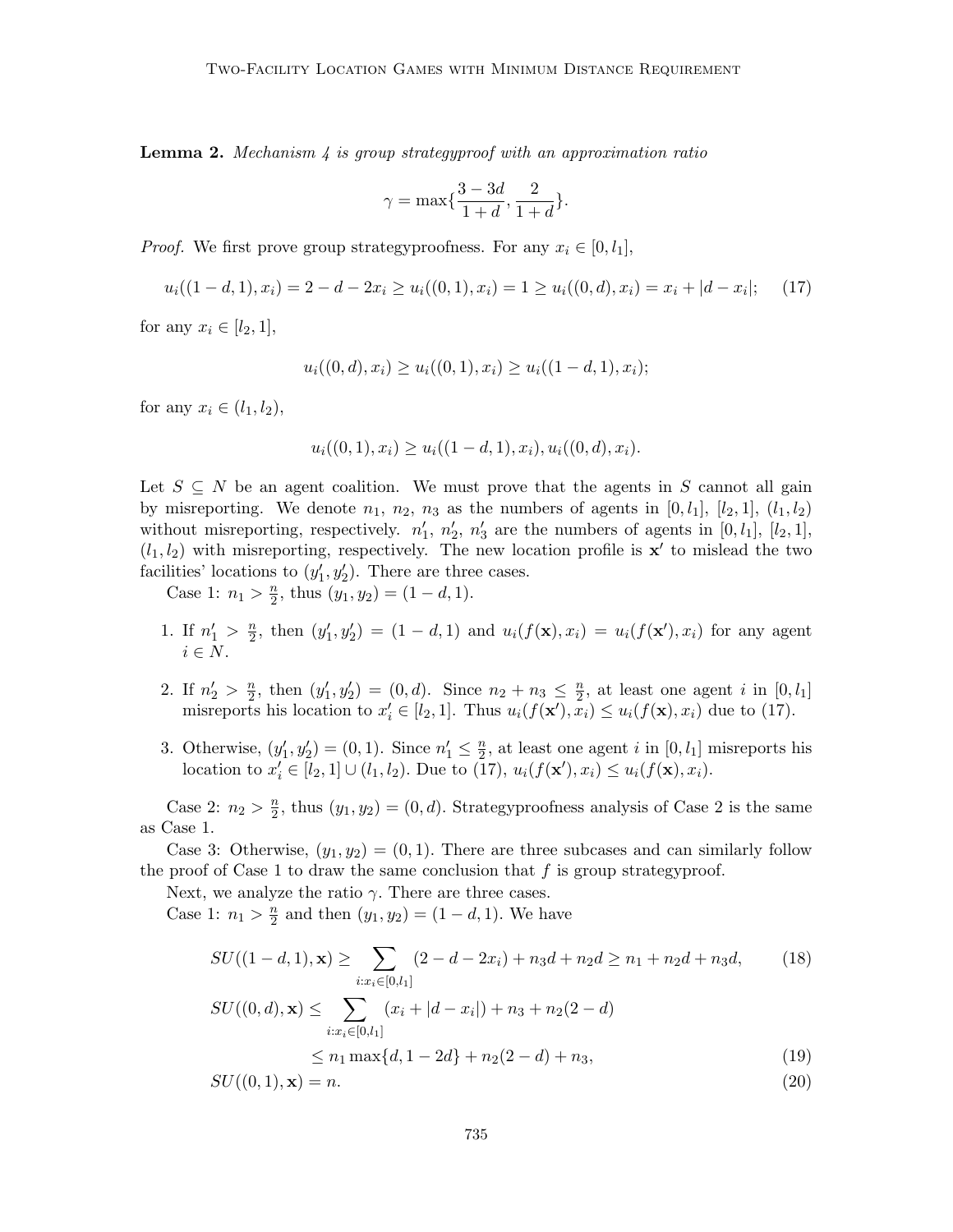**Lemma 2.** *Mechanism 4 is group strategyproof with an approximation ratio*

$$\gamma = \max\{\frac{3-3d}{1+d}, \frac{2}{1+d}\}.$$

*Proof.* We first prove group strategyproofness. For any $x_i \in [0, l_1]$,

$$u_i((1-d,1), x_i) = 2 - d - 2x_i \geq u_i((0,1), x_i) = 1 \geq u_i((0,d), x_i) = x_i + |d - x_i|; \tag{17}$$

for any $x_i \in [l_2, 1]$,

$$u_i((0,d), x_i) \geq u_i((0,1), x_i) \geq u_i((1-d,1), x_i);$$

for any $x_i \in (l_1, l_2)$,

$$u_i((0,1), x_i) \geq u_i((1-d,1), x_i), u_i((0,d), x_i).$$

Let $S \subseteq N$ be an agent coalition. We must prove that the agents in $S$ cannot all gain by misreporting. We denote $n_1$, $n_2$, $n_3$ as the numbers of agents in $[0, l_1]$, $[l_2, 1]$, $(l_1, l_2)$ without misreporting, respectively. $n'_1$, $n'_2$, $n'_3$ are the numbers of agents in $[0, l_1]$, $[l_2, 1]$, $(l_1, l_2)$ with misreporting, respectively. The new location profile is $\mathbf{x}'$ to mislead the two facilities' locations to $(y'_1, y'_2)$. There are three cases.

Case 1: $n_1 > \frac{n}{2}$, thus $(y_1, y_2) = (1-d, 1)$.

1. If $n'_1 > \frac{n}{2}$, then $(y'_1, y'_2) = (1-d, 1)$ and $u_i(f(\mathbf{x}), x_i) = u_i(f(\mathbf{x}'), x_i)$ for any agent $i \in N$.
2. If $n'_2 > \frac{n}{2}$, then $(y'_1, y'_2) = (0, d)$. Since $n_2 + n_3 \leq \frac{n}{2}$, at least one agent $i$ in $[0, l_1]$ misreports his location to $x'_i \in [l_2, 1]$. Thus $u_i(f(\mathbf{x}'), x_i) \leq u_i(f(\mathbf{x}), x_i)$ due to (17).
3. Otherwise, $(y'_1, y'_2) = (0, 1)$. Since $n'_1 \leq \frac{n}{2}$, at least one agent $i$ in $[0, l_1]$ misreports his location to $x'_i \in [l_2, 1] \cup (l_1, l_2)$. Due to (17), $u_i(f(\mathbf{x}'), x_i) \leq u_i(f(\mathbf{x}), x_i)$.

Case 2: $n_2 > \frac{n}{2}$, thus $(y_1, y_2) = (0, d)$. Strategyproofness analysis of Case 2 is the same as Case 1.

Case 3: Otherwise, $(y_1, y_2) = (0, 1)$. There are three subcases and can similarly follow the proof of Case 1 to draw the same conclusion that $f$ is group strategyproof.

Next, we analyze the ratio $\gamma$. There are three cases.

Case 1: $n_1 > \frac{n}{2}$ and then $(y_1, y_2) = (1-d, 1)$. We have

$$SU((1-d,1), \mathbf{x}) \geq \sum_{i:x_i \in [0,l_1]} (2 - d - 2x_i) + n_3 d + n_2 d \geq n_1 + n_2 d + n_3 d, \tag{18}$$

$$\begin{aligned} SU((0,d), \mathbf{x}) &\leq \sum_{i:x_i \in [0,l_1]} (x_i + |d - x_i|) + n_3 + n_2(2-d) \\ &\leq n_1 \max\{d, 1-2d\} + n_2(2-d) + n_3, \end{aligned} \tag{19}$$

$$SU((0,1), \mathbf{x}) = n. \tag{20}$$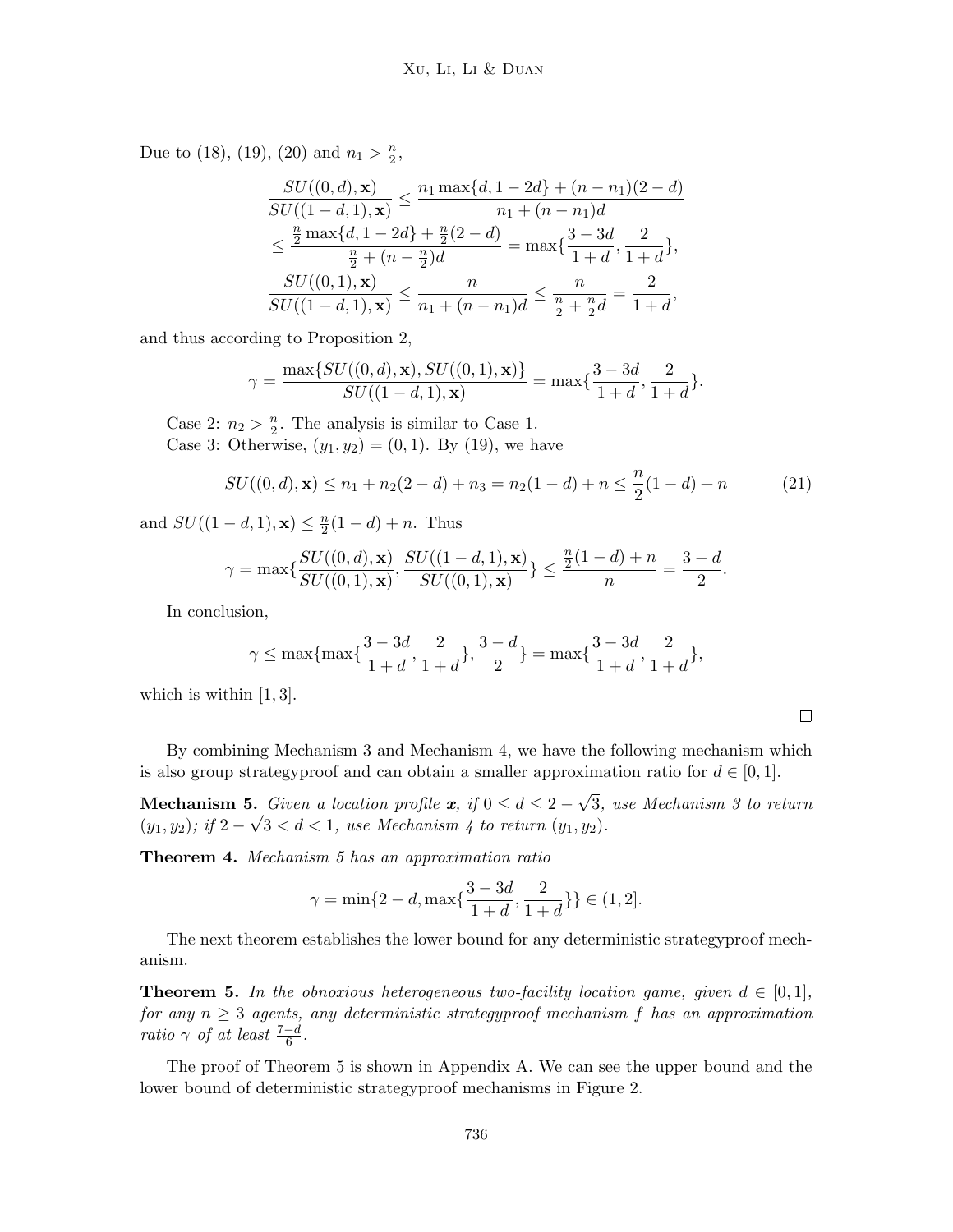Due to (18), (19), (20) and $n_1 > \frac{n}{2}$,

$$
\begin{aligned}
&\frac{SU((0,d),\mathbf{x})}{SU((1-d,1),\mathbf{x})} \leq \frac{n_1 \max\{d, 1-2d\} + (n-n_1)(2-d)}{n_1 + (n-n_1)d} \\
&\leq \frac{\frac{n}{2}\max\{d,1-2d\} + \frac{n}{2}(2-d)}{\frac{n}{2} + (n-\frac{n}{2})d} = \max\{\frac{3-3d}{1+d}, \frac{2}{1+d}\}, \\
&\frac{SU((0,1),\mathbf{x})}{SU((1-d,1),\mathbf{x})} \leq \frac{n}{n_1 + (n-n_1)d} \leq \frac{n}{\frac{n}{2} + \frac{n}{2}d} = \frac{2}{1+d},
\end{aligned}
$$

and thus according to Proposition 2,

$$
\gamma = \frac{\max\{SU((0,d),\mathbf{x}), SU((0,1),\mathbf{x})\}}{SU((1-d,1),\mathbf{x})} = \max\{\frac{3-3d}{1+d}, \frac{2}{1+d}\}.
$$

Case 2: $n_2 > \frac{n}{2}$. The analysis is similar to Case 1.

Case 3: Otherwise, $(y_1, y_2) = (0, 1)$. By (19), we have

$$
SU((0,d),\mathbf{x}) \leq n_1 + n_2(2-d) + n_3 = n_2(1-d) + n \leq \frac{n}{2}(1-d) + n \tag{21}
$$

and $SU((1-d,1),\mathbf{x}) \leq \frac{n}{2}(1-d) + n$. Thus

$$
\gamma = \max\{\frac{SU((0,d),\mathbf{x})}{SU((0,1),\mathbf{x})}, \frac{SU((1-d,1),\mathbf{x})}{SU((0,1),\mathbf{x})}\} \leq \frac{\frac{n}{2}(1-d)+n}{n} = \frac{3-d}{2}.
$$

In conclusion,

$$
\gamma \leq \max\{\max\{\frac{3-3d}{1+d}, \frac{2}{1+d}\}, \frac{3-d}{2}\} = \max\{\frac{3-3d}{1+d}, \frac{2}{1+d}\},
$$

which is within $[1, 3]$. $\square$

By combining Mechanism 3 and Mechanism 4, we have the following mechanism which is also group strategyproof and can obtain a smaller approximation ratio for $d \in [0, 1]$.

**Mechanism 5.** *Given a location profile* $\mathbf{x}$*, if* $0 \leq d \leq 2 - \sqrt{3}$*, use Mechanism 3 to return* $(y_1, y_2)$*; if* $2 - \sqrt{3} < d < 1$*, use Mechanism 4 to return* $(y_1, y_2)$*.*

**Theorem 4.** *Mechanism 5 has an approximation ratio*

$$
\gamma = \min\{2-d, \max\{\frac{3-3d}{1+d}, \frac{2}{1+d}\}\} \in (1, 2].
$$

The next theorem establishes the lower bound for any deterministic strategyproof mechanism.

**Theorem 5.** *In the obnoxious heterogeneous two-facility location game, given* $d \in [0, 1]$*, for any* $n \geq 3$ *agents, any deterministic strategyproof mechanism* $f$ *has an approximation ratio* $\gamma$ *of at least* $\frac{7-d}{6}$*.*

The proof of Theorem 5 is shown in Appendix A. We can see the upper bound and the lower bound of deterministic strategyproof mechanisms in Figure 2.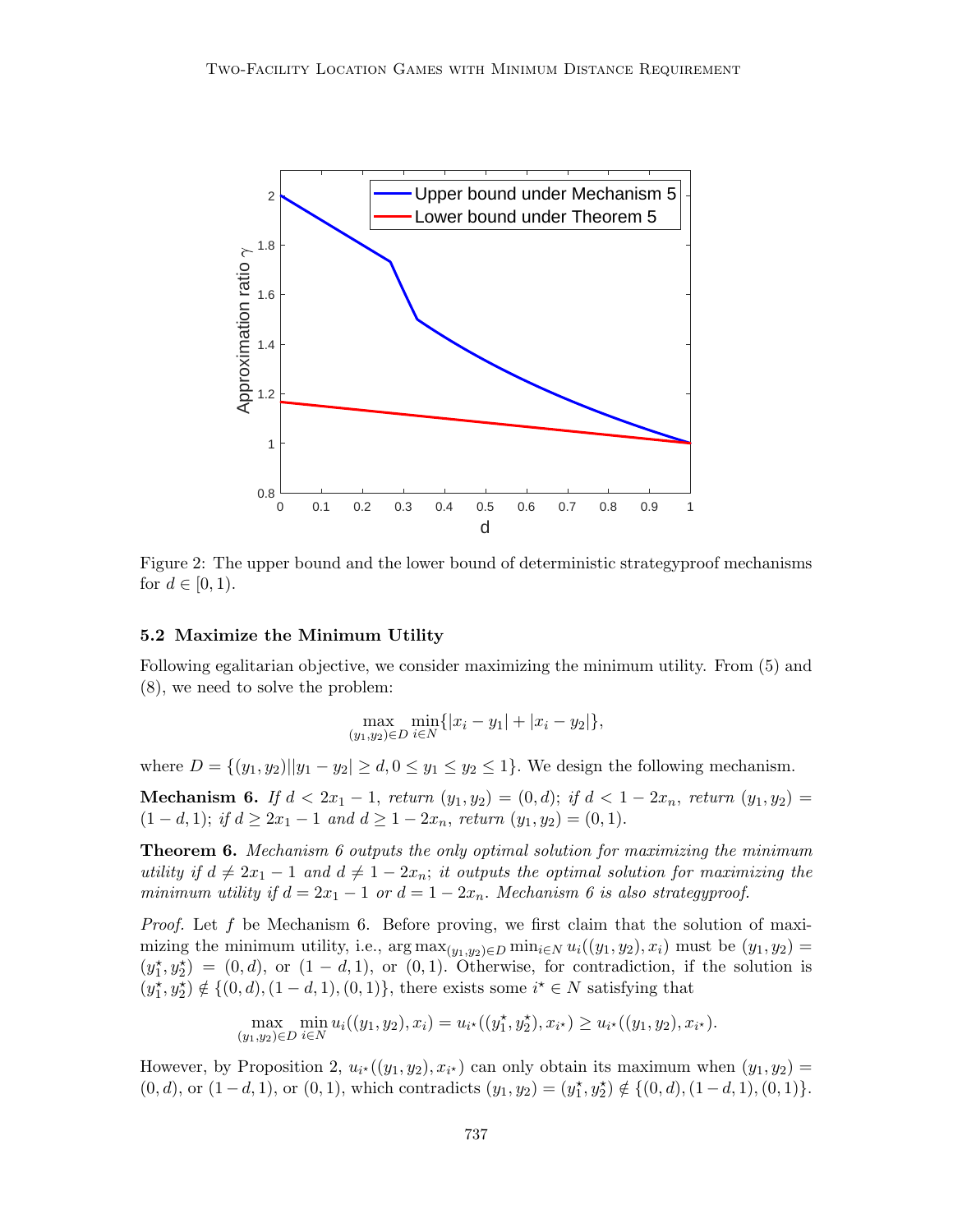Figure 2: The upper bound and the lower bound of deterministic strategyproof mechanisms for $d \in [0, 1)$.

### 5.2 Maximize the Minimum Utility

Following egalitarian objective, we consider maximizing the minimum utility. From (5) and (8), we need to solve the problem:

$$\max_{(y_1,y_2)\in D} \min_{i\in N} \{|x_i - y_1| + |x_i - y_2|\},$$

where $D = \{(y_1, y_2)||y_1 - y_2| \geq d, 0 \leq y_1 \leq y_2 \leq 1\}$. We design the following mechanism.

**Mechanism 6.** *If $d < 2x_1 - 1$, return $(y_1, y_2) = (0, d)$; if $d < 1 - 2x_n$, return $(y_1, y_2) = (1 - d, 1)$; if $d \geq 2x_1 - 1$ and $d \geq 1 - 2x_n$, return $(y_1, y_2) = (0, 1)$.*

**Theorem 6.** *Mechanism 6 outputs the only optimal solution for maximizing the minimum utility if $d \neq 2x_1 - 1$ and $d \neq 1 - 2x_n$; it outputs the optimal solution for maximizing the minimum utility if $d = 2x_1 - 1$ or $d = 1 - 2x_n$. Mechanism 6 is also strategyproof.*

*Proof.* Let $f$ be Mechanism 6. Before proving, we first claim that the solution of maximizing the minimum utility, i.e., $\arg\max_{(y_1,y_2)\in D} \min_{i\in N} u_i((y_1, y_2), x_i)$ must be $(y_1, y_2) = (y_1^\star, y_2^\star) = (0, d)$, or $(1 - d, 1)$, or $(0, 1)$. Otherwise, for contradiction, if the solution is $(y_1^\star, y_2^\star) \notin \{(0, d), (1 - d, 1), (0, 1)\}$, there exists some $i^\star \in N$ satisfying that

$$\max_{(y_1,y_2)\in D} \min_{i\in N} u_i((y_1, y_2), x_i) = u_{i^\star}((y_1^\star, y_2^\star), x_{i^\star}) \geq u_{i^\star}((y_1, y_2), x_{i^\star}).$$

However, by Proposition 2, $u_{i^\star}((y_1, y_2), x_{i^\star})$ can only obtain its maximum when $(y_1, y_2) = (0, d)$, or $(1 - d, 1)$, or $(0, 1)$, which contradicts $(y_1, y_2) = (y_1^\star, y_2^\star) \notin \{(0, d), (1 - d, 1), (0, 1)\}$.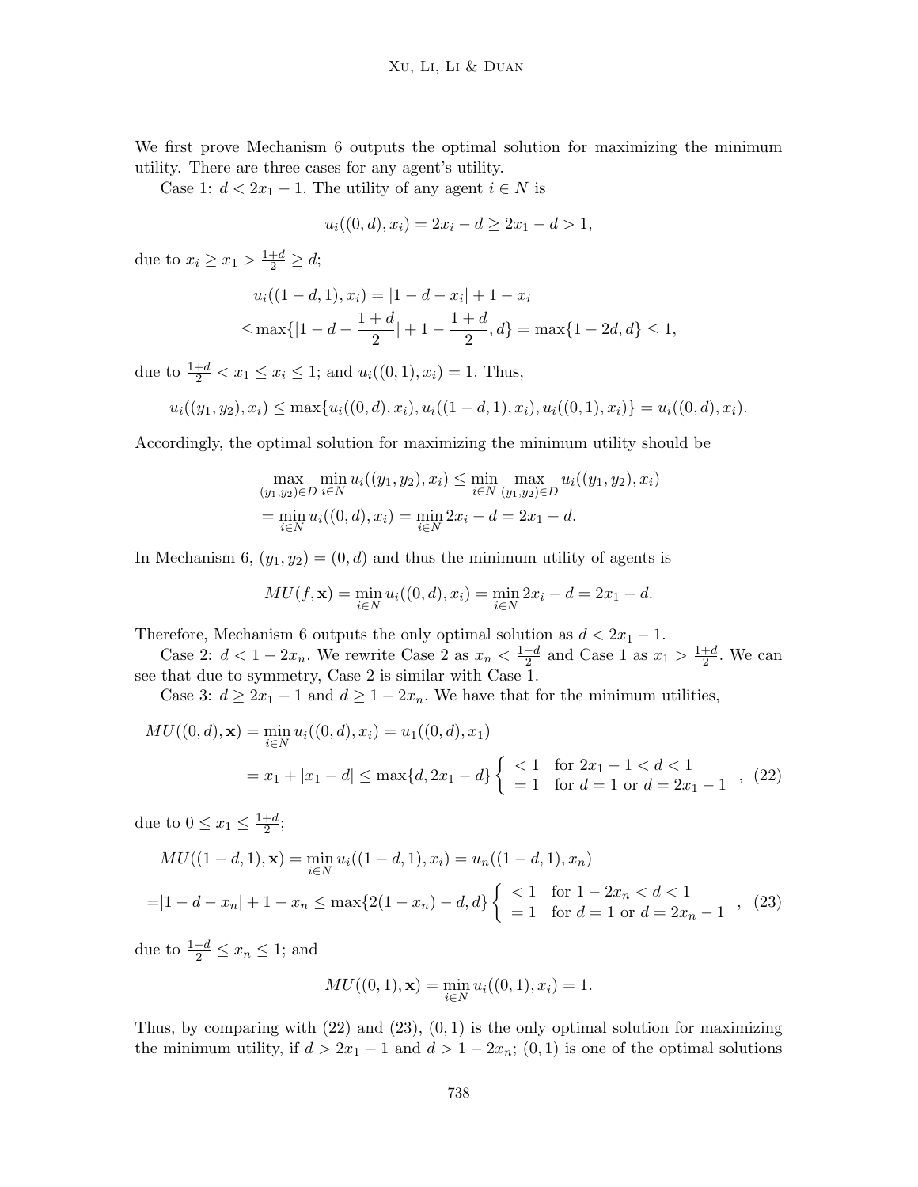We first prove Mechanism 6 outputs the optimal solution for maximizing the minimum utility. There are three cases for any agent's utility.

Case 1: $d < 2x_1 - 1$. The utility of any agent $i \in N$ is

$$u_i((0,d), x_i) = 2x_i - d \geq 2x_1 - d > 1,$$

due to $x_i \geq x_1 > \frac{1+d}{2} \geq d$;

$$\begin{aligned} &u_i((1-d,1), x_i) = |1-d-x_i| + 1 - x_i \\ \leq &\max\{|1-d-\frac{1+d}{2}| + 1 - \frac{1+d}{2}, d\} = \max\{1-2d, d\} \leq 1, \end{aligned}$$

due to $\frac{1+d}{2} < x_1 \leq x_i \leq 1$; and $u_i((0,1), x_i) = 1$. Thus,

$$u_i((y_1,y_2), x_i) \leq \max\{u_i((0,d), x_i), u_i((1-d,1), x_i), u_i((0,1), x_i)\} = u_i((0,d), x_i).$$

Accordingly, the optimal solution for maximizing the minimum utility should be

$$\begin{aligned} &\max_{(y_1,y_2)\in D} \min_{i\in N} u_i((y_1,y_2), x_i) \leq \min_{i\in N} \max_{(y_1,y_2)\in D} u_i((y_1,y_2), x_i) \\ &= \min_{i\in N} u_i((0,d), x_i) = \min_{i\in N} 2x_i - d = 2x_1 - d. \end{aligned}$$

In Mechanism 6, $(y_1, y_2) = (0, d)$ and thus the minimum utility of agents is

$$MU(f, \mathbf{x}) = \min_{i\in N} u_i((0,d), x_i) = \min_{i\in N} 2x_i - d = 2x_1 - d.$$

Therefore, Mechanism 6 outputs the only optimal solution as $d < 2x_1 - 1$.

Case 2: $d < 1 - 2x_n$. We rewrite Case 2 as $x_n < \frac{1-d}{2}$ and Case 1 as $x_1 > \frac{1+d}{2}$. We can see that due to symmetry, Case 2 is similar with Case 1.

Case 3: $d \geq 2x_1 - 1$ and $d \geq 1 - 2x_n$. We have that for the minimum utilities,

$$\begin{aligned} MU((0,d), \mathbf{x}) &= \min_{i\in N} u_i((0,d), x_i) = u_1((0,d), x_1) \\ &= x_1 + |x_1 - d| \leq \max\{d, 2x_1 - d\} \begin{cases} < 1 & \text{for } 2x_1 - 1 < d < 1 \\ = 1 & \text{for } d = 1 \text{ or } d = 2x_1 - 1 \end{cases}, \quad (22) \end{aligned}$$

due to $0 \leq x_1 \leq \frac{1+d}{2}$;

$$\begin{aligned} &MU((1-d,1), \mathbf{x}) = \min_{i\in N} u_i((1-d,1), x_i) = u_n((1-d,1), x_n) \\ =&|1-d-x_n| + 1 - x_n \leq \max\{2(1-x_n) - d, d\} \begin{cases} < 1 & \text{for } 1 - 2x_n < d < 1 \\ = 1 & \text{for } d = 1 \text{ or } d = 2x_n - 1 \end{cases}, \quad (23) \end{aligned}$$

due to $\frac{1-d}{2} \leq x_n \leq 1$; and

$$MU((0,1), \mathbf{x}) = \min_{i\in N} u_i((0,1), x_i) = 1.$$

Thus, by comparing with (22) and (23), $(0,1)$ is the only optimal solution for maximizing the minimum utility, if $d > 2x_1 - 1$ and $d > 1 - 2x_n$; $(0,1)$ is one of the optimal solutions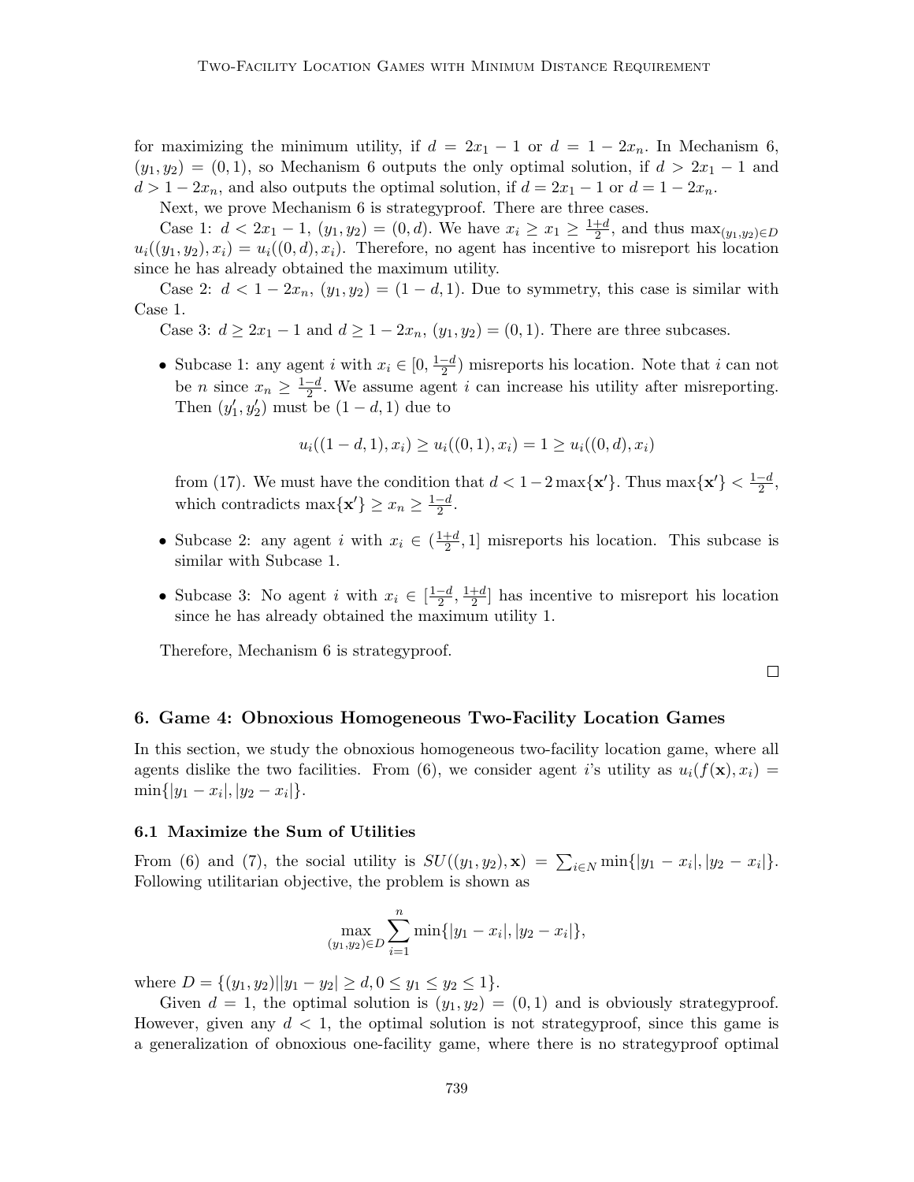for maximizing the minimum utility, if $d = 2x_1 - 1$ or $d = 1 - 2x_n$. In Mechanism 6, $(y_1, y_2) = (0, 1)$, so Mechanism 6 outputs the only optimal solution, if $d > 2x_1 - 1$ and $d > 1 - 2x_n$, and also outputs the optimal solution, if $d = 2x_1 - 1$ or $d = 1 - 2x_n$.

Next, we prove Mechanism 6 is strategyproof. There are three cases.

Case 1: $d < 2x_1 - 1$, $(y_1, y_2) = (0, d)$. We have $x_i \geq x_1 \geq \frac{1+d}{2}$, and thus $\max_{(y_1,y_2)\in D} u_i((y_1, y_2), x_i) = u_i((0, d), x_i)$. Therefore, no agent has incentive to misreport his location since he has already obtained the maximum utility.

Case 2: $d < 1 - 2x_n$, $(y_1, y_2) = (1 - d, 1)$. Due to symmetry, this case is similar with Case 1.

Case 3: $d \geq 2x_1 - 1$ and $d \geq 1 - 2x_n$, $(y_1, y_2) = (0, 1)$. There are three subcases.

- Subcase 1: any agent $i$ with $x_i \in [0, \frac{1-d}{2})$ misreports his location. Note that $i$ can not be $n$ since $x_n \geq \frac{1-d}{2}$. We assume agent $i$ can increase his utility after misreporting. Then $(y'_1, y'_2)$ must be $(1 - d, 1)$ due to

$$u_i((1 - d, 1), x_i) \geq u_i((0, 1), x_i) = 1 \geq u_i((0, d), x_i)$$

from (17). We must have the condition that $d < 1 - 2\max\{\mathbf{x}'\}$. Thus $\max\{\mathbf{x}'\} < \frac{1-d}{2}$, which contradicts $\max\{\mathbf{x}'\} \geq x_n \geq \frac{1-d}{2}$.

- Subcase 2: any agent $i$ with $x_i \in (\frac{1+d}{2}, 1]$ misreports his location. This subcase is similar with Subcase 1.

- Subcase 3: No agent $i$ with $x_i \in [\frac{1-d}{2}, \frac{1+d}{2}]$ has incentive to misreport his location since he has already obtained the maximum utility 1.

Therefore, Mechanism 6 is strategyproof.

□

## 6. Game 4: Obnoxious Homogeneous Two-Facility Location Games

In this section, we study the obnoxious homogeneous two-facility location game, where all agents dislike the two facilities. From (6), we consider agent $i$'s utility as $u_i(f(\mathbf{x}), x_i) = \min\{|y_1 - x_i|, |y_2 - x_i|\}$.

### 6.1 Maximize the Sum of Utilities

From (6) and (7), the social utility is $SU((y_1, y_2), \mathbf{x}) = \sum_{i\in N} \min\{|y_1 - x_i|, |y_2 - x_i|\}$. Following utilitarian objective, the problem is shown as

$$\max_{(y_1,y_2)\in D} \sum_{i=1}^{n} \min\{|y_1 - x_i|, |y_2 - x_i|\},$$

where $D = \{(y_1, y_2)||y_1 - y_2| \geq d, 0 \leq y_1 \leq y_2 \leq 1\}$.

Given $d = 1$, the optimal solution is $(y_1, y_2) = (0, 1)$ and is obviously strategyproof. However, given any $d < 1$, the optimal solution is not strategyproof, since this game is a generalization of obnoxious one-facility game, where there is no strategyproof optimal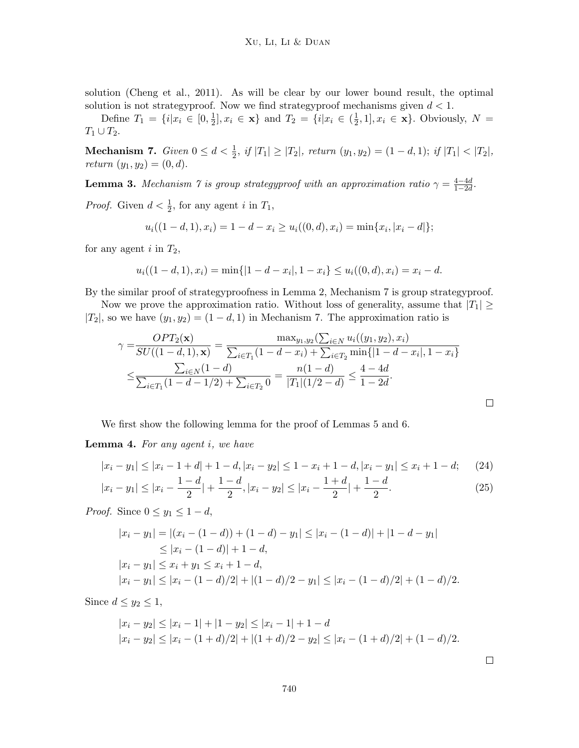solution (Cheng et al., 2011). As will be clear by our lower bound result, the optimal solution is not strategyproof. Now we find strategyproof mechanisms given $d < 1$.

Define $T_1 = \{i | x_i \in [0, \frac{1}{2}], x_i \in \mathbf{x}\}$ and $T_2 = \{i | x_i \in (\frac{1}{2}, 1], x_i \in \mathbf{x}\}$. Obviously, $N = T_1 \cup T_2$.

**Mechanism 7.** *Given $0 \leq d < \frac{1}{2}$, if $|T_1| \geq |T_2|$, return $(y_1, y_2) = (1-d, 1)$; if $|T_1| < |T_2|$, return $(y_1, y_2) = (0, d)$.*

**Lemma 3.** *Mechanism 7 is group strategyproof with an approximation ratio $\gamma = \frac{4-4d}{1-2d}$.*

*Proof.* Given $d < \frac{1}{2}$, for any agent $i$ in $T_1$,

$$u_i((1-d, 1), x_i) = 1 - d - x_i \geq u_i((0, d), x_i) = \min\{x_i, |x_i - d|\};$$

for any agent $i$ in $T_2$,

$$u_i((1-d, 1), x_i) = \min\{|1 - d - x_i|, 1 - x_i\} \leq u_i((0, d), x_i) = x_i - d.$$

By the similar proof of strategyproofness in Lemma 2, Mechanism 7 is group strategyproof.

Now we prove the approximation ratio. Without loss of generality, assume that $|T_1| \geq |T_2|$, so we have $(y_1, y_2) = (1-d, 1)$ in Mechanism 7. The approximation ratio is

$$\begin{aligned}
\gamma =& \frac{OPT_2(\mathbf{x})}{SU((1-d,1), \mathbf{x})} = \frac{\max_{y_1, y_2}(\sum_{i \in N} u_i((y_1, y_2), x_i)}{\sum_{i \in T_1}(1 - d - x_i) + \sum_{i \in T_2} \min\{|1 - d - x_i|, 1 - x_i\}} \\
\leq& \frac{\sum_{i \in N}(1-d)}{\sum_{i \in T_1}(1 - d - 1/2) + \sum_{i \in T_2} 0} = \frac{n(1-d)}{|T_1|(1/2 - d)} \leq \frac{4 - 4d}{1 - 2d}.
\end{aligned}$$

□

We first show the following lemma for the proof of Lemmas 5 and 6.

**Lemma 4.** *For any agent $i$, we have*

$$|x_i - y_1| \leq |x_i - 1 + d| + 1 - d, |x_i - y_2| \leq 1 - x_i + 1 - d, |x_i - y_1| \leq x_i + 1 - d; \quad (24)$$

$$|x_i - y_1| \leq |x_i - \frac{1-d}{2}| + \frac{1-d}{2}, |x_i - y_2| \leq |x_i - \frac{1+d}{2}| + \frac{1-d}{2}. \quad (25)$$

*Proof.* Since $0 \leq y_1 \leq 1 - d$,

$$\begin{aligned}
|x_i - y_1| &= |(x_i - (1-d)) + (1-d) - y_1| \leq |x_i - (1-d)| + |1 - d - y_1| \\
&\leq |x_i - (1-d)| + 1 - d, \\
|x_i - y_1| &\leq x_i + y_1 \leq x_i + 1 - d, \\
|x_i - y_1| &\leq |x_i - (1-d)/2| + |(1-d)/2 - y_1| \leq |x_i - (1-d)/2| + (1-d)/2.
\end{aligned}$$

Since $d \leq y_2 \leq 1$,

$$\begin{aligned}
|x_i - y_2| &\leq |x_i - 1| + |1 - y_2| \leq |x_i - 1| + 1 - d \\
|x_i - y_2| &\leq |x_i - (1+d)/2| + |(1+d)/2 - y_2| \leq |x_i - (1+d)/2| + (1-d)/2.
\end{aligned}$$

□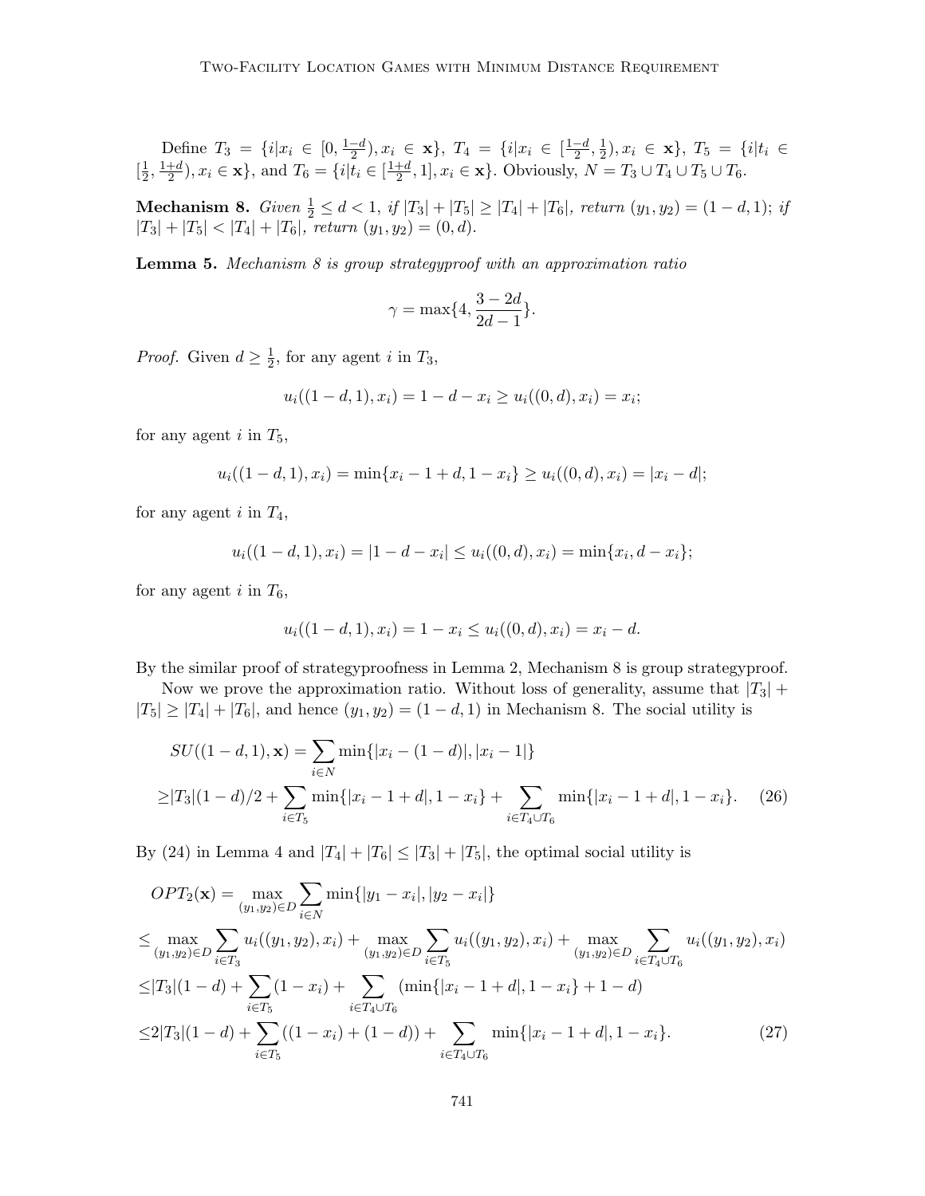Define $T_3 = \{i | x_i \in [0, \frac{1-d}{2}), x_i \in \mathbf{x}\}$, $T_4 = \{i | x_i \in [\frac{1-d}{2}, \frac{1}{2}), x_i \in \mathbf{x}\}$, $T_5 = \{i | t_i \in [\frac{1}{2}, \frac{1+d}{2}), x_i \in \mathbf{x}\}$, and $T_6 = \{i | t_i \in [\frac{1+d}{2}, 1], x_i \in \mathbf{x}\}$. Obviously, $N = T_3 \cup T_4 \cup T_5 \cup T_6$.

**Mechanism 8.** *Given $\frac{1}{2} \leq d < 1$, if $|T_3| + |T_5| \geq |T_4| + |T_6|$, return $(y_1, y_2) = (1-d, 1)$; if $|T_3| + |T_5| < |T_4| + |T_6|$, return $(y_1, y_2) = (0, d)$.*

**Lemma 5.** *Mechanism 8 is group strategyproof with an approximation ratio*

$$\gamma = \max\{4, \frac{3-2d}{2d-1}\}.$$

*Proof.* Given $d \geq \frac{1}{2}$, for any agent $i$ in $T_3$,

$$u_i((1-d, 1), x_i) = 1 - d - x_i \geq u_i((0, d), x_i) = x_i;$$

for any agent $i$ in $T_5$,

$$u_i((1-d, 1), x_i) = \min\{x_i - 1 + d, 1 - x_i\} \geq u_i((0, d), x_i) = |x_i - d|;$$

for any agent $i$ in $T_4$,

$$u_i((1-d, 1), x_i) = |1 - d - x_i| \leq u_i((0, d), x_i) = \min\{x_i, d - x_i\};$$

for any agent $i$ in $T_6$,

$$u_i((1-d, 1), x_i) = 1 - x_i \leq u_i((0, d), x_i) = x_i - d.$$

By the similar proof of strategyproofness in Lemma 2, Mechanism 8 is group strategyproof.

Now we prove the approximation ratio. Without loss of generality, assume that $|T_3| + |T_5| \geq |T_4| + |T_6|$, and hence $(y_1, y_2) = (1-d, 1)$ in Mechanism 8. The social utility is

$$\begin{aligned}
&SU((1-d, 1), \mathbf{x}) = \sum_{i \in N} \min\{|x_i - (1-d)|, |x_i - 1|\} \\
\geq &|T_3|(1-d)/2 + \sum_{i \in T_5} \min\{|x_i - 1 + d|, 1 - x_i\} + \sum_{i \in T_4 \cup T_6} \min\{|x_i - 1 + d|, 1 - x_i\}. \quad (26)
\end{aligned}$$

By (24) in Lemma 4 and $|T_4| + |T_6| \leq |T_3| + |T_5|$, the optimal social utility is

$$\begin{aligned}
&OPT_2(\mathbf{x}) = \max_{(y_1, y_2) \in D} \sum_{i \in N} \min\{|y_1 - x_i|, |y_2 - x_i|\} \\
\leq &\max_{(y_1, y_2) \in D} \sum_{i \in T_3} u_i((y_1, y_2), x_i) + \max_{(y_1, y_2) \in D} \sum_{i \in T_5} u_i((y_1, y_2), x_i) + \max_{(y_1, y_2) \in D} \sum_{i \in T_4 \cup T_6} u_i((y_1, y_2), x_i) \\
\leq &|T_3|(1-d) + \sum_{i \in T_5} (1 - x_i) + \sum_{i \in T_4 \cup T_6} (\min\{|x_i - 1 + d|, 1 - x_i\} + 1 - d) \\
\leq &2|T_3|(1-d) + \sum_{i \in T_5} ((1 - x_i) + (1-d)) + \sum_{i \in T_4 \cup T_6} \min\{|x_i - 1 + d|, 1 - x_i\}. \quad (27)
\end{aligned}$$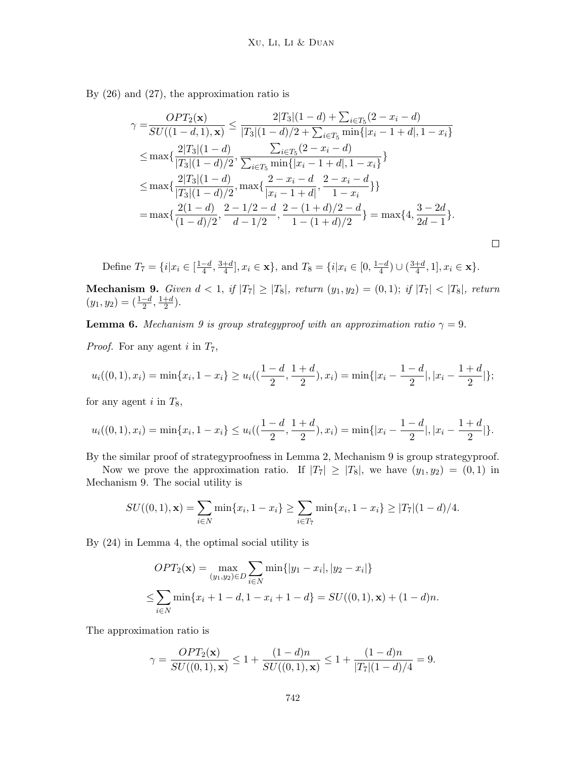By (26) and (27), the approximation ratio is

$$
\begin{aligned}
\gamma =&\frac{OPT_2(\mathbf{x})}{SU((1-d,1),\mathbf{x})} \leq \frac{2|T_3|(1-d)+\sum_{i\in T_5}(2-x_i-d)}{|T_3|(1-d)/2+\sum_{i\in T_5}\min\{|x_i-1+d|,1-x_i\}}\\
\leq& \max\{\frac{2|T_3|(1-d)}{|T_3|(1-d)/2},\frac{\sum_{i\in T_5}(2-x_i-d)}{\sum_{i\in T_5}\min\{|x_i-1+d|,1-x_i\}}\}\\
\leq& \max\{\frac{2|T_3|(1-d)}{|T_3|(1-d)/2},\max\{\frac{2-x_i-d}{|x_i-1+d|},\frac{2-x_i-d}{1-x_i}\}\}\\
=& \max\{\frac{2(1-d)}{(1-d)/2},\frac{2-1/2-d}{d-1/2},\frac{2-(1+d)/2-d}{1-(1+d)/2}\}=\max\{4,\frac{3-2d}{2d-1}\}.
\end{aligned}
$$

$\square$

Define $T_7=\{i|x_i\in[\frac{1-d}{4},\frac{3+d}{4}],x_i\in\mathbf{x}\}$, and $T_8=\{i|x_i\in[0,\frac{1-d}{4})\cup(\frac{3+d}{4},1],x_i\in\mathbf{x}\}$.

**Mechanism 9.** *Given $d<1$, if $|T_7|\geq|T_8|$, return $(y_1,y_2)=(0,1)$; if $|T_7|<|T_8|$, return $(y_1,y_2)=(\frac{1-d}{2},\frac{1+d}{2})$.*

**Lemma 6.** *Mechanism 9 is group strategyproof with an approximation ratio $\gamma=9$.*

*Proof.* For any agent $i$ in $T_7$,

$$
u_i((0,1),x_i)=\min\{x_i,1-x_i\}\geq u_i((\frac{1-d}{2},\frac{1+d}{2}),x_i)=\min\{|x_i-\frac{1-d}{2}|,|x_i-\frac{1+d}{2}|\};
$$

for any agent $i$ in $T_8$,

$$
u_i((0,1),x_i)=\min\{x_i,1-x_i\}\leq u_i((\frac{1-d}{2},\frac{1+d}{2}),x_i)=\min\{|x_i-\frac{1-d}{2}|,|x_i-\frac{1+d}{2}|\}.
$$

By the similar proof of strategyproofness in Lemma 2, Mechanism 9 is group strategyproof.

Now we prove the approximation ratio. If $|T_7|\geq|T_8|$, we have $(y_1,y_2)=(0,1)$ in Mechanism 9. The social utility is

$$
SU((0,1),\mathbf{x})=\sum_{i\in N}\min\{x_i,1-x_i\}\geq\sum_{i\in T_7}\min\{x_i,1-x_i\}\geq|T_7|(1-d)/4.
$$

By (24) in Lemma 4, the optimal social utility is

$$
\begin{aligned}
OPT_2(\mathbf{x})=&\max_{(y_1,y_2)\in D}\sum_{i\in N}\min\{|y_1-x_i|,|y_2-x_i|\}\\
\leq&\sum_{i\in N}\min\{x_i+1-d,1-x_i+1-d\}=SU((0,1),\mathbf{x})+(1-d)n.
\end{aligned}
$$

The approximation ratio is

$$
\gamma=\frac{OPT_2(\mathbf{x})}{SU((0,1),\mathbf{x})}\leq1+\frac{(1-d)n}{SU((0,1),\mathbf{x})}\leq1+\frac{(1-d)n}{|T_7|(1-d)/4}=9.
$$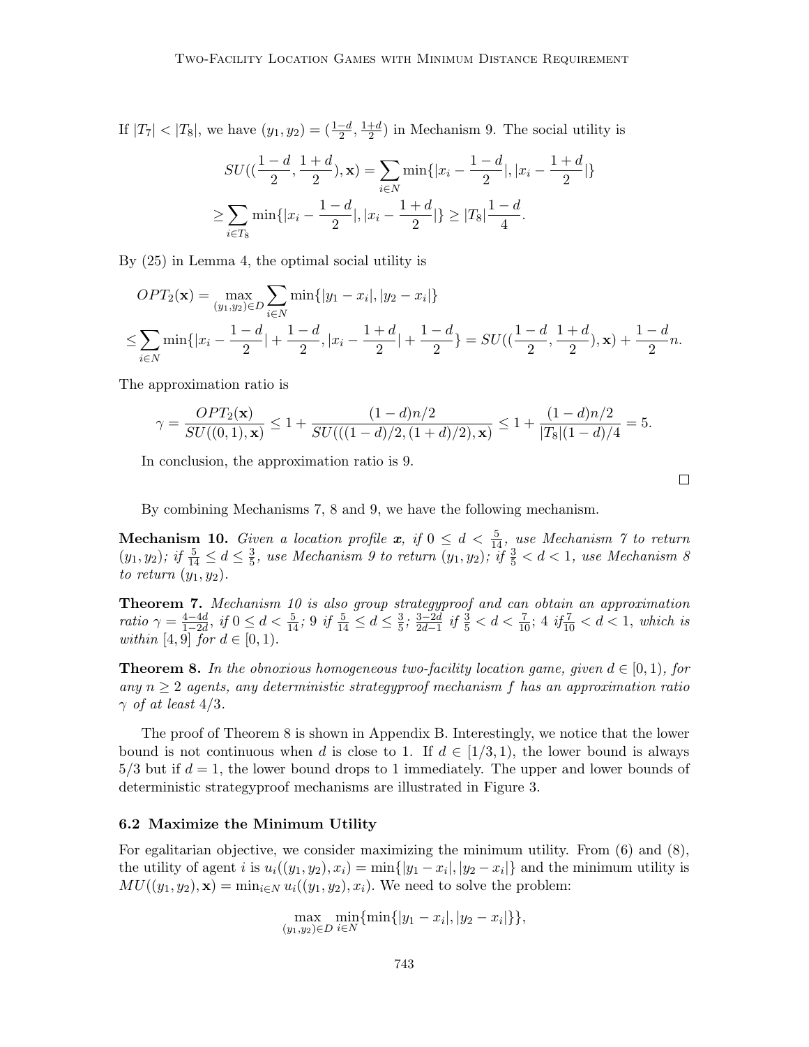If $|T_7| < |T_8|$, we have $(y_1, y_2) = (\frac{1-d}{2}, \frac{1+d}{2})$ in Mechanism 9. The social utility is

$$SU((\frac{1-d}{2}, \frac{1+d}{2}), \mathbf{x}) = \sum_{i \in N} \min\{|x_i - \frac{1-d}{2}|, |x_i - \frac{1+d}{2}|\}$$
$$\geq \sum_{i \in T_8} \min\{|x_i - \frac{1-d}{2}|, |x_i - \frac{1+d}{2}|\} \geq |T_8| \frac{1-d}{4}.$$

By (25) in Lemma 4, the optimal social utility is

$$OPT_2(\mathbf{x}) = \max_{(y_1,y_2) \in D} \sum_{i \in N} \min\{|y_1 - x_i|, |y_2 - x_i|\}$$
$$\leq \sum_{i \in N} \min\{|x_i - \frac{1-d}{2}| + \frac{1-d}{2}, |x_i - \frac{1+d}{2}| + \frac{1-d}{2}\} = SU((\frac{1-d}{2}, \frac{1+d}{2}), \mathbf{x}) + \frac{1-d}{2}n.$$

The approximation ratio is

$$\gamma = \frac{OPT_2(\mathbf{x})}{SU((0,1), \mathbf{x})} \leq 1 + \frac{(1-d)n/2}{SU(((1-d)/2, (1+d)/2), \mathbf{x})} \leq 1 + \frac{(1-d)n/2}{|T_8|(1-d)/4} = 5.$$

In conclusion, the approximation ratio is 9.

□

By combining Mechanisms 7, 8 and 9, we have the following mechanism.

**Mechanism 10.** *Given a location profile $\mathbf{x}$, if $0 \leq d < \frac{5}{14}$, use Mechanism 7 to return $(y_1, y_2)$; if $\frac{5}{14} \leq d \leq \frac{3}{5}$, use Mechanism 9 to return $(y_1, y_2)$; if $\frac{3}{5} < d < 1$, use Mechanism 8 to return $(y_1, y_2)$.*

**Theorem 7.** *Mechanism 10 is also group strategyproof and can obtain an approximation ratio $\gamma = \frac{4-4d}{1-2d}$, if $0 \leq d < \frac{5}{14}$; 9 if $\frac{5}{14} \leq d \leq \frac{3}{5}$; $\frac{3-2d}{2d-1}$ if $\frac{3}{5} < d < \frac{7}{10}$; 4 if $\frac{7}{10} < d < 1$, which is within $[4, 9]$ for $d \in [0, 1)$.*

**Theorem 8.** *In the obnoxious homogeneous two-facility location game, given $d \in [0, 1)$, for any $n \geq 2$ agents, any deterministic strategyproof mechanism $f$ has an approximation ratio $\gamma$ of at least $4/3$.*

The proof of Theorem 8 is shown in Appendix B. Interestingly, we notice that the lower bound is not continuous when $d$ is close to 1. If $d \in [1/3, 1)$, the lower bound is always $5/3$ but if $d = 1$, the lower bound drops to 1 immediately. The upper and lower bounds of deterministic strategyproof mechanisms are illustrated in Figure 3.

### 6.2 Maximize the Minimum Utility

For egalitarian objective, we consider maximizing the minimum utility. From (6) and (8), the utility of agent $i$ is $u_i((y_1, y_2), x_i) = \min\{|y_1 - x_i|, |y_2 - x_i|\}$ and the minimum utility is $MU((y_1, y_2), \mathbf{x}) = \min_{i \in N} u_i((y_1, y_2), x_i)$. We need to solve the problem:

$$\max_{(y_1,y_2) \in D} \min_{i \in N} \{\min\{|y_1 - x_i|, |y_2 - x_i|\}\},$$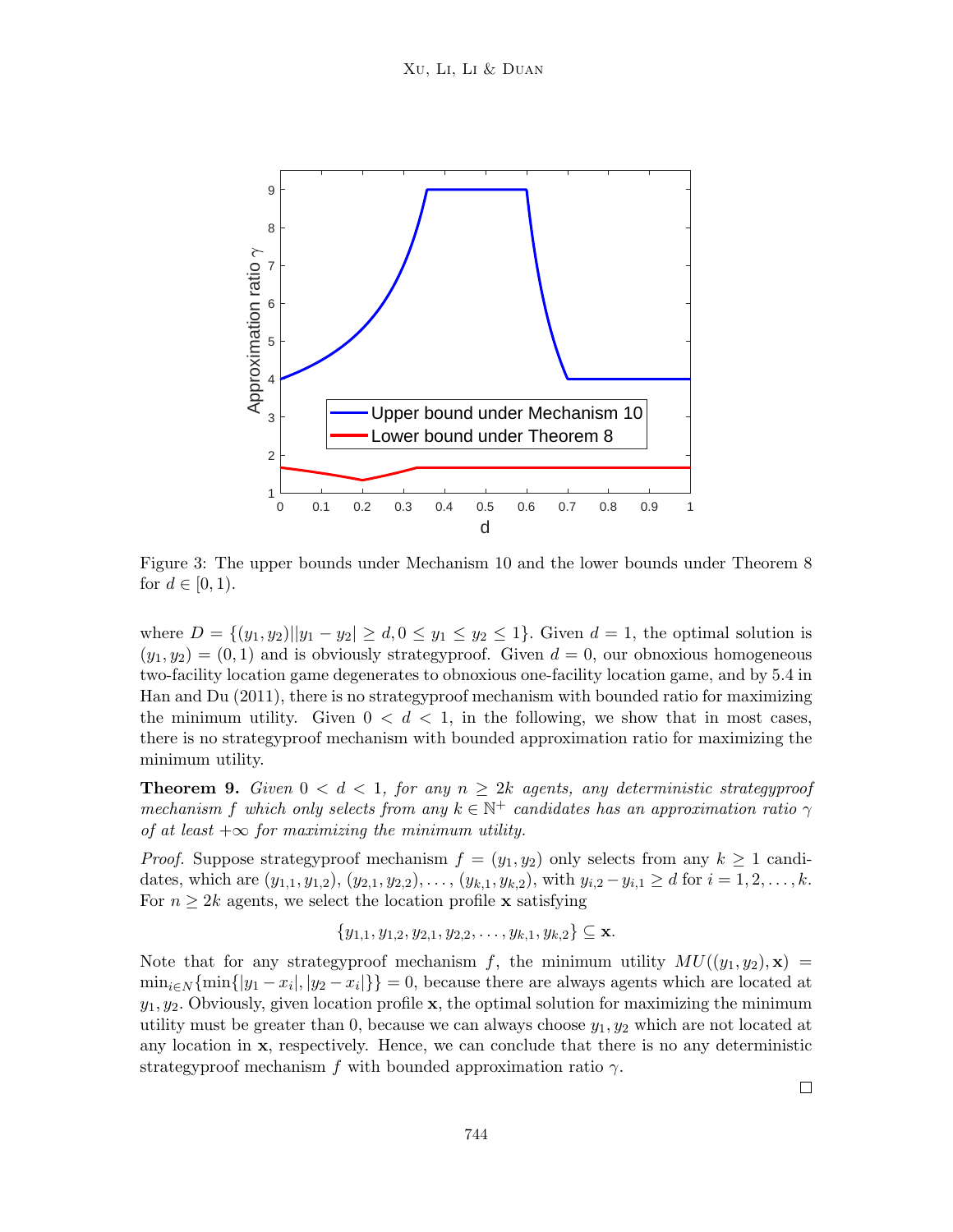Figure 3: The upper bounds under Mechanism 10 and the lower bounds under Theorem 8 for $d \in [0, 1)$.

where $D = \{(y_1, y_2) | |y_1 - y_2| \geq d, 0 \leq y_1 \leq y_2 \leq 1\}$. Given $d = 1$, the optimal solution is $(y_1, y_2) = (0, 1)$ and is obviously strategyproof. Given $d = 0$, our obnoxious homogeneous two-facility location game degenerates to obnoxious one-facility location game, and by 5.4 in Han and Du (2011), there is no strategyproof mechanism with bounded ratio for maximizing the minimum utility. Given $0 < d < 1$, in the following, we show that in most cases, there is no strategyproof mechanism with bounded approximation ratio for maximizing the minimum utility.

**Theorem 9.** *Given $0 < d < 1$, for any $n \geq 2k$ agents, any deterministic strategyproof mechanism $f$ which only selects from any $k \in \mathbb{N}^+$ candidates has an approximation ratio $\gamma$ of at least $+\infty$ for maximizing the minimum utility.*

*Proof.* Suppose strategyproof mechanism $f = (y_1, y_2)$ only selects from any $k \geq 1$ candidates, which are $(y_{1,1}, y_{1,2}), (y_{2,1}, y_{2,2}), \ldots, (y_{k,1}, y_{k,2})$, with $y_{i,2} - y_{i,1} \geq d$ for $i = 1, 2, \ldots, k$. For $n \geq 2k$ agents, we select the location profile $\mathbf{x}$ satisfying

$$\{y_{1,1}, y_{1,2}, y_{2,1}, y_{2,2}, \ldots, y_{k,1}, y_{k,2}\} \subseteq \mathbf{x}.$$

Note that for any strategyproof mechanism $f$, the minimum utility $MU((y_1, y_2), \mathbf{x}) = \min_{i \in N}\{\min\{|y_1 - x_i|, |y_2 - x_i|\}\} = 0$, because there are always agents which are located at $y_1, y_2$. Obviously, given location profile $\mathbf{x}$, the optimal solution for maximizing the minimum utility must be greater than 0, because we can always choose $y_1, y_2$ which are not located at any location in $\mathbf{x}$, respectively. Hence, we can conclude that there is no any deterministic strategyproof mechanism $f$ with bounded approximation ratio $\gamma$.

□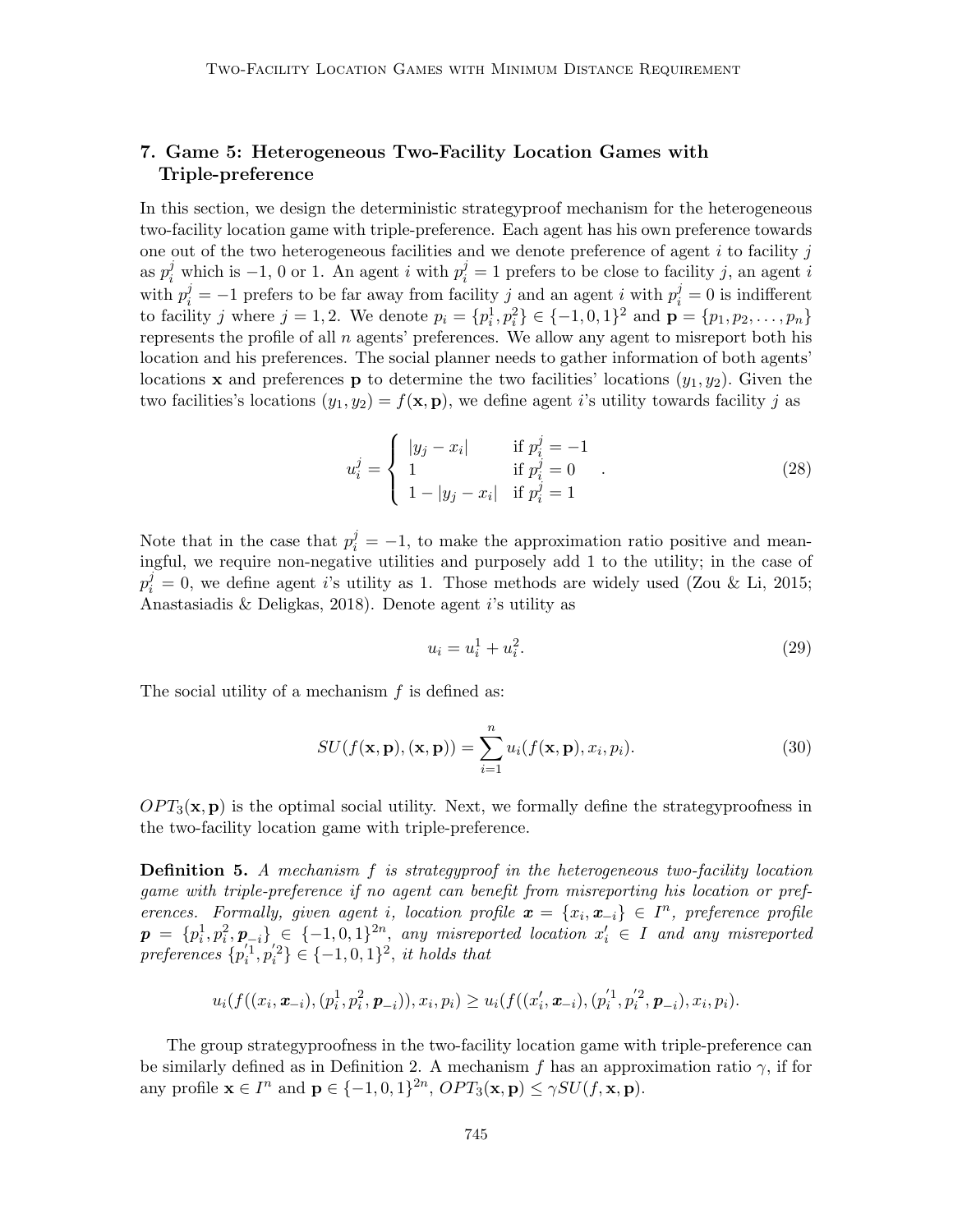## 7. Game 5: Heterogeneous Two-Facility Location Games with Triple-preference

In this section, we design the deterministic strategyproof mechanism for the heterogeneous two-facility location game with triple-preference. Each agent has his own preference towards one out of the two heterogeneous facilities and we denote preference of agent $i$ to facility $j$ as $p_i^j$ which is $-1$, 0 or 1. An agent $i$ with $p_i^j = 1$ prefers to be close to facility $j$, an agent $i$ with $p_i^j = -1$ prefers to be far away from facility $j$ and an agent $i$ with $p_i^j = 0$ is indifferent to facility $j$ where $j = 1, 2$. We denote $p_i = \{p_i^1, p_i^2\} \in \{-1, 0, 1\}^2$ and $\mathbf{p} = \{p_1, p_2, \ldots, p_n\}$ represents the profile of all $n$ agents' preferences. We allow any agent to misreport both his location and his preferences. The social planner needs to gather information of both agents' locations $\mathbf{x}$ and preferences $\mathbf{p}$ to determine the two facilities' locations $(y_1, y_2)$. Given the two facilities's locations $(y_1, y_2) = f(\mathbf{x}, \mathbf{p})$, we define agent $i$'s utility towards facility $j$ as

$$u_i^j = \begin{cases} |y_j - x_i| & \text{if } p_i^j = -1 \\ 1 & \text{if } p_i^j = 0 \\ 1 - |y_j - x_i| & \text{if } p_i^j = 1 \end{cases}. \tag{28}$$

Note that in the case that $p_i^j = -1$, to make the approximation ratio positive and meaningful, we require non-negative utilities and purposely add 1 to the utility; in the case of $p_i^j = 0$, we define agent $i$'s utility as 1. Those methods are widely used (Zou & Li, 2015; Anastasiadis & Deligkas, 2018). Denote agent $i$'s utility as

$$u_i = u_i^1 + u_i^2. \tag{29}$$

The social utility of a mechanism $f$ is defined as:

$$SU(f(\mathbf{x}, \mathbf{p}), (\mathbf{x}, \mathbf{p})) = \sum_{i=1}^{n} u_i(f(\mathbf{x}, \mathbf{p}), x_i, p_i). \tag{30}$$

$OPT_3(\mathbf{x}, \mathbf{p})$ is the optimal social utility. Next, we formally define the strategyproofness in the two-facility location game with triple-preference.

**Definition 5.** *A mechanism $f$ is strategyproof in the heterogeneous two-facility location game with triple-preference if no agent can benefit from misreporting his location or preferences. Formally, given agent $i$, location profile $\boldsymbol{x} = \{x_i, \boldsymbol{x}_{-i}\} \in I^n$, preference profile $\boldsymbol{p} = \{p_i^1, p_i^2, \boldsymbol{p}_{-i}\} \in \{-1, 0, 1\}^{2n}$, any misreported location $x_i' \in I$ and any misreported preferences $\{p_i^{'1}, p_i^{'2}\} \in \{-1, 0, 1\}^2$, it holds that*

$$u_i(f((x_i, \boldsymbol{x}_{-i}), (p_i^1, p_i^2, \boldsymbol{p}_{-i})), x_i, p_i) \geq u_i(f((x_i', \boldsymbol{x}_{-i}), (p_i^{'1}, p_i^{'2}, \boldsymbol{p}_{-i}), x_i, p_i).$$

The group strategyproofness in the two-facility location game with triple-preference can be similarly defined as in Definition 2. A mechanism $f$ has an approximation ratio $\gamma$, if for any profile $\mathbf{x} \in I^n$ and $\mathbf{p} \in \{-1, 0, 1\}^{2n}$, $OPT_3(\mathbf{x}, \mathbf{p}) \leq \gamma SU(f, \mathbf{x}, \mathbf{p})$.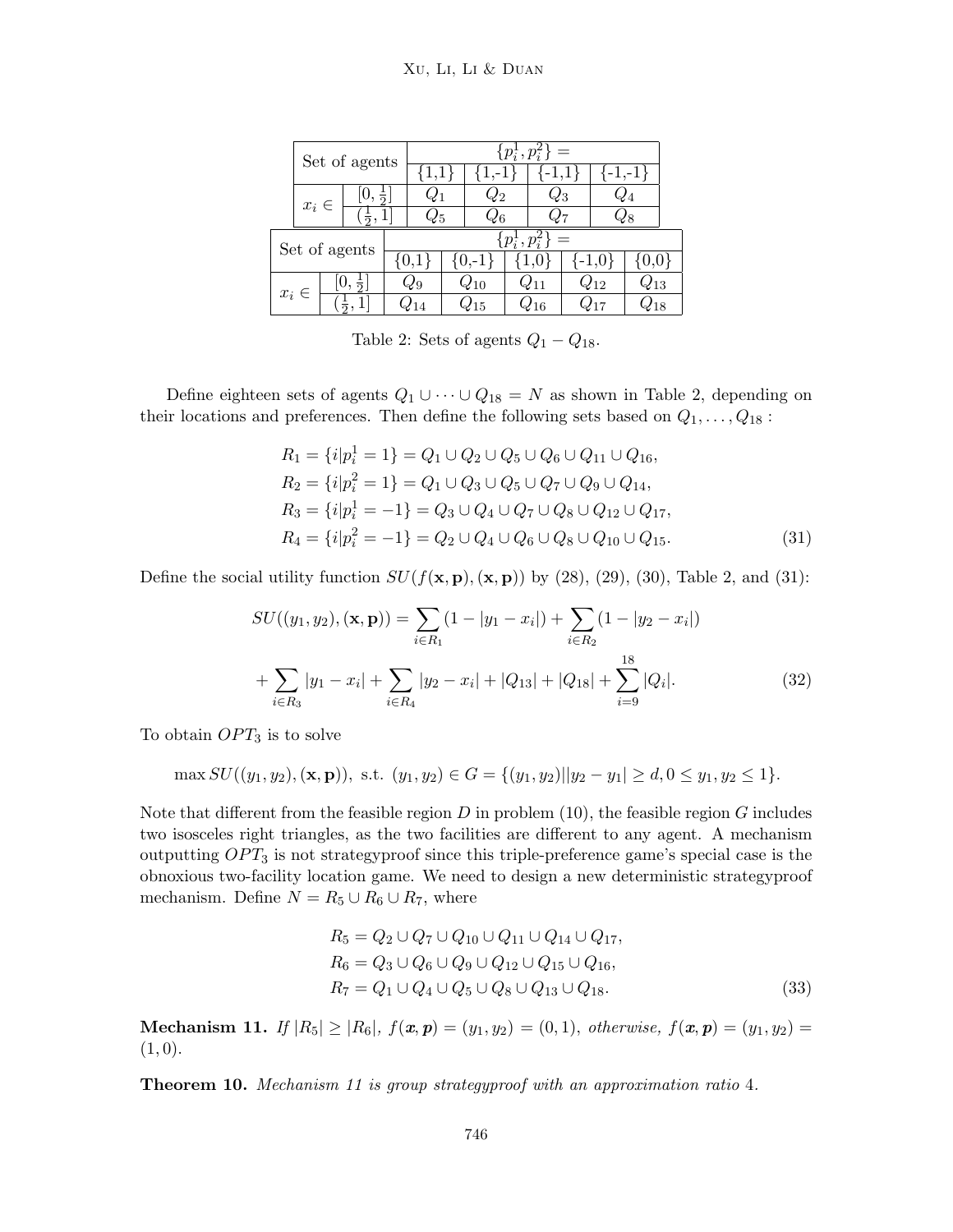| Set of agents | | $\{p_i^1, p_i^2\} =$ | | | |
|---|---|---|---|---|---|
| | | {1,1} | {1,-1} | {-1,1} | {-1,-1} |
| $x_i \in$ | $[0, \frac{1}{2}]$ | $Q_1$ | $Q_2$ | $Q_3$ | $Q_4$ |
| | $(\frac{1}{2}, 1]$ | $Q_5$ | $Q_6$ | $Q_7$ | $Q_8$ |

| Set of agents | | $\{p_i^1, p_i^2\} =$ | | | | |
|---|---|---|---|---|---|---|
| | | {0,1} | {0,-1} | {1,0} | {-1,0} | {0,0} |
| $x_i \in$ | $[0, \frac{1}{2}]$ | $Q_9$ | $Q_{10}$ | $Q_{11}$ | $Q_{12}$ | $Q_{13}$ |
| | $(\frac{1}{2}, 1]$ | $Q_{14}$ | $Q_{15}$ | $Q_{16}$ | $Q_{17}$ | $Q_{18}$ |

Table 2: Sets of agents $Q_1 - Q_{18}$.

Define eighteen sets of agents $Q_1 \cup \cdots \cup Q_{18} = N$ as shown in Table 2, depending on their locations and preferences. Then define the following sets based on $Q_1, \ldots, Q_{18}$ :

$$
\begin{aligned}
R_1 &= \{i | p_i^1 = 1\} = Q_1 \cup Q_2 \cup Q_5 \cup Q_6 \cup Q_{11} \cup Q_{16}, \\
R_2 &= \{i | p_i^2 = 1\} = Q_1 \cup Q_3 \cup Q_5 \cup Q_7 \cup Q_9 \cup Q_{14}, \\
R_3 &= \{i | p_i^1 = -1\} = Q_3 \cup Q_4 \cup Q_7 \cup Q_8 \cup Q_{12} \cup Q_{17}, \\
R_4 &= \{i | p_i^2 = -1\} = Q_2 \cup Q_4 \cup Q_6 \cup Q_8 \cup Q_{10} \cup Q_{15}.
\end{aligned} \tag{31}
$$

Define the social utility function $SU(f(\mathbf{x}, \mathbf{p}), (\mathbf{x}, \mathbf{p}))$ by (28), (29), (30), Table 2, and (31):

$$
\begin{aligned}
SU((y_1, y_2), (\mathbf{x}, \mathbf{p})) &= \sum_{i \in R_1} (1 - |y_1 - x_i|) + \sum_{i \in R_2} (1 - |y_2 - x_i|) \\
+ \sum_{i \in R_3} |y_1 - x_i| &+ \sum_{i \in R_4} |y_2 - x_i| + |Q_{13}| + |Q_{18}| + \sum_{i=9}^{18} |Q_i|.
\end{aligned} \tag{32}
$$

To obtain $OPT_3$ is to solve

$$
\max SU((y_1, y_2), (\mathbf{x}, \mathbf{p})), \text{ s.t. } (y_1, y_2) \in G = \{(y_1, y_2) | |y_2 - y_1| \geq d, 0 \leq y_1, y_2 \leq 1\}.
$$

Note that different from the feasible region $D$ in problem (10), the feasible region $G$ includes two isosceles right triangles, as the two facilities are different to any agent. A mechanism outputting $OPT_3$ is not strategyproof since this triple-preference game's special case is the obnoxious two-facility location game. We need to design a new deterministic strategyproof mechanism. Define $N = R_5 \cup R_6 \cup R_7$, where

$$
\begin{aligned}
R_5 &= Q_2 \cup Q_7 \cup Q_{10} \cup Q_{11} \cup Q_{14} \cup Q_{17}, \\
R_6 &= Q_3 \cup Q_6 \cup Q_9 \cup Q_{12} \cup Q_{15} \cup Q_{16}, \\
R_7 &= Q_1 \cup Q_4 \cup Q_5 \cup Q_8 \cup Q_{13} \cup Q_{18}.
\end{aligned} \tag{33}
$$

**Mechanism 11.** *If $|R_5| \geq |R_6|$, $f(\boldsymbol{x}, \boldsymbol{p}) = (y_1, y_2) = (0, 1)$, otherwise, $f(\boldsymbol{x}, \boldsymbol{p}) = (y_1, y_2) = (1, 0)$.*

**Theorem 10.** *Mechanism 11 is group strategyproof with an approximation ratio 4.*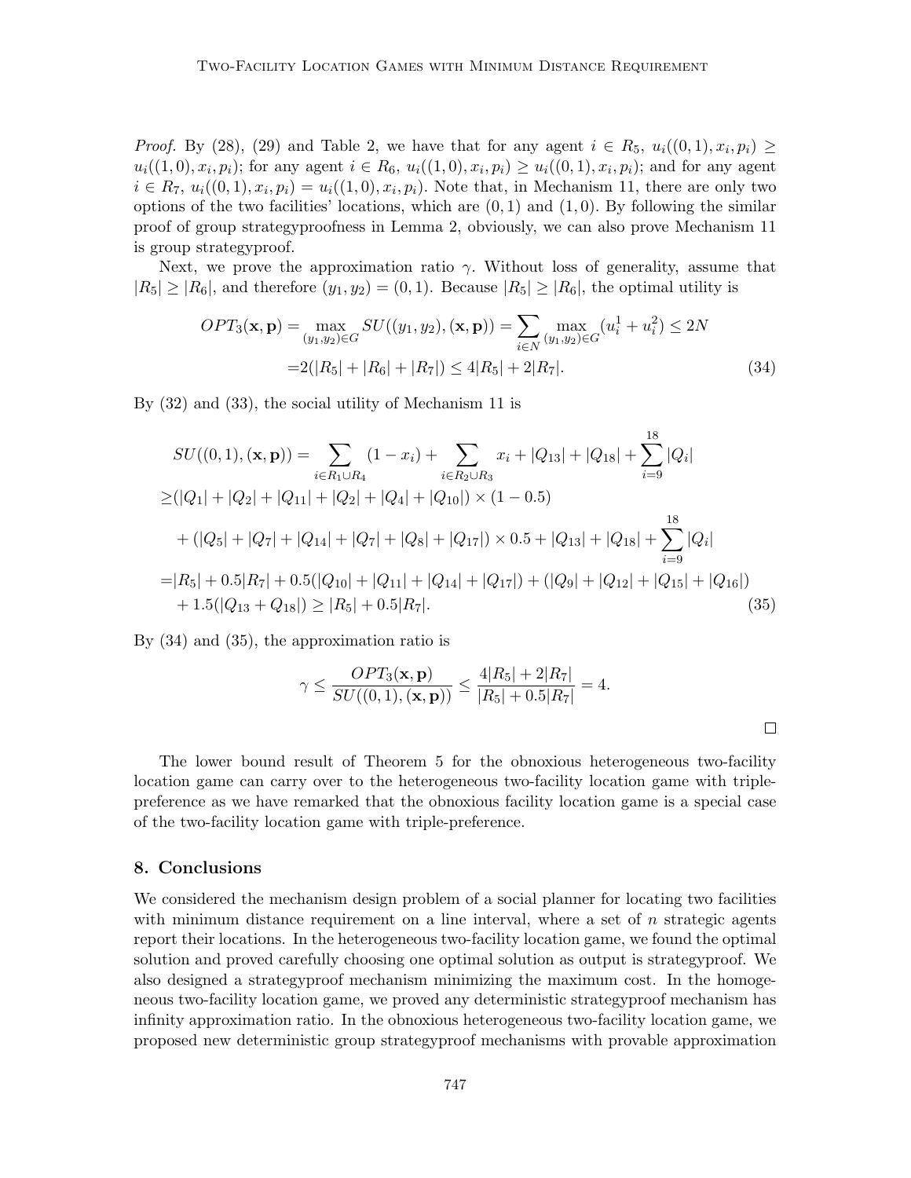*Proof.* By (28), (29) and Table 2, we have that for any agent $i \in R_5$, $u_i((0,1), x_i, p_i) \geq u_i((1,0), x_i, p_i)$; for any agent $i \in R_6$, $u_i((1,0), x_i, p_i) \geq u_i((0,1), x_i, p_i)$; and for any agent $i \in R_7$, $u_i((0,1), x_i, p_i) = u_i((1,0), x_i, p_i)$. Note that, in Mechanism 11, there are only two options of the two facilities' locations, which are $(0,1)$ and $(1,0)$. By following the similar proof of group strategyproofness in Lemma 2, obviously, we can also prove Mechanism 11 is group strategyproof.

Next, we prove the approximation ratio $\gamma$. Without loss of generality, assume that $|R_5| \geq |R_6|$, and therefore $(y_1, y_2) = (0,1)$. Because $|R_5| \geq |R_6|$, the optimal utility is

$$
\begin{aligned}
OPT_3(\mathbf{x}, \mathbf{p}) &= \max_{(y_1,y_2)\in G} SU((y_1,y_2),(\mathbf{x},\mathbf{p})) = \sum_{i\in N} \max_{(y_1,y_2)\in G} (u_i^1 + u_i^2) \leq 2N \\
&= 2(|R_5| + |R_6| + |R_7|) \leq 4|R_5| + 2|R_7|. \qquad (34)
\end{aligned}
$$

By (32) and (33), the social utility of Mechanism 11 is

$$
\begin{aligned}
&SU((0,1),(\mathbf{x},\mathbf{p})) = \sum_{i\in R_1 \cup R_4} (1 - x_i) + \sum_{i \in R_2 \cup R_3} x_i + |Q_{13}| + |Q_{18}| + \sum_{i=9}^{18} |Q_i| \\
\geq &(|Q_1| + |Q_2| + |Q_{11}| + |Q_2| + |Q_4| + |Q_{10}|) \times (1 - 0.5) \\
&+ (|Q_5| + |Q_7| + |Q_{14}| + |Q_7| + |Q_8| + |Q_{17}|) \times 0.5 + |Q_{13}| + |Q_{18}| + \sum_{i=9}^{18} |Q_i| \\
= &|R_5| + 0.5|R_7| + 0.5(|Q_{10}| + |Q_{11}| + |Q_{14}| + |Q_{17}|) + (|Q_9| + |Q_{12}| + |Q_{15}| + |Q_{16}|) \\
&+ 1.5(|Q_{13} + Q_{18}|) \geq |R_5| + 0.5|R_7|. \qquad (35)
\end{aligned}
$$

By (34) and (35), the approximation ratio is

$$
\gamma \leq \frac{OPT_3(\mathbf{x},\mathbf{p})}{SU((0,1),(\mathbf{x},\mathbf{p}))} \leq \frac{4|R_5| + 2|R_7|}{|R_5| + 0.5|R_7|} = 4.
$$

□

The lower bound result of Theorem 5 for the obnoxious heterogeneous two-facility location game can carry over to the heterogeneous two-facility location game with triple-preference as we have remarked that the obnoxious facility location game is a special case of the two-facility location game with triple-preference.

## 8. Conclusions

We considered the mechanism design problem of a social planner for locating two facilities with minimum distance requirement on a line interval, where a set of $n$ strategic agents report their locations. In the heterogeneous two-facility location game, we found the optimal solution and proved carefully choosing one optimal solution as output is strategyproof. We also designed a strategyproof mechanism minimizing the maximum cost. In the homogeneous two-facility location game, we proved any deterministic strategyproof mechanism has infinity approximation ratio. In the obnoxious heterogeneous two-facility location game, we proposed new deterministic group strategyproof mechanisms with provable approximation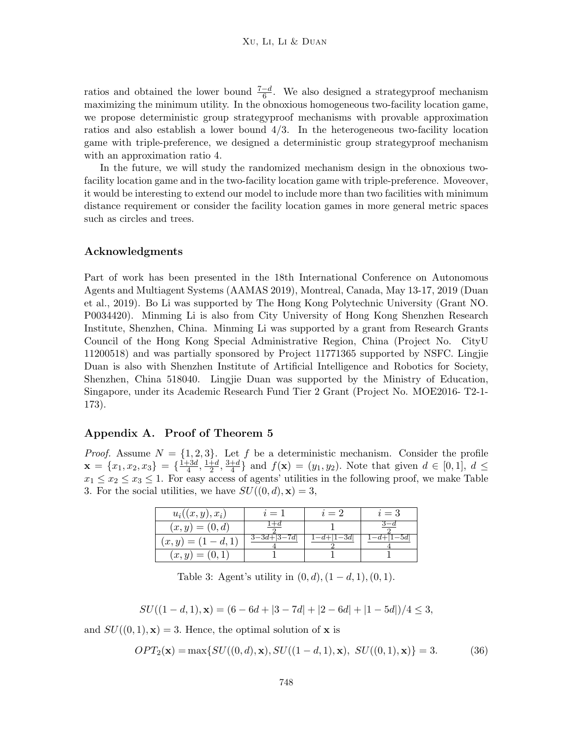ratios and obtained the lower bound $\frac{7-d}{6}$. We also designed a strategyproof mechanism maximizing the minimum utility. In the obnoxious homogeneous two-facility location game, we propose deterministic group strategyproof mechanisms with provable approximation ratios and also establish a lower bound 4/3. In the heterogeneous two-facility location game with triple-preference, we designed a deterministic group strategyproof mechanism with an approximation ratio 4.

In the future, we will study the randomized mechanism design in the obnoxious two-facility location game and in the two-facility location game with triple-preference. Moveover, it would be interesting to extend our model to include more than two facilities with minimum distance requirement or consider the facility location games in more general metric spaces such as circles and trees.

## Acknowledgments

Part of work has been presented in the 18th International Conference on Autonomous Agents and Multiagent Systems (AAMAS 2019), Montreal, Canada, May 13-17, 2019 (Duan et al., 2019). Bo Li was supported by The Hong Kong Polytechnic University (Grant NO. P0034420). Minming Li is also from City University of Hong Kong Shenzhen Research Institute, Shenzhen, China. Minming Li was supported by a grant from Research Grants Council of the Hong Kong Special Administrative Region, China (Project No. CityU 11200518) and was partially sponsored by Project 11771365 supported by NSFC. Lingjie Duan is also with Shenzhen Institute of Artificial Intelligence and Robotics for Society, Shenzhen, China 518040. Lingjie Duan was supported by the Ministry of Education, Singapore, under its Academic Research Fund Tier 2 Grant (Project No. MOE2016- T2-1-173).

## Appendix A. Proof of Theorem 5

*Proof.* Assume $N = \{1, 2, 3\}$. Let $f$ be a deterministic mechanism. Consider the profile $\mathbf{x} = \{x_1, x_2, x_3\} = \{\frac{1+3d}{4}, \frac{1+d}{2}, \frac{3+d}{4}\}$ and $f(\mathbf{x}) = (y_1, y_2)$. Note that given $d \in [0, 1]$, $d \leq x_1 \leq x_2 \leq x_3 \leq 1$. For easy access of agents' utilities in the following proof, we make Table 3. For the social utilities, we have $SU((0, d), \mathbf{x}) = 3$,

| $u_i((x, y), x_i)$ | $i = 1$ | $i = 2$ | $i = 3$ |
|---|---|---|---|
| $(x, y) = (0, d)$ | $\frac{1+d}{2}$ | $1$ | $\frac{3-d}{2}$ |
| $(x, y) = (1-d, 1)$ | $\frac{3-3d+\lvert 3-7d\rvert}{4}$ | $\frac{1-d+\lvert 1-3d\rvert}{2}$ | $\frac{1-d+\lvert 1-5d\rvert}{4}$ |
| $(x, y) = (0, 1)$ | $1$ | $1$ | $1$ |

Table 3: Agent's utility in $(0, d), (1-d, 1), (0, 1)$.

$$SU((1-d, 1), \mathbf{x}) = (6 - 6d + |3 - 7d| + |2 - 6d| + |1 - 5d|)/4 \leq 3,$$

and $SU((0, 1), \mathbf{x}) = 3$. Hence, the optimal solution of $\mathbf{x}$ is

$$OPT_2(\mathbf{x}) = \max\{SU((0, d), \mathbf{x}), SU((1-d, 1), \mathbf{x}),\ SU((0, 1), \mathbf{x})\} = 3. \tag{36}$$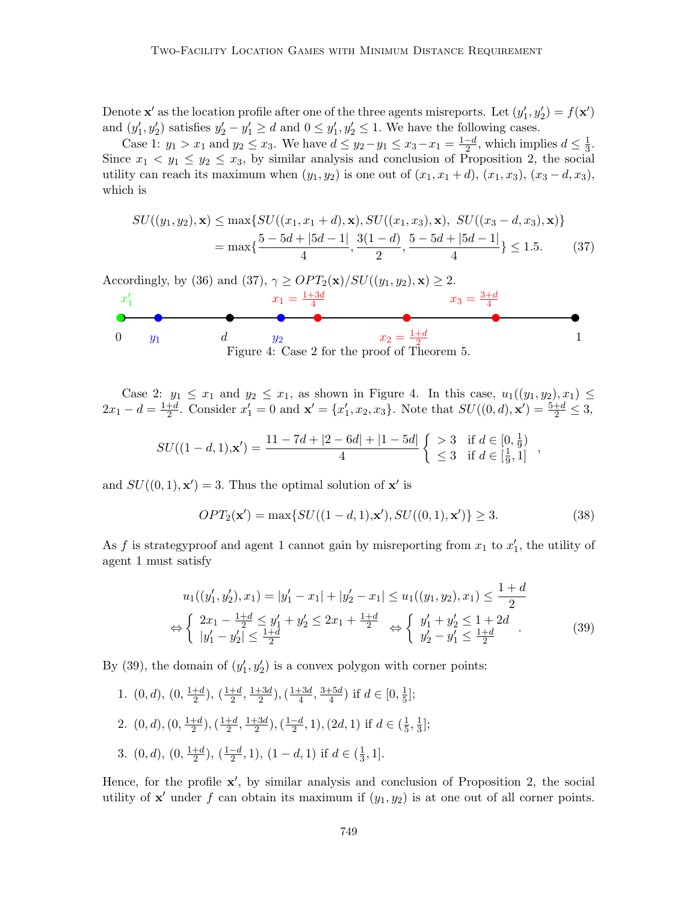Denote $\mathbf{x}'$ as the location profile after one of the three agents misreports. Let $(y_1', y_2') = f(\mathbf{x}')$ and $(y_1', y_2')$ satisfies $y_2' - y_1' \geq d$ and $0 \leq y_1', y_2' \leq 1$. We have the following cases.

Case 1: $y_1 > x_1$ and $y_2 \leq x_3$. We have $d \leq y_2 - y_1 \leq x_3 - x_1 = \frac{1-d}{2}$, which implies $d \leq \frac{1}{3}$. Since $x_1 < y_1 \leq y_2 \leq x_3$, by similar analysis and conclusion of Proposition 2, the social utility can reach its maximum when $(y_1, y_2)$ is one out of $(x_1, x_1 + d)$, $(x_1, x_3)$, $(x_3 - d, x_3)$, which is

$$
\begin{aligned}
SU((y_1, y_2), \mathbf{x}) &\leq \max\{SU((x_1, x_1 + d), \mathbf{x}), SU((x_1, x_3), \mathbf{x}),\ SU((x_3 - d, x_3), \mathbf{x})\} \\
&= \max\{\frac{5 - 5d + |5d - 1|}{4}, \frac{3(1-d)}{2}, \frac{5 - 5d + |5d - 1|}{4}\} \leq 1.5. \qquad (37)
\end{aligned}
$$

Accordingly, by (36) and (37), $\gamma \geq OPT_2(\mathbf{x})/SU((y_1, y_2), \mathbf{x}) \geq 2$.

Figure 4: Case 2 for the proof of Theorem 5.

Case 2: $y_1 \leq x_1$ and $y_2 \leq x_1$, as shown in Figure 4. In this case, $u_1((y_1, y_2), x_1) \leq 2x_1 - d = \frac{1+d}{2}$. Consider $x_1' = 0$ and $\mathbf{x}' = \{x_1', x_2, x_3\}$. Note that $SU((0, d), \mathbf{x}') = \frac{5+d}{2} \leq 3$,

$$
SU((1-d, 1), \mathbf{x}') = \frac{11 - 7d + |2 - 6d| + |1 - 5d|}{4} \begin{cases} > 3 & \text{if } d \in [0, \frac{1}{9}) \\ \leq 3 & \text{if } d \in [\frac{1}{9}, 1] \end{cases},
$$

and $SU((0, 1), \mathbf{x}') = 3$. Thus the optimal solution of $\mathbf{x}'$ is

$$
OPT_2(\mathbf{x}') = \max\{SU((1-d, 1), \mathbf{x}'), SU((0, 1), \mathbf{x}')\} \geq 3. \qquad (38)
$$

As $f$ is strategyproof and agent 1 cannot gain by misreporting from $x_1$ to $x_1'$, the utility of agent 1 must satisfy

$$
\begin{aligned}
&u_1((y_1', y_2'), x_1) = |y_1' - x_1| + |y_2' - x_1| \leq u_1((y_1, y_2), x_1) \leq \frac{1+d}{2} \\
\Leftrightarrow &\begin{cases} 2x_1 - \frac{1+d}{2} \leq y_1' + y_2' \leq 2x_1 + \frac{1+d}{2} \\ |y_1' - y_2'| \leq \frac{1+d}{2} \end{cases} \Leftrightarrow \begin{cases} y_1' + y_2' \leq 1 + 2d \\ y_2' - y_1' \leq \frac{1+d}{2} \end{cases}. \qquad (39)
\end{aligned}
$$

By (39), the domain of $(y_1', y_2')$ is a convex polygon with corner points:

1. $(0, d)$, $(0, \frac{1+d}{2})$, $(\frac{1+d}{2}, \frac{1+3d}{2})$, $(\frac{1+3d}{4}, \frac{3+5d}{4})$ if $d \in [0, \frac{1}{5}]$;
2. $(0, d)$, $(0, \frac{1+d}{2})$, $(\frac{1+d}{2}, \frac{1+3d}{2})$, $(\frac{1-d}{2}, 1)$, $(2d, 1)$ if $d \in (\frac{1}{5}, \frac{1}{3}]$;
3. $(0, d)$, $(0, \frac{1+d}{2})$, $(\frac{1-d}{2}, 1)$, $(1 - d, 1)$ if $d \in (\frac{1}{3}, 1]$.

Hence, for the profile $\mathbf{x}'$, by similar analysis and conclusion of Proposition 2, the social utility of $\mathbf{x}'$ under $f$ can obtain its maximum if $(y_1, y_2)$ is at one out of all corner points.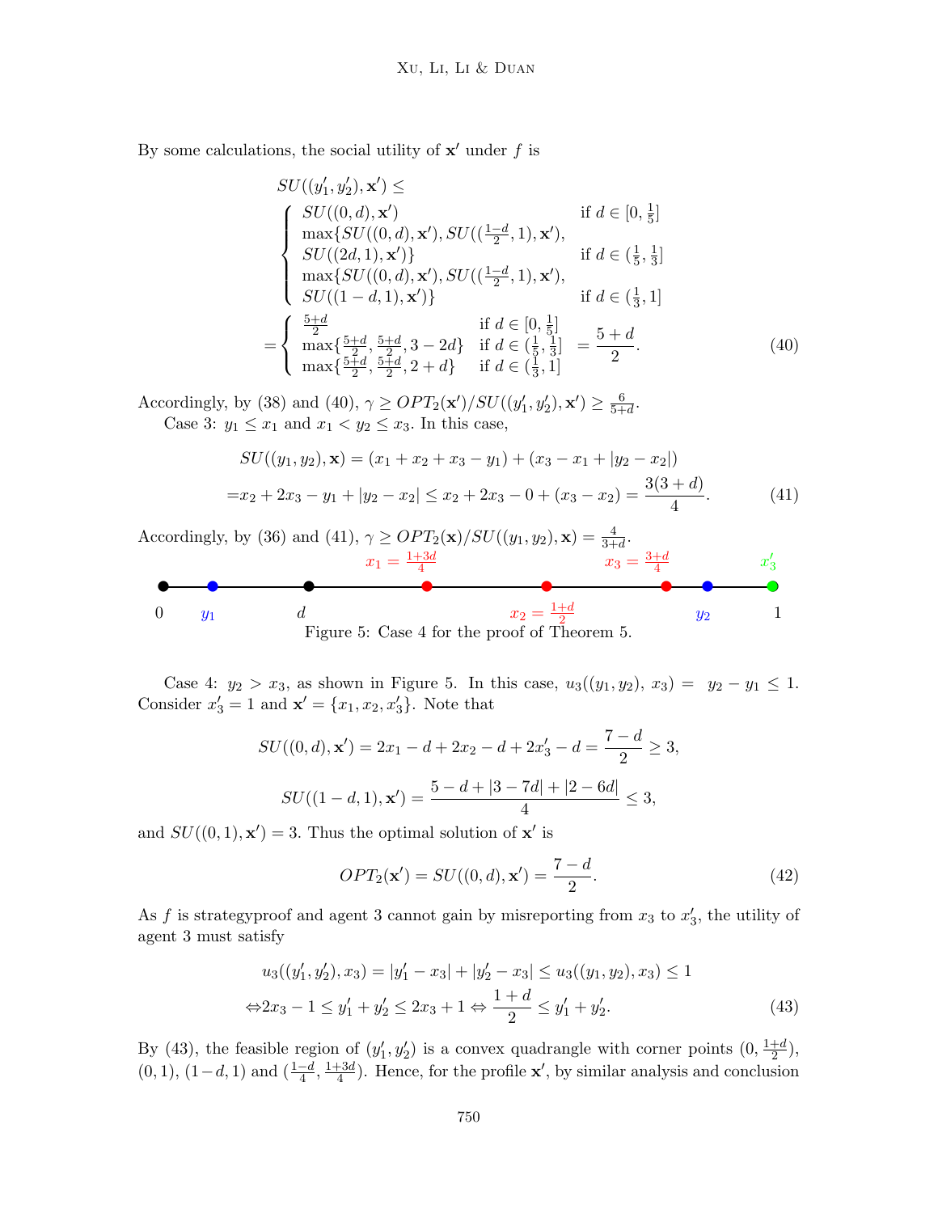By some calculations, the social utility of $\mathbf{x}'$ under $f$ is

$$
\begin{aligned}
&SU((y_1', y_2'), \mathbf{x}') \leq \\
&\begin{cases}
SU((0,d), \mathbf{x}') & \text{if } d \in [0, \frac{1}{5}] \\
\max\{SU((0,d), \mathbf{x}'), SU((\frac{1-d}{2}, 1), \mathbf{x}'), & \\
SU((2d, 1), \mathbf{x}')\} & \text{if } d \in (\frac{1}{5}, \frac{1}{3}] \\
\max\{SU((0,d), \mathbf{x}'), SU((\frac{1-d}{2}, 1), \mathbf{x}'), & \\
SU((1-d, 1), \mathbf{x}')\} & \text{if } d \in (\frac{1}{3}, 1]
\end{cases} \\
&= \begin{cases}
\frac{5+d}{2} & \text{if } d \in [0, \frac{1}{5}] \\
\max\{\frac{5+d}{2}, \frac{5+d}{2}, 3-2d\} & \text{if } d \in (\frac{1}{5}, \frac{1}{3}] \\
\max\{\frac{5+d}{2}, \frac{5+d}{2}, 2+d\} & \text{if } d \in (\frac{1}{3}, 1]
\end{cases}
= \frac{5+d}{2}.
\end{aligned} \tag{40}
$$

Accordingly, by (38) and (40), $\gamma \geq OPT_2(\mathbf{x}')/SU((y_1', y_2'), \mathbf{x}') \geq \frac{6}{5+d}$.

Case 3: $y_1 \leq x_1$ and $x_1 < y_2 \leq x_3$. In this case,

$$
\begin{aligned}
&SU((y_1, y_2), \mathbf{x}) = (x_1 + x_2 + x_3 - y_1) + (x_3 - x_1 + |y_2 - x_2|) \\
=&x_2 + 2x_3 - y_1 + |y_2 - x_2| \leq x_2 + 2x_3 - 0 + (x_3 - x_2) = \frac{3(3+d)}{4}.
\end{aligned} \tag{41}
$$

Accordingly, by (36) and (41), $\gamma \geq OPT_2(\mathbf{x})/SU((y_1, y_2), \mathbf{x}) = \frac{4}{3+d}$.

Figure 5: Case 4 for the proof of Theorem 5.

Case 4: $y_2 > x_3$, as shown in Figure 5. In this case, $u_3((y_1, y_2), x_3) = y_2 - y_1 \leq 1$. Consider $x_3' = 1$ and $\mathbf{x}' = \{x_1, x_2, x_3'\}$. Note that

$$
SU((0,d), \mathbf{x}') = 2x_1 - d + 2x_2 - d + 2x_3' - d = \frac{7-d}{2} \geq 3,
$$

$$
SU((1-d, 1), \mathbf{x}') = \frac{5 - d + |3 - 7d| + |2 - 6d|}{4} \leq 3,
$$

and $SU((0,1), \mathbf{x}') = 3$. Thus the optimal solution of $\mathbf{x}'$ is

$$
OPT_2(\mathbf{x}') = SU((0,d), \mathbf{x}') = \frac{7-d}{2}. \tag{42}
$$

As $f$ is strategyproof and agent 3 cannot gain by misreporting from $x_3$ to $x_3'$, the utility of agent 3 must satisfy

$$
\begin{aligned}
&u_3((y_1', y_2'), x_3) = |y_1' - x_3| + |y_2' - x_3| \leq u_3((y_1, y_2), x_3) \leq 1 \\
\Leftrightarrow &2x_3 - 1 \leq y_1' + y_2' \leq 2x_3 + 1 \Leftrightarrow \frac{1+d}{2} \leq y_1' + y_2'.
\end{aligned} \tag{43}
$$

By (43), the feasible region of $(y_1', y_2')$ is a convex quadrangle with corner points $(0, \frac{1+d}{2})$, $(0, 1)$, $(1-d, 1)$ and $(\frac{1-d}{4}, \frac{1+3d}{4})$. Hence, for the profile $\mathbf{x}'$, by similar analysis and conclusion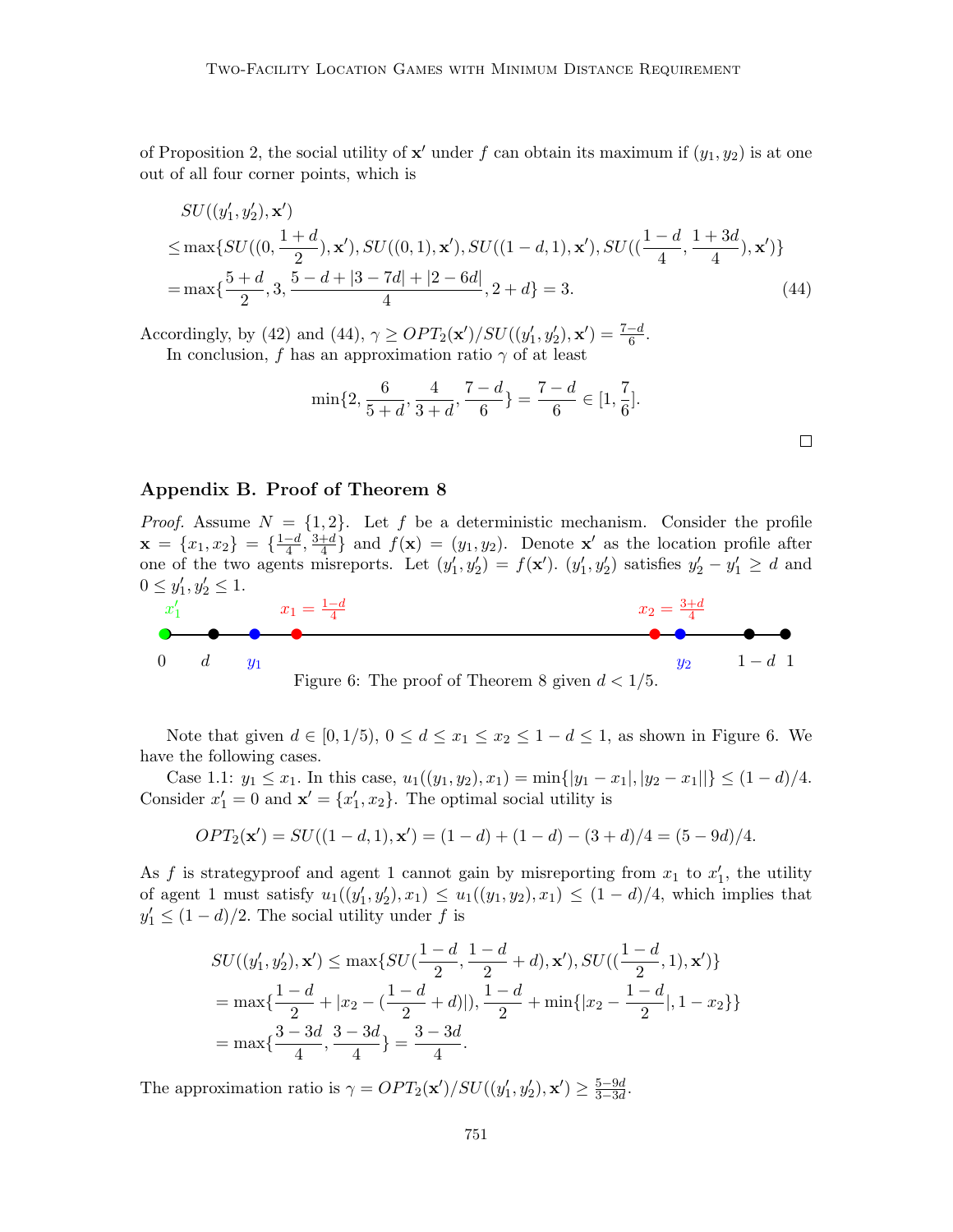of Proposition 2, the social utility of $\mathbf{x}'$ under $f$ can obtain its maximum if $(y_1, y_2)$ is at one out of all four corner points, which is

$$
\begin{aligned}
& SU((y_1', y_2'), \mathbf{x}') \\
\leq & \max\{SU((0, \frac{1+d}{2}), \mathbf{x}'), SU((0,1), \mathbf{x}'), SU((1-d, 1), \mathbf{x}'), SU((\frac{1-d}{4}, \frac{1+3d}{4}), \mathbf{x}')\} \\
= & \max\{\frac{5+d}{2}, 3, \frac{5-d+|3-7d|+|2-6d|}{4}, 2+d\} = 3. \qquad (44)
\end{aligned}
$$

Accordingly, by (42) and (44), $\gamma \geq OPT_2(\mathbf{x}')/SU((y_1', y_2'), \mathbf{x}') = \frac{7-d}{6}$.

In conclusion, $f$ has an approximation ratio $\gamma$ of at least

$$
\min\{2, \frac{6}{5+d}, \frac{4}{3+d}, \frac{7-d}{6}\} = \frac{7-d}{6} \in [1, \frac{7}{6}].
$$

□

## Appendix B. Proof of Theorem 8

*Proof.* Assume $N = \{1, 2\}$. Let $f$ be a deterministic mechanism. Consider the profile $\mathbf{x} = \{x_1, x_2\} = \{\frac{1-d}{4}, \frac{3+d}{4}\}$ and $f(\mathbf{x}) = (y_1, y_2)$. Denote $\mathbf{x}'$ as the location profile after one of the two agents misreports. Let $(y_1', y_2') = f(\mathbf{x}')$. $(y_1', y_2')$ satisfies $y_2' - y_1' \geq d$ and $0 \leq y_1', y_2' \leq 1$.

Figure 6: The proof of Theorem 8 given $d < 1/5$.

Note that given $d \in [0, 1/5)$, $0 \leq d \leq x_1 \leq x_2 \leq 1-d \leq 1$, as shown in Figure 6. We have the following cases.

Case 1.1: $y_1 \leq x_1$. In this case, $u_1((y_1, y_2), x_1) = \min\{|y_1 - x_1|, |y_2 - x_1||\} \leq (1-d)/4$. Consider $x_1' = 0$ and $\mathbf{x}' = \{x_1', x_2\}$. The optimal social utility is

$$
OPT_2(\mathbf{x}') = SU((1-d, 1), \mathbf{x}') = (1-d) + (1-d) - (3+d)/4 = (5-9d)/4.
$$

As $f$ is strategyproof and agent 1 cannot gain by misreporting from $x_1$ to $x_1'$, the utility of agent 1 must satisfy $u_1((y_1', y_2'), x_1) \leq u_1((y_1, y_2), x_1) \leq (1-d)/4$, which implies that $y_1' \leq (1-d)/2$. The social utility under $f$ is

$$
\begin{aligned}
SU((y_1', y_2'), \mathbf{x}') & \leq \max\{SU(\frac{1-d}{2}, \frac{1-d}{2} + d), \mathbf{x}'), SU((\frac{1-d}{2}, 1), \mathbf{x}')\} \\
& = \max\{\frac{1-d}{2} + |x_2 - (\frac{1-d}{2} + d)|), \frac{1-d}{2} + \min\{|x_2 - \frac{1-d}{2}|, 1 - x_2\}\} \\
& = \max\{\frac{3-3d}{4}, \frac{3-3d}{4}\} = \frac{3-3d}{4}.
\end{aligned}
$$

The approximation ratio is $\gamma = OPT_2(\mathbf{x}')/SU((y_1', y_2'), \mathbf{x}') \geq \frac{5-9d}{3-3d}$.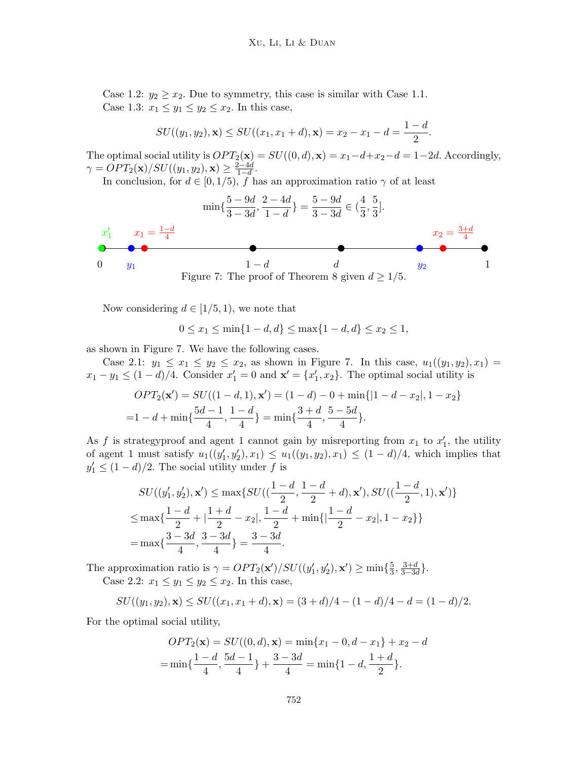Case 1.2: $y_2 \geq x_2$. Due to symmetry, this case is similar with Case 1.1.

Case 1.3: $x_1 \leq y_1 \leq y_2 \leq x_2$. In this case,

$$SU((y_1, y_2), \mathbf{x}) \leq SU((x_1, x_1 + d), \mathbf{x}) = x_2 - x_1 - d = \frac{1-d}{2}.$$

The optimal social utility is $OPT_2(\mathbf{x}) = SU((0,d),\mathbf{x}) = x_1 - d + x_2 - d = 1 - 2d$. Accordingly, $\gamma = OPT_2(\mathbf{x})/SU((y_1,y_2),\mathbf{x}) \geq \frac{2-4d}{1-d}$.

In conclusion, for $d \in [0, 1/5)$, $f$ has an approximation ratio $\gamma$ of at least

$$\min\{\frac{5-9d}{3-3d}, \frac{2-4d}{1-d}\} = \frac{5-9d}{3-3d} \in (\frac{4}{3}, \frac{5}{3}].$$

Figure 7: The proof of Theorem 8 given $d \geq 1/5$.

Now considering $d \in [1/5, 1)$, we note that

$$0 \leq x_1 \leq \min\{1-d, d\} \leq \max\{1-d, d\} \leq x_2 \leq 1,$$

as shown in Figure 7. We have the following cases.

Case 2.1: $y_1 \leq x_1 \leq y_2 \leq x_2$, as shown in Figure 7. In this case, $u_1((y_1,y_2),x_1) = x_1 - y_1 \leq (1-d)/4$. Consider $x_1' = 0$ and $\mathbf{x}' = \{x_1', x_2\}$. The optimal social utility is

$$\begin{aligned}
&OPT_2(\mathbf{x}') = SU((1-d,1),\mathbf{x}') = (1-d) - 0 + \min\{|1-d-x_2|, 1-x_2\} \\
=&1 - d + \min\{\frac{5d-1}{4}, \frac{1-d}{4}\} = \min\{\frac{3+d}{4}, \frac{5-5d}{4}\}.
\end{aligned}$$

As $f$ is strategyproof and agent 1 cannot gain by misreporting from $x_1$ to $x_1'$, the utility of agent 1 must satisfy $u_1((y_1', y_2'), x_1) \leq u_1((y_1,y_2),x_1) \leq (1-d)/4$, which implies that $y_1' \leq (1-d)/2$. The social utility under $f$ is

$$\begin{aligned}
&SU((y_1', y_2'), \mathbf{x}') \leq \max\{SU((\frac{1-d}{2}, \frac{1-d}{2} + d), \mathbf{x}'), SU((\frac{1-d}{2}, 1), \mathbf{x}')\} \\
\leq& \max\{\frac{1-d}{2} + |\frac{1+d}{2} - x_2|, \frac{1-d}{2} + \min\{|\frac{1-d}{2} - x_2|, 1 - x_2\}\} \\
=& \max\{\frac{3-3d}{4}, \frac{3-3d}{4}\} = \frac{3-3d}{4}.
\end{aligned}$$

The approximation ratio is $\gamma = OPT_2(\mathbf{x}')/SU((y_1', y_2'), \mathbf{x}') \geq \min\{\frac{5}{3}, \frac{3+d}{3-3d}\}$.

Case 2.2: $x_1 \leq y_1 \leq y_2 \leq x_2$. In this case,

$$SU((y_1,y_2),\mathbf{x}) \leq SU((x_1, x_1+d), \mathbf{x}) = (3+d)/4 - (1-d)/4 - d = (1-d)/2.$$

For the optimal social utility,

$$\begin{aligned}
&OPT_2(\mathbf{x}) = SU((0,d),\mathbf{x}) = \min\{x_1 - 0, d - x_1\} + x_2 - d \\
=& \min\{\frac{1-d}{4}, \frac{5d-1}{4}\} + \frac{3-3d}{4} = \min\{1-d, \frac{1+d}{2}\}.
\end{aligned}$$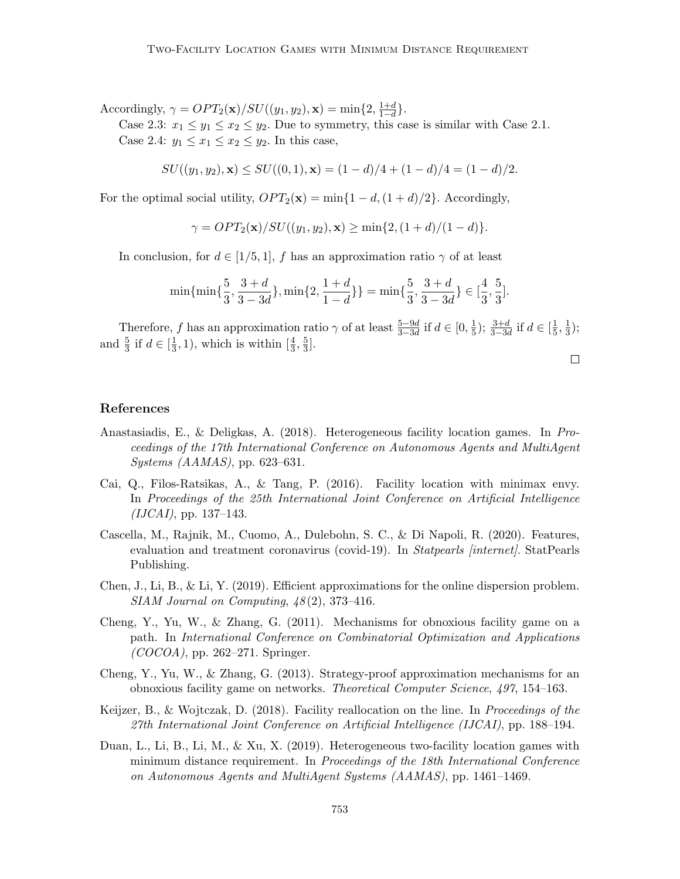Accordingly, $\gamma = OPT_2(\mathbf{x})/SU((y_1, y_2), \mathbf{x}) = \min\{2, \frac{1+d}{1-d}\}$.

Case 2.3: $x_1 \leq y_1 \leq x_2 \leq y_2$. Due to symmetry, this case is similar with Case 2.1.

Case 2.4: $y_1 \leq x_1 \leq x_2 \leq y_2$. In this case,

$$SU((y_1, y_2), \mathbf{x}) \leq SU((0, 1), \mathbf{x}) = (1-d)/4 + (1-d)/4 = (1-d)/2.$$

For the optimal social utility, $OPT_2(\mathbf{x}) = \min\{1-d, (1+d)/2\}$. Accordingly,

$$\gamma = OPT_2(\mathbf{x})/SU((y_1, y_2), \mathbf{x}) \geq \min\{2, (1+d)/(1-d)\}.$$

In conclusion, for $d \in [1/5, 1]$, $f$ has an approximation ratio $\gamma$ of at least

$$\min\{\min\{\frac{5}{3}, \frac{3+d}{3-3d}\}, \min\{2, \frac{1+d}{1-d}\}\} = \min\{\frac{5}{3}, \frac{3+d}{3-3d}\} \in [\frac{4}{3}, \frac{5}{3}].$$

Therefore, $f$ has an approximation ratio $\gamma$ of at least $\frac{5-9d}{3-3d}$ if $d \in [0, \frac{1}{5})$; $\frac{3+d}{3-3d}$ if $d \in [\frac{1}{5}, \frac{1}{3})$; and $\frac{5}{3}$ if $d \in [\frac{1}{3}, 1)$, which is within $[\frac{4}{3}, \frac{5}{3}]$.

□

## References

Anastasiadis, E., & Deligkas, A. (2018). Heterogeneous facility location games. In *Proceedings of the 17th International Conference on Autonomous Agents and MultiAgent Systems (AAMAS)*, pp. 623–631.

Cai, Q., Filos-Ratsikas, A., & Tang, P. (2016). Facility location with minimax envy. In *Proceedings of the 25th International Joint Conference on Artificial Intelligence (IJCAI)*, pp. 137–143.

Cascella, M., Rajnik, M., Cuomo, A., Dulebohn, S. C., & Di Napoli, R. (2020). Features, evaluation and treatment coronavirus (covid-19). In *Statpearls [internet]*. StatPearls Publishing.

Chen, J., Li, B., & Li, Y. (2019). Efficient approximations for the online dispersion problem. *SIAM Journal on Computing*, *48*(2), 373–416.

Cheng, Y., Yu, W., & Zhang, G. (2011). Mechanisms for obnoxious facility game on a path. In *International Conference on Combinatorial Optimization and Applications (COCOA)*, pp. 262–271. Springer.

Cheng, Y., Yu, W., & Zhang, G. (2013). Strategy-proof approximation mechanisms for an obnoxious facility game on networks. *Theoretical Computer Science*, *497*, 154–163.

Keijzer, B., & Wojtczak, D. (2018). Facility reallocation on the line. In *Proceedings of the 27th International Joint Conference on Artificial Intelligence (IJCAI)*, pp. 188–194.

Duan, L., Li, B., Li, M., & Xu, X. (2019). Heterogeneous two-facility location games with minimum distance requirement. In *Proceedings of the 18th International Conference on Autonomous Agents and MultiAgent Systems (AAMAS)*, pp. 1461–1469.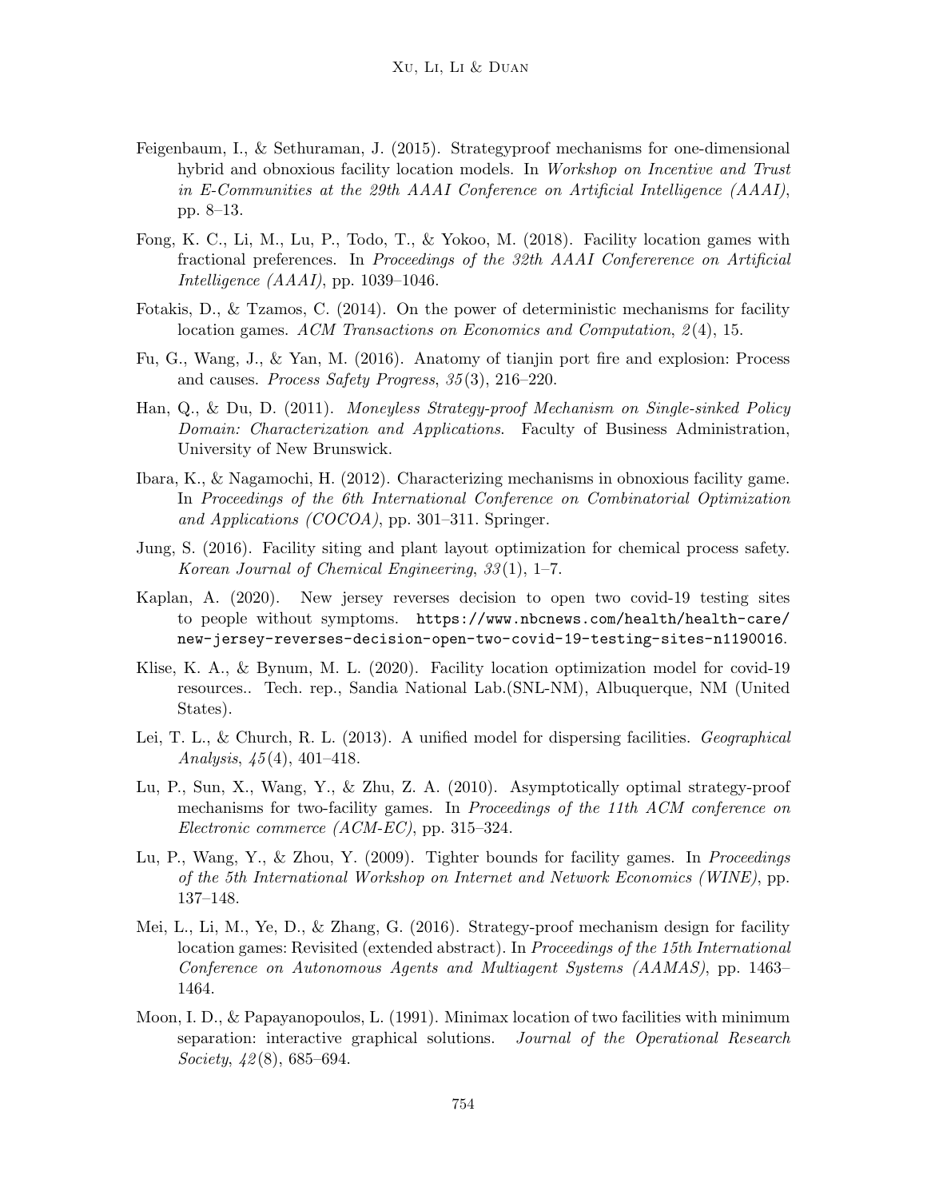Feigenbaum, I., & Sethuraman, J. (2015). Strategyproof mechanisms for one-dimensional hybrid and obnoxious facility location models. In *Workshop on Incentive and Trust in E-Communities at the 29th AAAI Conference on Artificial Intelligence (AAAI)*, pp. 8–13.

Fong, K. C., Li, M., Lu, P., Todo, T., & Yokoo, M. (2018). Facility location games with fractional preferences. In *Proceedings of the 32th AAAI Confererence on Artificial Intelligence (AAAI)*, pp. 1039–1046.

Fotakis, D., & Tzamos, C. (2014). On the power of deterministic mechanisms for facility location games. *ACM Transactions on Economics and Computation*, *2*(4), 15.

Fu, G., Wang, J., & Yan, M. (2016). Anatomy of tianjin port fire and explosion: Process and causes. *Process Safety Progress*, *35*(3), 216–220.

Han, Q., & Du, D. (2011). *Moneyless Strategy-proof Mechanism on Single-sinked Policy Domain: Characterization and Applications*. Faculty of Business Administration, University of New Brunswick.

Ibara, K., & Nagamochi, H. (2012). Characterizing mechanisms in obnoxious facility game. In *Proceedings of the 6th International Conference on Combinatorial Optimization and Applications (COCOA)*, pp. 301–311. Springer.

Jung, S. (2016). Facility siting and plant layout optimization for chemical process safety. *Korean Journal of Chemical Engineering*, *33*(1), 1–7.

Kaplan, A. (2020). New jersey reverses decision to open two covid-19 testing sites to people without symptoms. `https://www.nbcnews.com/health/health-care/new-jersey-reverses-decision-open-two-covid-19-testing-sites-n1190016`.

Klise, K. A., & Bynum, M. L. (2020). Facility location optimization model for covid-19 resources.. Tech. rep., Sandia National Lab.(SNL-NM), Albuquerque, NM (United States).

Lei, T. L., & Church, R. L. (2013). A unified model for dispersing facilities. *Geographical Analysis*, *45*(4), 401–418.

Lu, P., Sun, X., Wang, Y., & Zhu, Z. A. (2010). Asymptotically optimal strategy-proof mechanisms for two-facility games. In *Proceedings of the 11th ACM conference on Electronic commerce (ACM-EC)*, pp. 315–324.

Lu, P., Wang, Y., & Zhou, Y. (2009). Tighter bounds for facility games. In *Proceedings of the 5th International Workshop on Internet and Network Economics (WINE)*, pp. 137–148.

Mei, L., Li, M., Ye, D., & Zhang, G. (2016). Strategy-proof mechanism design for facility location games: Revisited (extended abstract). In *Proceedings of the 15th International Conference on Autonomous Agents and Multiagent Systems (AAMAS)*, pp. 1463–1464.

Moon, I. D., & Papayanopoulos, L. (1991). Minimax location of two facilities with minimum separation: interactive graphical solutions. *Journal of the Operational Research Society*, *42*(8), 685–694.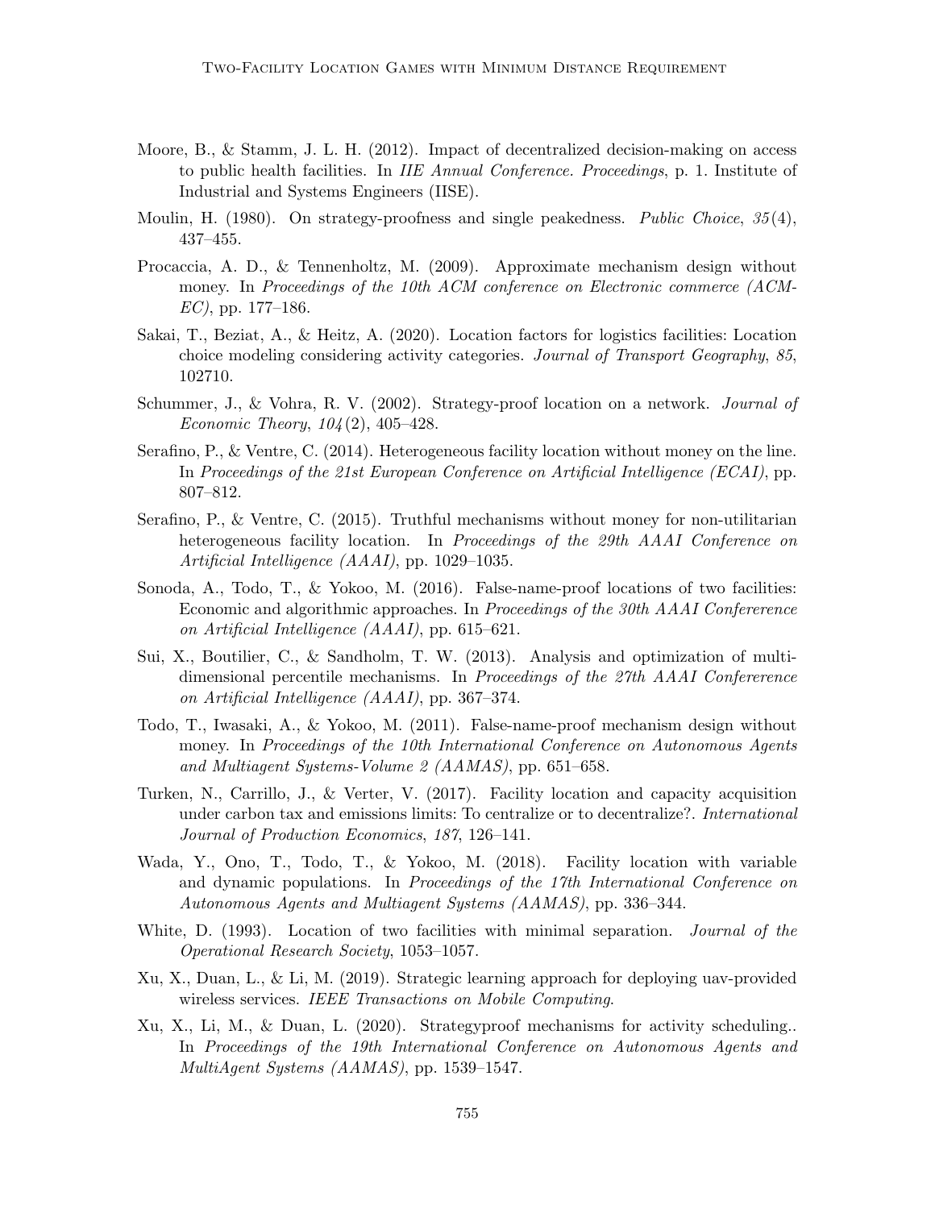Moore, B., & Stamm, J. L. H. (2012). Impact of decentralized decision-making on access to public health facilities. In *IIE Annual Conference. Proceedings*, p. 1. Institute of Industrial and Systems Engineers (IISE).

Moulin, H. (1980). On strategy-proofness and single peakedness. *Public Choice*, *35*(4), 437–455.

Procaccia, A. D., & Tennenholtz, M. (2009). Approximate mechanism design without money. In *Proceedings of the 10th ACM conference on Electronic commerce (ACM-EC)*, pp. 177–186.

Sakai, T., Beziat, A., & Heitz, A. (2020). Location factors for logistics facilities: Location choice modeling considering activity categories. *Journal of Transport Geography*, *85*, 102710.

Schummer, J., & Vohra, R. V. (2002). Strategy-proof location on a network. *Journal of Economic Theory*, *104*(2), 405–428.

Serafino, P., & Ventre, C. (2014). Heterogeneous facility location without money on the line. In *Proceedings of the 21st European Conference on Artificial Intelligence (ECAI)*, pp. 807–812.

Serafino, P., & Ventre, C. (2015). Truthful mechanisms without money for non-utilitarian heterogeneous facility location. In *Proceedings of the 29th AAAI Conference on Artificial Intelligence (AAAI)*, pp. 1029–1035.

Sonoda, A., Todo, T., & Yokoo, M. (2016). False-name-proof locations of two facilities: Economic and algorithmic approaches. In *Proceedings of the 30th AAAI Confererence on Artificial Intelligence (AAAI)*, pp. 615–621.

Sui, X., Boutilier, C., & Sandholm, T. W. (2013). Analysis and optimization of multi-dimensional percentile mechanisms. In *Proceedings of the 27th AAAI Confererence on Artificial Intelligence (AAAI)*, pp. 367–374.

Todo, T., Iwasaki, A., & Yokoo, M. (2011). False-name-proof mechanism design without money. In *Proceedings of the 10th International Conference on Autonomous Agents and Multiagent Systems-Volume 2 (AAMAS)*, pp. 651–658.

Turken, N., Carrillo, J., & Verter, V. (2017). Facility location and capacity acquisition under carbon tax and emissions limits: To centralize or to decentralize?. *International Journal of Production Economics*, *187*, 126–141.

Wada, Y., Ono, T., Todo, T., & Yokoo, M. (2018). Facility location with variable and dynamic populations. In *Proceedings of the 17th International Conference on Autonomous Agents and Multiagent Systems (AAMAS)*, pp. 336–344.

White, D. (1993). Location of two facilities with minimal separation. *Journal of the Operational Research Society*, 1053–1057.

Xu, X., Duan, L., & Li, M. (2019). Strategic learning approach for deploying uav-provided wireless services. *IEEE Transactions on Mobile Computing*.

Xu, X., Li, M., & Duan, L. (2020). Strategyproof mechanisms for activity scheduling.. In *Proceedings of the 19th International Conference on Autonomous Agents and MultiAgent Systems (AAMAS)*, pp. 1539–1547.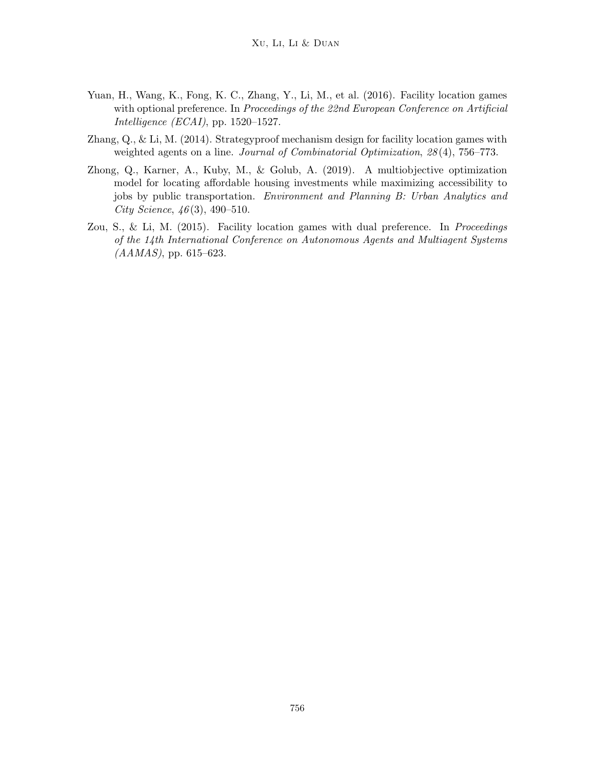Yuan, H., Wang, K., Fong, K. C., Zhang, Y., Li, M., et al. (2016). Facility location games with optional preference. In *Proceedings of the 22nd European Conference on Artificial Intelligence (ECAI)*, pp. 1520–1527.

Zhang, Q., & Li, M. (2014). Strategyproof mechanism design for facility location games with weighted agents on a line. *Journal of Combinatorial Optimization*, *28*(4), 756–773.

Zhong, Q., Karner, A., Kuby, M., & Golub, A. (2019). A multiobjective optimization model for locating affordable housing investments while maximizing accessibility to jobs by public transportation. *Environment and Planning B: Urban Analytics and City Science*, *46*(3), 490–510.

Zou, S., & Li, M. (2015). Facility location games with dual preference. In *Proceedings of the 14th International Conference on Autonomous Agents and Multiagent Systems (AAMAS)*, pp. 615–623.